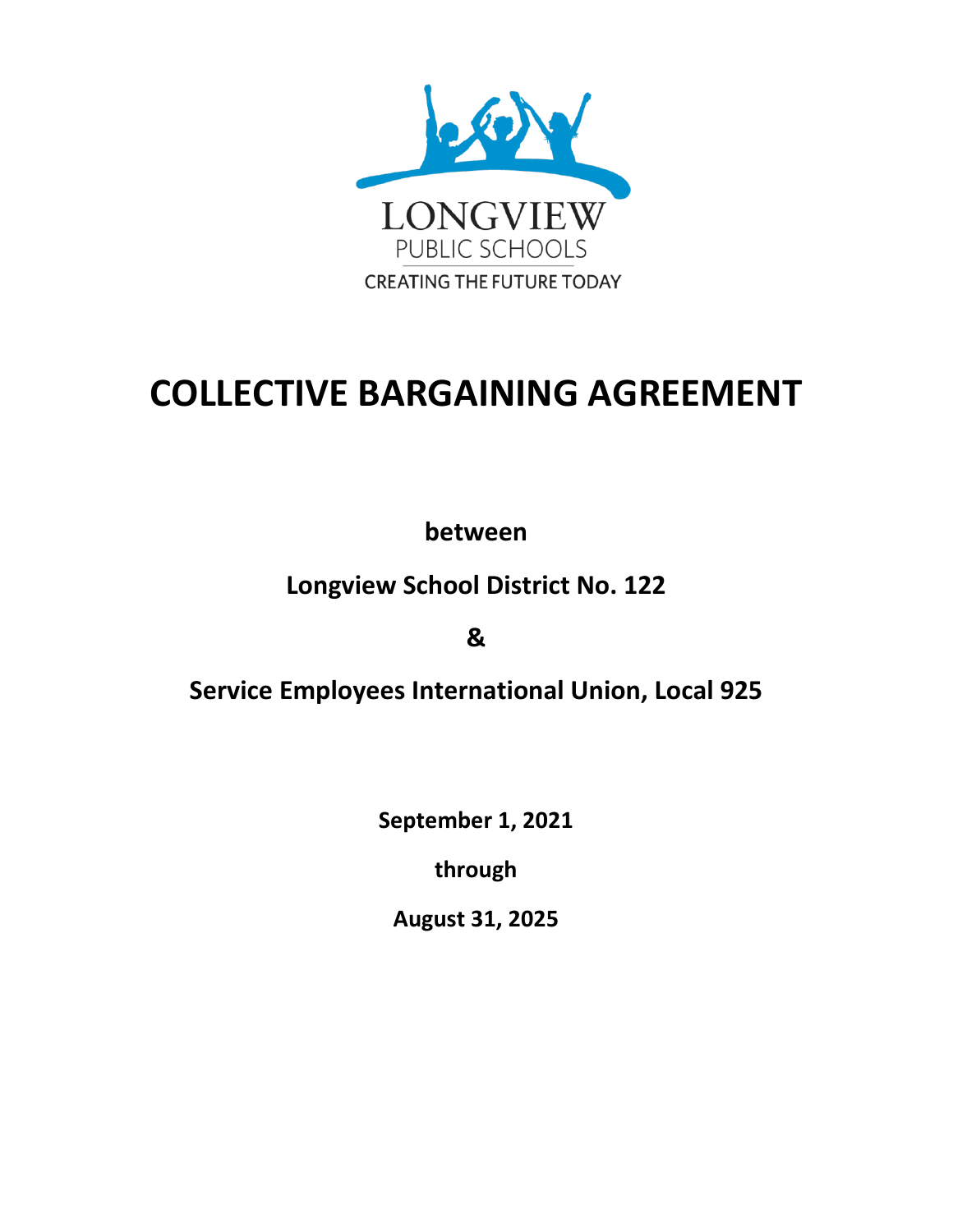LONGVIEW

PUBLIC SCHOOLS

CREATING THE FUTURE TODAY

# COLLECTIVE BARGAINING AGREEMENT

**between**

**Longview School District No. 122**

**&**

**Service Employees International Union, Local 925**

**September 1, 2021**

**through**

**August 31, 2025**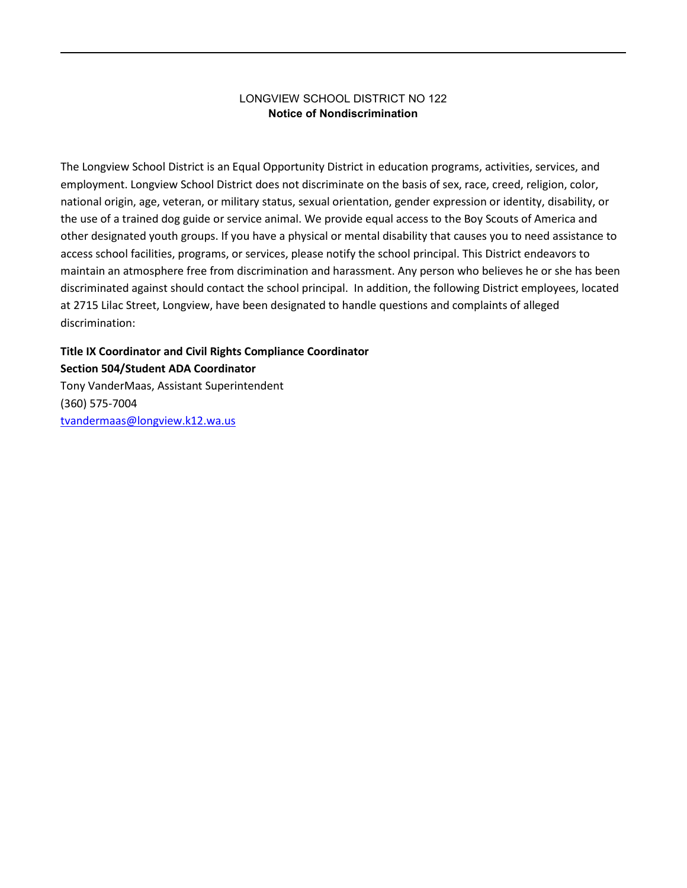## LONGVIEW SCHOOL DISTRICT NO 122
**Notice of Nondiscrimination**

The Longview School District is an Equal Opportunity District in education programs, activities, services, and employment. Longview School District does not discriminate on the basis of sex, race, creed, religion, color, national origin, age, veteran, or military status, sexual orientation, gender expression or identity, disability, or the use of a trained dog guide or service animal. We provide equal access to the Boy Scouts of America and other designated youth groups. If you have a physical or mental disability that causes you to need assistance to access school facilities, programs, or services, please notify the school principal. This District endeavors to maintain an atmosphere free from discrimination and harassment. Any person who believes he or she has been discriminated against should contact the school principal. In addition, the following District employees, located at 2715 Lilac Street, Longview, have been designated to handle questions and complaints of alleged discrimination:

**Title IX Coordinator and Civil Rights Compliance Coordinator**
**Section 504/Student ADA Coordinator**
Tony VanderMaas, Assistant Superintendent
(360) 575-7004
tvandermaas@longview.k12.wa.us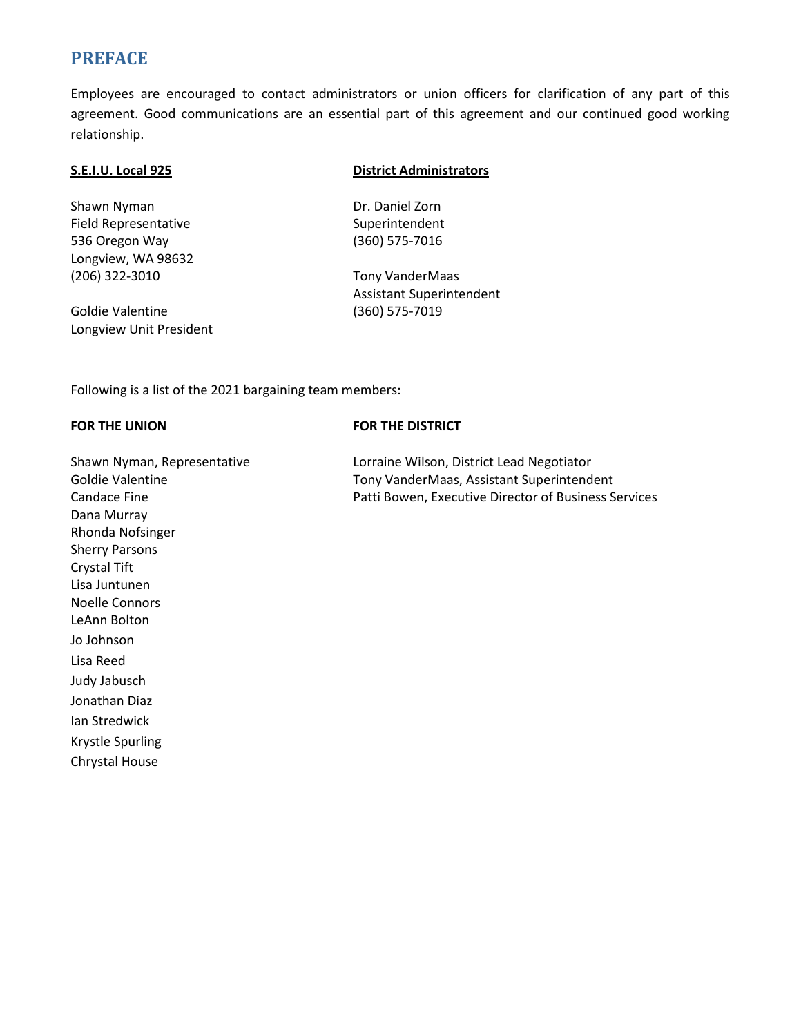# PREFACE

Employees are encouraged to contact administrators or union officers for clarification of any part of this agreement. Good communications are an essential part of this agreement and our continued good working relationship.

**S.E.I.U. Local 925**

Shawn Nyman
Field Representative
536 Oregon Way
Longview, WA 98632
(206) 322-3010

Goldie Valentine
Longview Unit President

**District Administrators**

Dr. Daniel Zorn
Superintendent
(360) 575-7016

Tony VanderMaas
Assistant Superintendent
(360) 575-7019

Following is a list of the 2021 bargaining team members:

**FOR THE UNION**

Shawn Nyman, Representative
Goldie Valentine
Candace Fine
Dana Murray
Rhonda Nofsinger
Sherry Parsons
Crystal Tift
Lisa Juntunen
Noelle Connors
LeAnn Bolton
Jo Johnson
Lisa Reed
Judy Jabusch
Jonathan Diaz
Ian Stredwick
Krystle Spurling
Chrystal House

**FOR THE DISTRICT**

Lorraine Wilson, District Lead Negotiator
Tony VanderMaas, Assistant Superintendent
Patti Bowen, Executive Director of Business Services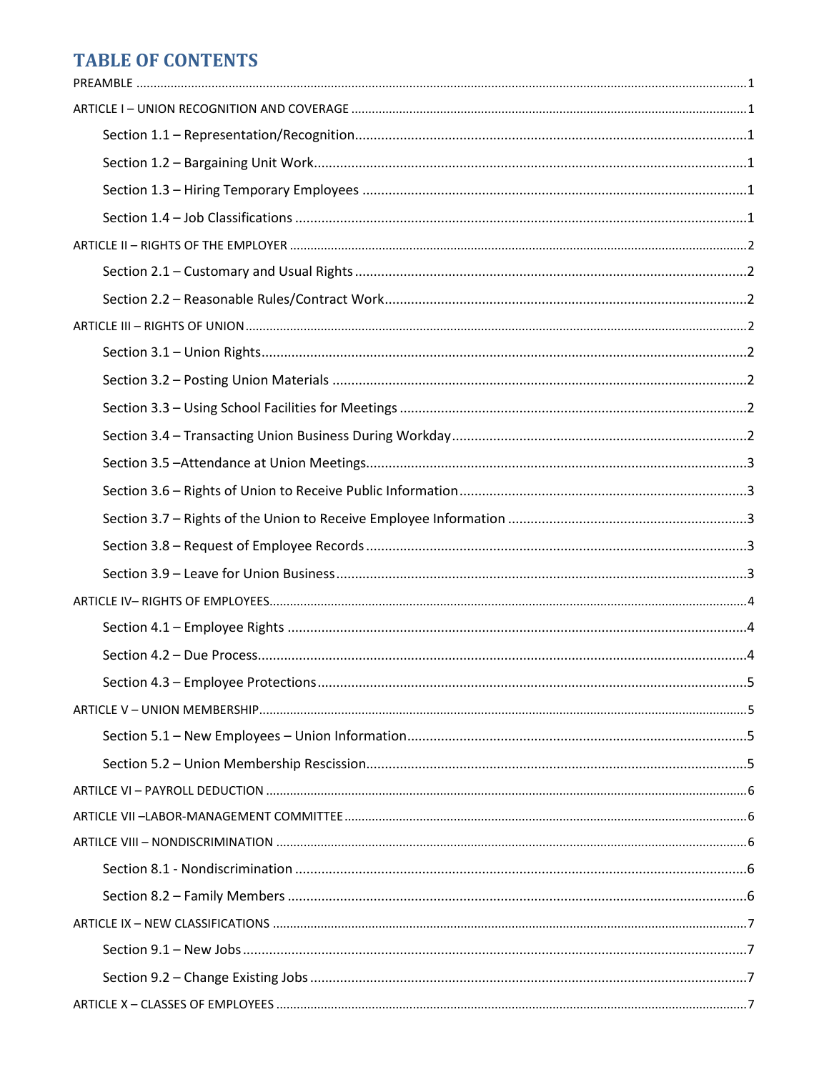# TABLE OF CONTENTS

PREAMBLE ........................................................................................................................................ 1

ARTICLE I – UNION RECOGNITION AND COVERAGE ........................................................................ 1

- Section 1.1 – Representation/Recognition........................................................................ 1
- Section 1.2 – Bargaining Unit Work................................................................................... 1
- Section 1.3 – Hiring Temporary Employees ...................................................................... 1
- Section 1.4 – Job Classifications ........................................................................................ 1

ARTICLE II – RIGHTS OF THE EMPLOYER ........................................................................................ 2

- Section 2.1 – Customary and Usual Rights ........................................................................ 2
- Section 2.2 – Reasonable Rules/Contract Work................................................................ 2

ARTICLE III – RIGHTS OF UNION ....................................................................................................... 2

- Section 3.1 – Union Rights................................................................................................. 2
- Section 3.2 – Posting Union Materials .............................................................................. 2
- Section 3.3 – Using School Facilities for Meetings ............................................................ 2
- Section 3.4 – Transacting Union Business During Workday.............................................. 2
- Section 3.5 –Attendance at Union Meetings..................................................................... 3
- Section 3.6 – Rights of Union to Receive Public Information ............................................ 3
- Section 3.7 – Rights of the Union to Receive Employee Information ............................... 3
- Section 3.8 – Request of Employee Records ..................................................................... 3
- Section 3.9 – Leave for Union Business ............................................................................. 3

ARTICLE IV– RIGHTS OF EMPLOYEES................................................................................................ 4

- Section 4.1 – Employee Rights .......................................................................................... 4
- Section 4.2 – Due Process.................................................................................................. 4
- Section 4.3 – Employee Protections .................................................................................. 5

ARTICLE V – UNION MEMBERSHIP.................................................................................................... 5

- Section 5.1 – New Employees – Union Information.......................................................... 5
- Section 5.2 – Union Membership Rescission..................................................................... 5

ARTILCE VI – PAYROLL DEDUCTION ................................................................................................. 6

ARTICLE VII –LABOR-MANAGEMENT COMMITTEE ........................................................................... 6

ARTILCE VIII – NONDISCRIMINATION .............................................................................................. 6

- Section 8.1 - Nondiscrimination ........................................................................................ 6
- Section 8.2 – Family Members .......................................................................................... 6

ARTICLE IX – NEW CLASSIFICATIONS ............................................................................................... 7

- Section 9.1 – New Jobs...................................................................................................... 7
- Section 9.2 – Change Existing Jobs .................................................................................... 7

ARTICLE X – CLASSES OF EMPLOYEES .............................................................................................. 7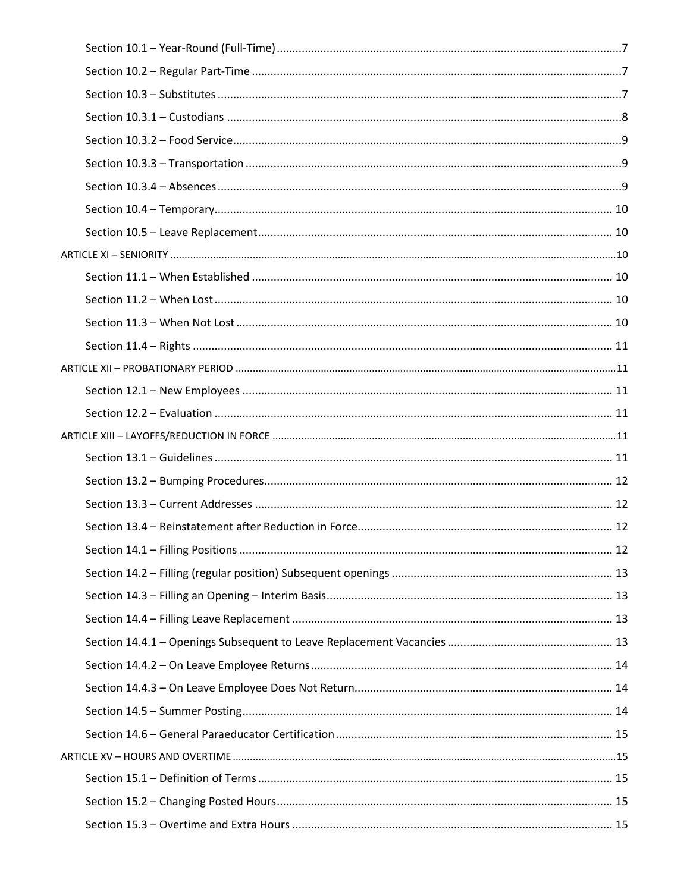Section 10.1 – Year-Round (Full-Time) ....................................................................................................7

Section 10.2 – Regular Part-Time ...........................................................................................................7

Section 10.3 – Substitutes ......................................................................................................................7

Section 10.3.1 – Custodians ...................................................................................................................8

Section 10.3.2 – Food Service.................................................................................................................9

Section 10.3.3 – Transportation .............................................................................................................9

Section 10.3.4 – Absences ......................................................................................................................9

Section 10.4 – Temporary.................................................................................................................... 10

Section 10.5 – Leave Replacement....................................................................................................... 10

ARTICLE XI – SENIORITY ..........................................................................................................................10

Section 11.1 – When Established ........................................................................................................ 10

Section 11.2 – When Lost .................................................................................................................... 10

Section 11.3 – When Not Lost .............................................................................................................. 10

Section 11.4 – Rights ............................................................................................................................ 11

ARTICLE XII – PROBATIONARY PERIOD ....................................................................................................11

Section 12.1 – New Employees ............................................................................................................ 11

Section 12.2 – Evaluation .................................................................................................................... 11

ARTICLE XIII – LAYOFFS/REDUCTION IN FORCE ........................................................................................11

Section 13.1 – Guidelines .................................................................................................................... 11

Section 13.2 – Bumping Procedures.................................................................................................... 12

Section 13.3 – Current Addresses ........................................................................................................ 12

Section 13.4 – Reinstatement after Reduction in Force....................................................................... 12

Section 14.1 – Filling Positions ............................................................................................................ 12

Section 14.2 – Filling (regular position) Subsequent openings ............................................................ 13

Section 14.3 – Filling an Opening – Interim Basis................................................................................ 13

Section 14.4 – Filling Leave Replacement ........................................................................................... 13

Section 14.4.1 – Openings Subsequent to Leave Replacement Vacancies .......................................... 13

Section 14.4.2 – On Leave Employee Returns...................................................................................... 14

Section 14.4.3 – On Leave Employee Does Not Return........................................................................ 14

Section 14.5 – Summer Posting............................................................................................................ 14

Section 14.6 – General Paraeducator Certification.............................................................................. 15

ARTICLE XV – HOURS AND OVERTIME ......................................................................................................15

Section 15.1 – Definition of Terms ....................................................................................................... 15

Section 15.2 – Changing Posted Hours................................................................................................. 15

Section 15.3 – Overtime and Extra Hours ............................................................................................ 15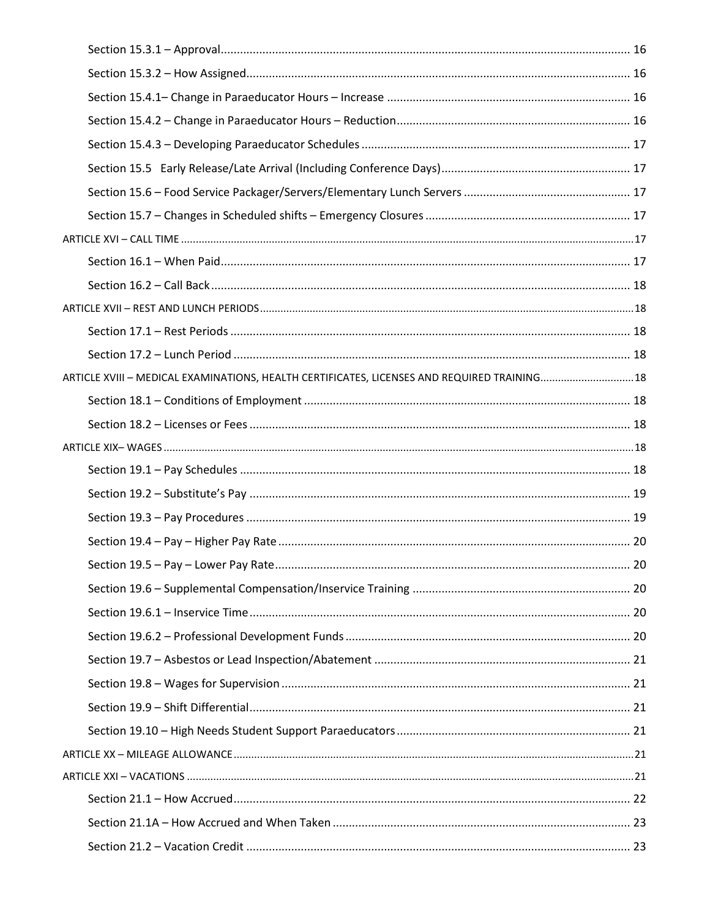Section 15.3.1 – Approval ........................................................................................................................ 16

Section 15.3.2 – How Assigned ................................................................................................................ 16

Section 15.4.1– Change in Paraeducator Hours – Increase ........................................................................... 16

Section 15.4.2 – Change in Paraeducator Hours – Reduction ........................................................................ 16

Section 15.4.3 – Developing Paraeducator Schedules .................................................................................. 17

Section 15.5 Early Release/Late Arrival (Including Conference Days) ........................................................... 17

Section 15.6 – Food Service Packager/Servers/Elementary Lunch Servers .................................................... 17

Section 15.7 – Changes in Scheduled shifts – Emergency Closures ............................................................... 17

ARTICLE XVI – CALL TIME ............................................................................................................................ 17

Section 16.1 – When Paid ........................................................................................................................ 17

Section 16.2 – Call Back .......................................................................................................................... 18

ARTICLE XVII – REST AND LUNCH PERIODS ................................................................................................. 18

Section 17.1 – Rest Periods ..................................................................................................................... 18

Section 17.2 – Lunch Period .................................................................................................................... 18

ARTICLE XVIII – MEDICAL EXAMINATIONS, HEALTH CERTIFICATES, LICENSES AND REQUIRED TRAINING ............ 18

Section 18.1 – Conditions of Employment ................................................................................................ 18

Section 18.2 – Licenses or Fees ................................................................................................................ 18

ARTICLE XIX– WAGES ................................................................................................................................. 18

Section 19.1 – Pay Schedules ................................................................................................................... 18

Section 19.2 – Substitute's Pay ................................................................................................................ 19

Section 19.3 – Pay Procedures ................................................................................................................. 19

Section 19.4 – Pay – Higher Pay Rate ....................................................................................................... 20

Section 19.5 – Pay – Lower Pay Rate ........................................................................................................ 20

Section 19.6 – Supplemental Compensation/Inservice Training .................................................................... 20

Section 19.6.1 – Inservice Time ................................................................................................................ 20

Section 19.6.2 – Professional Development Funds ....................................................................................... 20

Section 19.7 – Asbestos or Lead Inspection/Abatement .............................................................................. 21

Section 19.8 – Wages for Supervision ....................................................................................................... 21

Section 19.9 – Shift Differential ................................................................................................................ 21

Section 19.10 – High Needs Student Support Paraeducators ........................................................................ 21

ARTICLE XX – MILEAGE ALLOWANCE ........................................................................................................... 21

ARTICLE XXI – VACATIONS .......................................................................................................................... 21

Section 21.1 – How Accrued .................................................................................................................... 22

Section 21.1A – How Accrued and When Taken ......................................................................................... 23

Section 21.2 – Vacation Credit ................................................................................................................. 23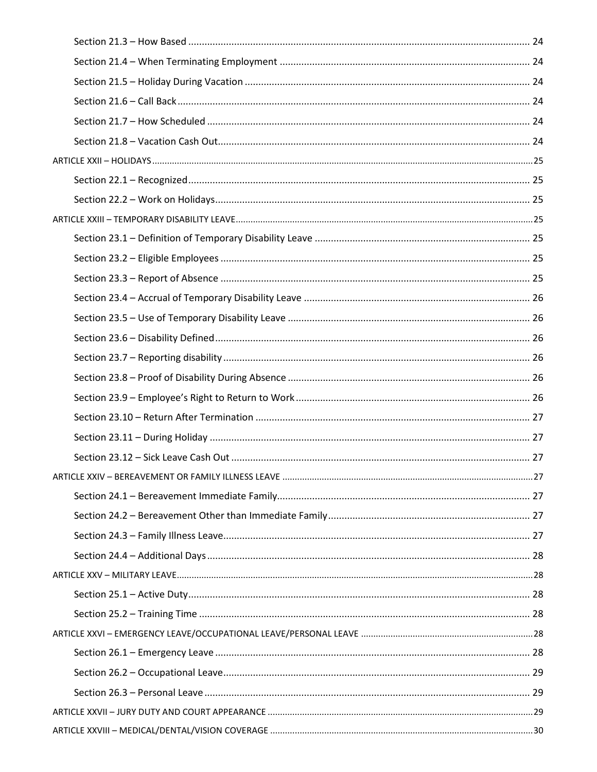Section 21.3 – How Based .............................................................................................................. 24

Section 21.4 – When Terminating Employment ............................................................................ 24

Section 21.5 – Holiday During Vacation ......................................................................................... 24

Section 21.6 – Call Back ................................................................................................................. 24

Section 21.7 – How Scheduled ....................................................................................................... 24

Section 21.8 – Vacation Cash Out.................................................................................................... 24

ARTICLE XXII – HOLIDAYS ........................................................................................................................ 25

Section 22.1 – Recognized............................................................................................................. 25

Section 22.2 – Work on Holidays.................................................................................................... 25

ARTICLE XXIII – TEMPORARY DISABILITY LEAVE ........................................................................................ 25

Section 23.1 – Definition of Temporary Disability Leave ............................................................... 25

Section 23.2 – Eligible Employees .................................................................................................. 25

Section 23.3 – Report of Absence ................................................................................................... 25

Section 23.4 – Accrual of Temporary Disability Leave .................................................................... 26

Section 23.5 – Use of Temporary Disability Leave ......................................................................... 26

Section 23.6 – Disability Defined.................................................................................................... 26

Section 23.7 – Reporting disability ................................................................................................. 26

Section 23.8 – Proof of Disability During Absence ......................................................................... 26

Section 23.9 – Employee's Right to Return to Work ...................................................................... 26

Section 23.10 – Return After Termination ..................................................................................... 27

Section 23.11 – During Holiday ...................................................................................................... 27

Section 23.12 – Sick Leave Cash Out .............................................................................................. 27

ARTICLE XXIV – BEREAVEMENT OR FAMILY ILLNESS LEAVE ..................................................................... 27

Section 24.1 – Bereavement Immediate Family............................................................................. 27

Section 24.2 – Bereavement Other than Immediate Family ........................................................... 27

Section 24.3 – Family Illness Leave................................................................................................. 27

Section 24.4 – Additional Days ....................................................................................................... 28

ARTICLE XXV – MILITARY LEAVE................................................................................................................ 28

Section 25.1 – Active Duty.............................................................................................................. 28

Section 25.2 – Training Time .......................................................................................................... 28

ARTICLE XXVI – EMERGENCY LEAVE/OCCUPATIONAL LEAVE/PERSONAL LEAVE ....................................... 28

Section 26.1 – Emergency Leave .................................................................................................... 28

Section 26.2 – Occupational Leave................................................................................................. 29

Section 26.3 – Personal Leave ........................................................................................................ 29

ARTICLE XXVII – JURY DUTY AND COURT APPEARANCE ........................................................................... 29

ARTICLE XXVIII – MEDICAL/DENTAL/VISION COVERAGE ......................................................................... 30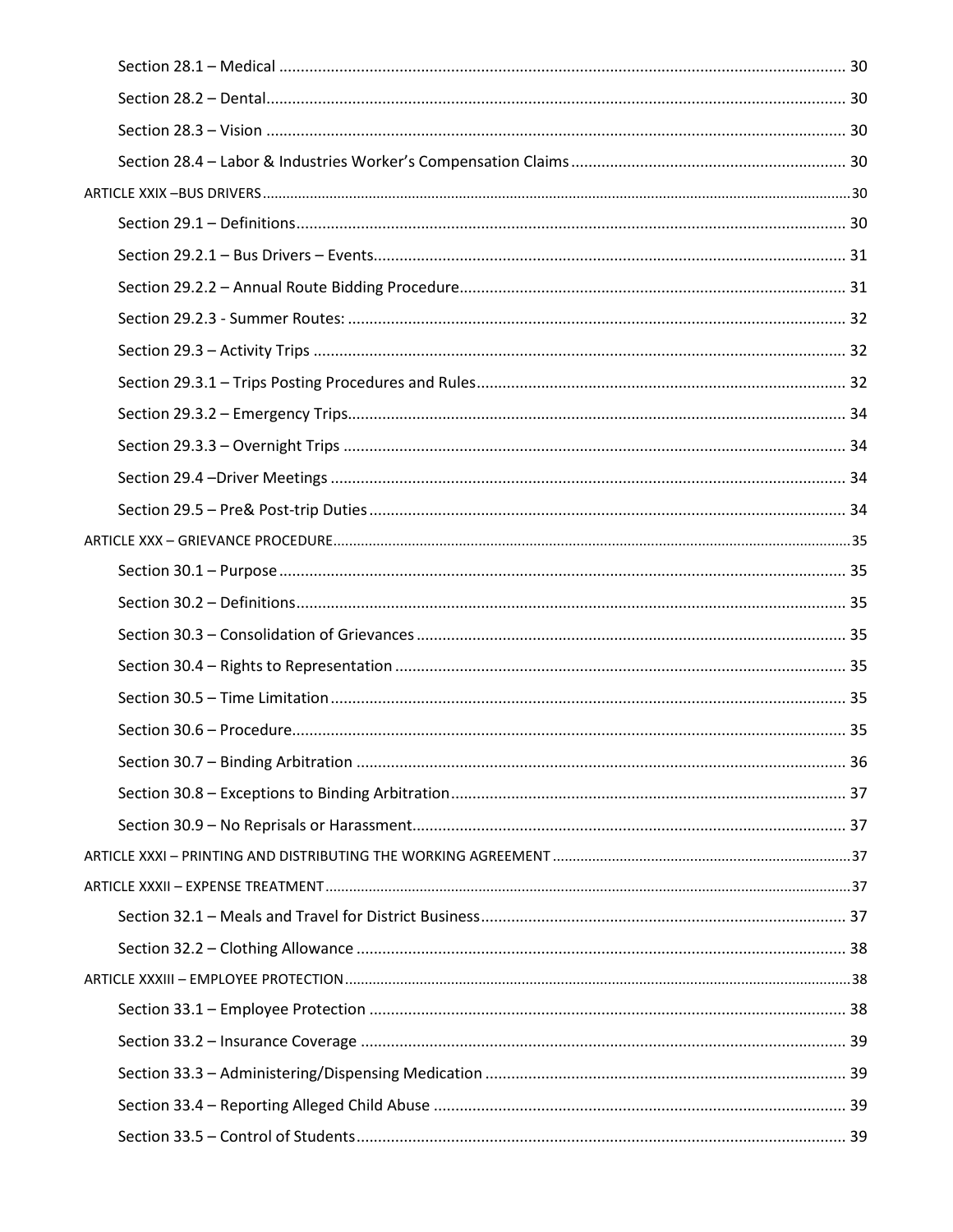Section 28.1 – Medical ........................................................................................................................ 30

Section 28.2 – Dental........................................................................................................................... 30

Section 28.3 – Vision ........................................................................................................................... 30

Section 28.4 – Labor & Industries Worker's Compensation Claims ............................................................ 30

ARTICLE XXIX –BUS DRIVERS ............................................................................................................... 30

Section 29.1 – Definitions..................................................................................................................... 30

Section 29.2.1 – Bus Drivers – Events.................................................................................................. 31

Section 29.2.2 – Annual Route Bidding Procedure.................................................................................. 31

Section 29.2.3 - Summer Routes: .......................................................................................................... 32

Section 29.3 – Activity Trips ................................................................................................................. 32

Section 29.3.1 – Trips Posting Procedures and Rules.............................................................................. 32

Section 29.3.2 – Emergency Trips......................................................................................................... 34

Section 29.3.3 – Overnight Trips ........................................................................................................... 34

Section 29.4 –Driver Meetings .............................................................................................................. 34

Section 29.5 – Pre& Post-trip Duties ...................................................................................................... 34

ARTICLE XXX – GRIEVANCE PROCEDURE.............................................................................................. 35

Section 30.1 – Purpose ......................................................................................................................... 35

Section 30.2 – Definitions..................................................................................................................... 35

Section 30.3 – Consolidation of Grievances ........................................................................................... 35

Section 30.4 – Rights to Representation ................................................................................................ 35

Section 30.5 – Time Limitation .............................................................................................................. 35

Section 30.6 – Procedure....................................................................................................................... 35

Section 30.7 – Binding Arbitration ........................................................................................................ 36

Section 30.8 – Exceptions to Binding Arbitration.................................................................................... 37

Section 30.9 – No Reprisals or Harassment............................................................................................ 37

ARTICLE XXXI – PRINTING AND DISTRIBUTING THE WORKING AGREEMENT ........................................... 37

ARTICLE XXXII – EXPENSE TREATMENT ............................................................................................... 37

Section 32.1 – Meals and Travel for District Business............................................................................. 37

Section 32.2 – Clothing Allowance ........................................................................................................ 38

ARTICLE XXXIII – EMPLOYEE PROTECTION .......................................................................................... 38

Section 33.1 – Employee Protection ...................................................................................................... 38

Section 33.2 – Insurance Coverage ....................................................................................................... 39

Section 33.3 – Administering/Dispensing Medication .............................................................................. 39

Section 33.4 – Reporting Alleged Child Abuse ....................................................................................... 39

Section 33.5 – Control of Students......................................................................................................... 39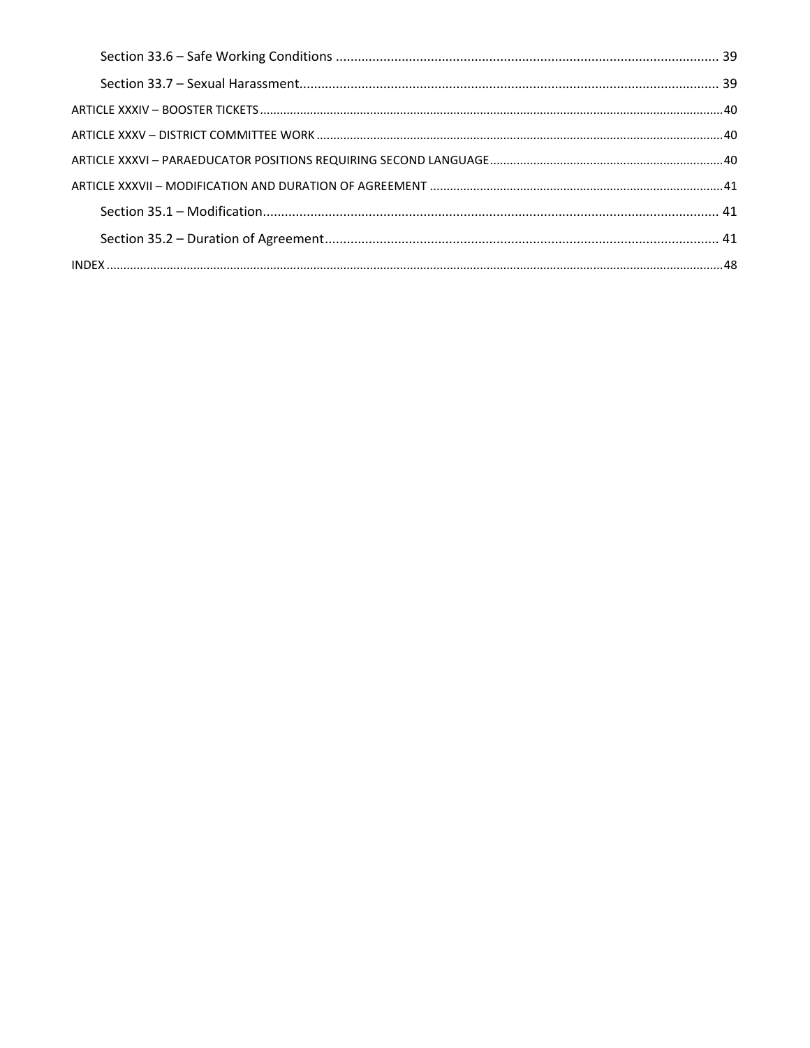Section 33.6 – Safe Working Conditions ........................................................................................................ 39

Section 33.7 – Sexual Harassment.................................................................................................................. 39

ARTICLE XXXIV – BOOSTER TICKETS ........................................................................................................................................40

ARTICLE XXXV – DISTRICT COMMITTEE WORK ........................................................................................................................40

ARTICLE XXXVI – PARAEDUCATOR POSITIONS REQUIRING SECOND LANGUAGE.....................................................................40

ARTICLE XXXVII – MODIFICATION AND DURATION OF AGREEMENT .......................................................................................41

Section 35.1 – Modification............................................................................................................................ 41

Section 35.2 – Duration of Agreement........................................................................................................... 41

INDEX ........................................................................................................................................................................................48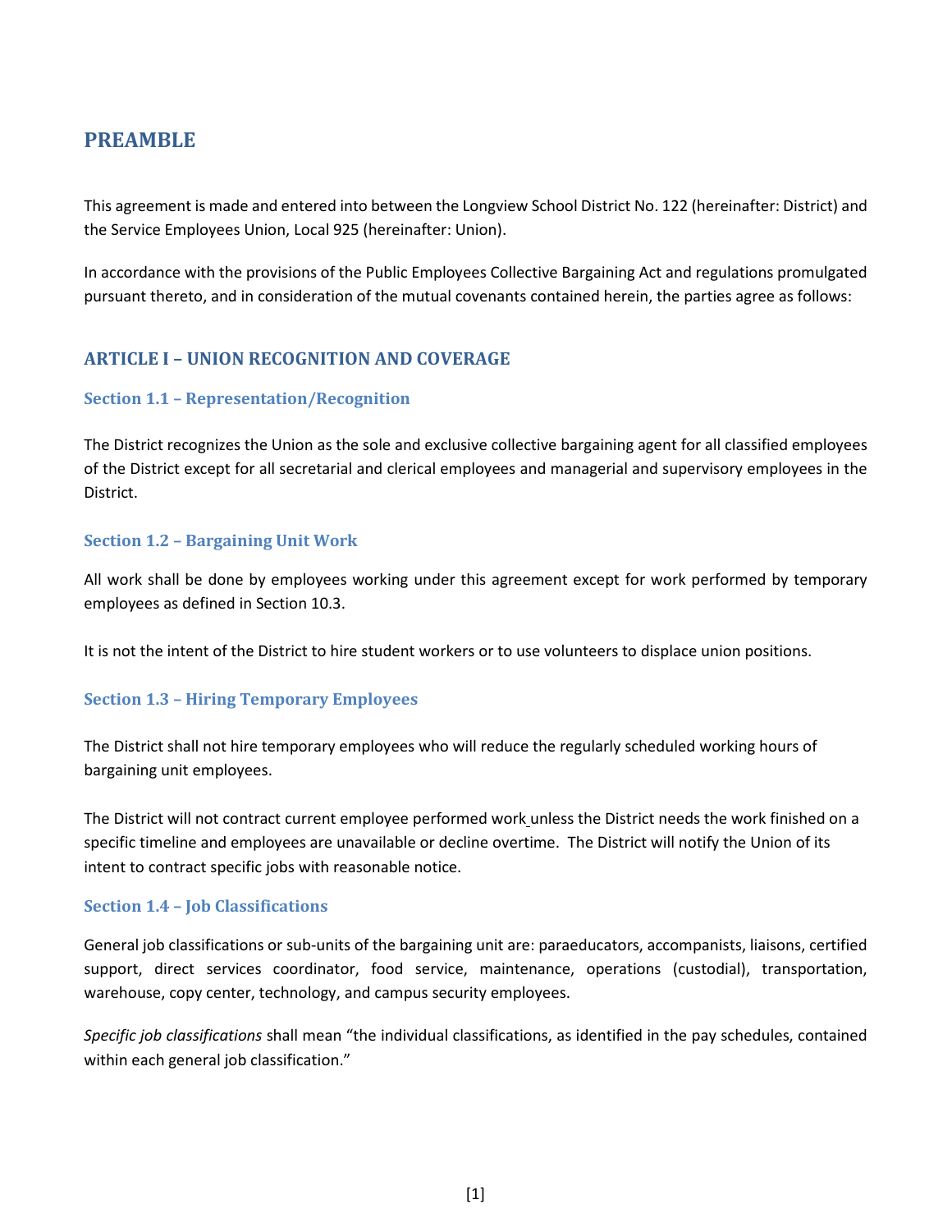## PREAMBLE

This agreement is made and entered into between the Longview School District No. 122 (hereinafter: District) and the Service Employees Union, Local 925 (hereinafter: Union).

In accordance with the provisions of the Public Employees Collective Bargaining Act and regulations promulgated pursuant thereto, and in consideration of the mutual covenants contained herein, the parties agree as follows:

## ARTICLE I – UNION RECOGNITION AND COVERAGE

### Section 1.1 – Representation/Recognition

The District recognizes the Union as the sole and exclusive collective bargaining agent for all classified employees of the District except for all secretarial and clerical employees and managerial and supervisory employees in the District.

### Section 1.2 – Bargaining Unit Work

All work shall be done by employees working under this agreement except for work performed by temporary employees as defined in Section 10.3.

It is not the intent of the District to hire student workers or to use volunteers to displace union positions.

### Section 1.3 – Hiring Temporary Employees

The District shall not hire temporary employees who will reduce the regularly scheduled working hours of bargaining unit employees.

The District will not contract current employee performed work unless the District needs the work finished on a specific timeline and employees are unavailable or decline overtime. The District will notify the Union of its intent to contract specific jobs with reasonable notice.

### Section 1.4 – Job Classifications

General job classifications or sub-units of the bargaining unit are: paraeducators, accompanists, liaisons, certified support, direct services coordinator, food service, maintenance, operations (custodial), transportation, warehouse, copy center, technology, and campus security employees.

*Specific job classifications* shall mean "the individual classifications, as identified in the pay schedules, contained within each general job classification."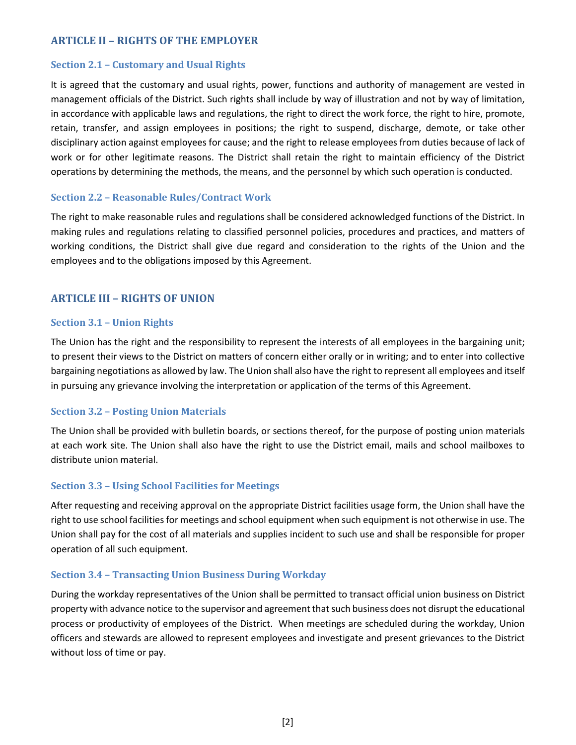## ARTICLE II – RIGHTS OF THE EMPLOYER

### Section 2.1 – Customary and Usual Rights

It is agreed that the customary and usual rights, power, functions and authority of management are vested in management officials of the District. Such rights shall include by way of illustration and not by way of limitation, in accordance with applicable laws and regulations, the right to direct the work force, the right to hire, promote, retain, transfer, and assign employees in positions; the right to suspend, discharge, demote, or take other disciplinary action against employees for cause; and the right to release employees from duties because of lack of work or for other legitimate reasons. The District shall retain the right to maintain efficiency of the District operations by determining the methods, the means, and the personnel by which such operation is conducted.

### Section 2.2 – Reasonable Rules/Contract Work

The right to make reasonable rules and regulations shall be considered acknowledged functions of the District. In making rules and regulations relating to classified personnel policies, procedures and practices, and matters of working conditions, the District shall give due regard and consideration to the rights of the Union and the employees and to the obligations imposed by this Agreement.

## ARTICLE III – RIGHTS OF UNION

### Section 3.1 – Union Rights

The Union has the right and the responsibility to represent the interests of all employees in the bargaining unit; to present their views to the District on matters of concern either orally or in writing; and to enter into collective bargaining negotiations as allowed by law. The Union shall also have the right to represent all employees and itself in pursuing any grievance involving the interpretation or application of the terms of this Agreement.

### Section 3.2 – Posting Union Materials

The Union shall be provided with bulletin boards, or sections thereof, for the purpose of posting union materials at each work site. The Union shall also have the right to use the District email, mails and school mailboxes to distribute union material.

### Section 3.3 – Using School Facilities for Meetings

After requesting and receiving approval on the appropriate District facilities usage form, the Union shall have the right to use school facilities for meetings and school equipment when such equipment is not otherwise in use. The Union shall pay for the cost of all materials and supplies incident to such use and shall be responsible for proper operation of all such equipment.

### Section 3.4 – Transacting Union Business During Workday

During the workday representatives of the Union shall be permitted to transact official union business on District property with advance notice to the supervisor and agreement that such business does not disrupt the educational process or productivity of employees of the District. When meetings are scheduled during the workday, Union officers and stewards are allowed to represent employees and investigate and present grievances to the District without loss of time or pay.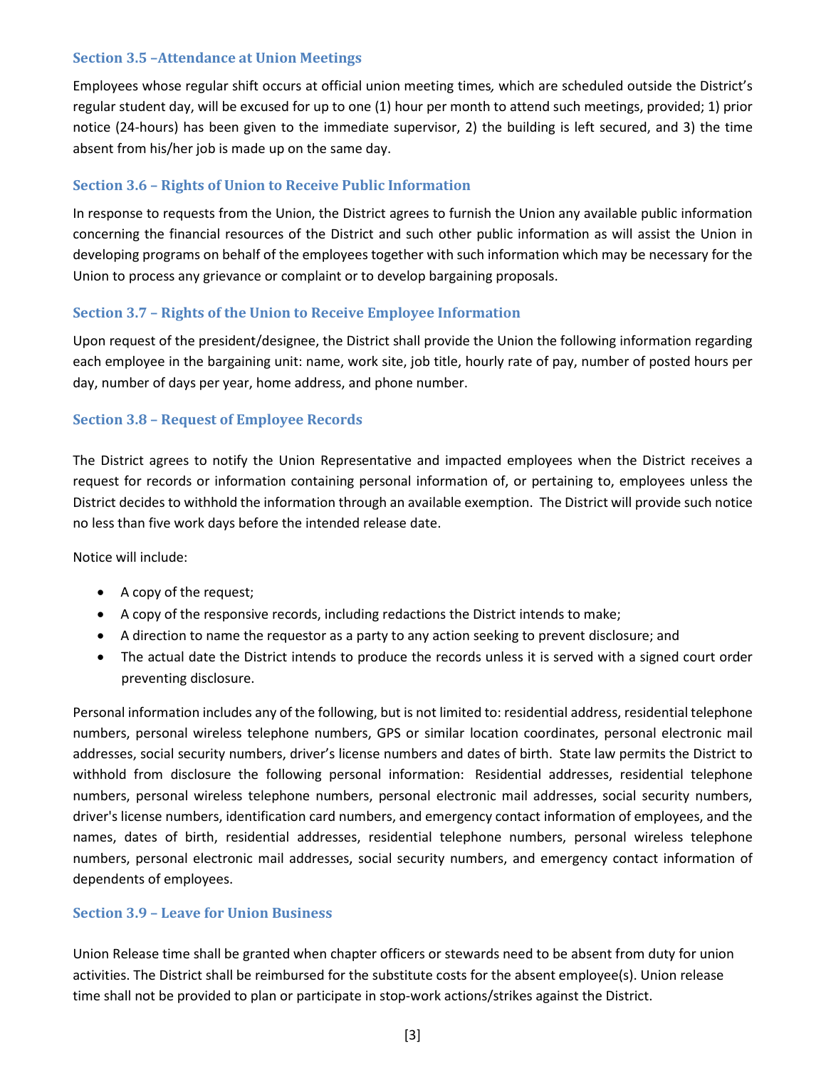### Section 3.5 –Attendance at Union Meetings

Employees whose regular shift occurs at official union meeting times, which are scheduled outside the District's regular student day, will be excused for up to one (1) hour per month to attend such meetings, provided; 1) prior notice (24-hours) has been given to the immediate supervisor, 2) the building is left secured, and 3) the time absent from his/her job is made up on the same day.

### Section 3.6 – Rights of Union to Receive Public Information

In response to requests from the Union, the District agrees to furnish the Union any available public information concerning the financial resources of the District and such other public information as will assist the Union in developing programs on behalf of the employees together with such information which may be necessary for the Union to process any grievance or complaint or to develop bargaining proposals.

### Section 3.7 – Rights of the Union to Receive Employee Information

Upon request of the president/designee, the District shall provide the Union the following information regarding each employee in the bargaining unit: name, work site, job title, hourly rate of pay, number of posted hours per day, number of days per year, home address, and phone number.

### Section 3.8 – Request of Employee Records

The District agrees to notify the Union Representative and impacted employees when the District receives a request for records or information containing personal information of, or pertaining to, employees unless the District decides to withhold the information through an available exemption. The District will provide such notice no less than five work days before the intended release date.

Notice will include:

- A copy of the request;
- A copy of the responsive records, including redactions the District intends to make;
- A direction to name the requestor as a party to any action seeking to prevent disclosure; and
- The actual date the District intends to produce the records unless it is served with a signed court order preventing disclosure.

Personal information includes any of the following, but is not limited to: residential address, residential telephone numbers, personal wireless telephone numbers, GPS or similar location coordinates, personal electronic mail addresses, social security numbers, driver's license numbers and dates of birth. State law permits the District to withhold from disclosure the following personal information: Residential addresses, residential telephone numbers, personal wireless telephone numbers, personal electronic mail addresses, social security numbers, driver's license numbers, identification card numbers, and emergency contact information of employees, and the names, dates of birth, residential addresses, residential telephone numbers, personal wireless telephone numbers, personal electronic mail addresses, social security numbers, and emergency contact information of dependents of employees.

### Section 3.9 – Leave for Union Business

Union Release time shall be granted when chapter officers or stewards need to be absent from duty for union activities. The District shall be reimbursed for the substitute costs for the absent employee(s). Union release time shall not be provided to plan or participate in stop-work actions/strikes against the District.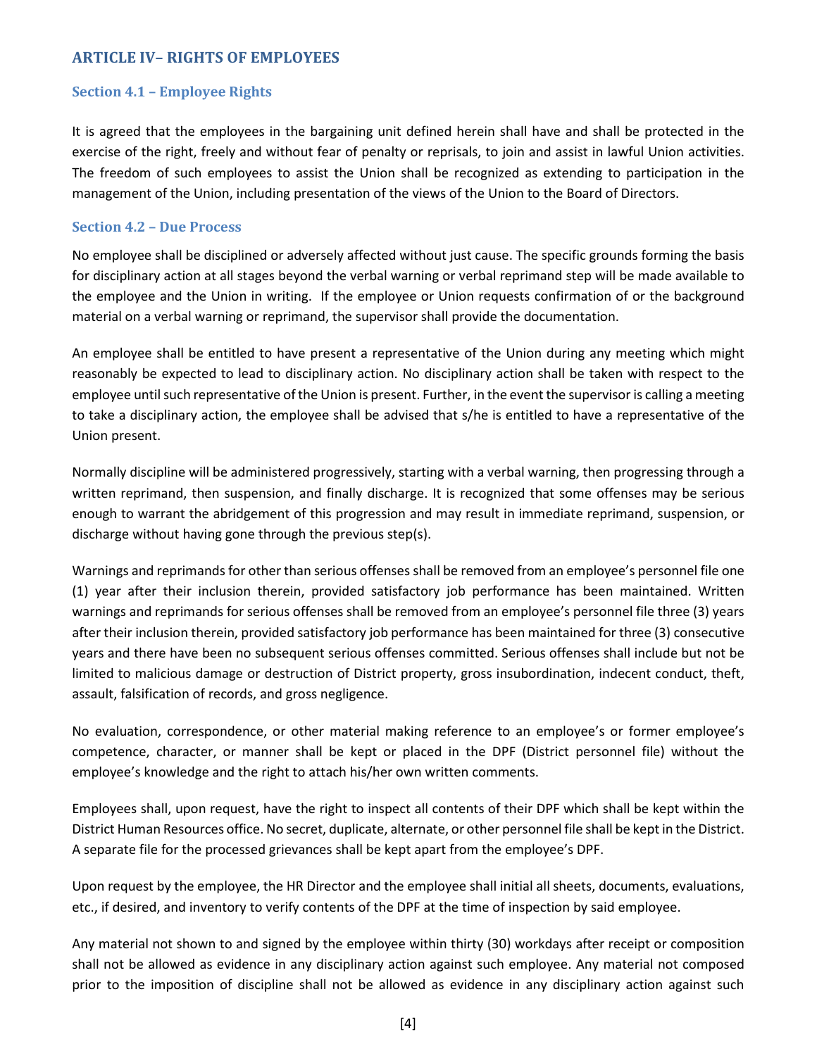## ARTICLE IV– RIGHTS OF EMPLOYEES

### Section 4.1 – Employee Rights

It is agreed that the employees in the bargaining unit defined herein shall have and shall be protected in the exercise of the right, freely and without fear of penalty or reprisals, to join and assist in lawful Union activities. The freedom of such employees to assist the Union shall be recognized as extending to participation in the management of the Union, including presentation of the views of the Union to the Board of Directors.

### Section 4.2 – Due Process

No employee shall be disciplined or adversely affected without just cause. The specific grounds forming the basis for disciplinary action at all stages beyond the verbal warning or verbal reprimand step will be made available to the employee and the Union in writing. If the employee or Union requests confirmation of or the background material on a verbal warning or reprimand, the supervisor shall provide the documentation.

An employee shall be entitled to have present a representative of the Union during any meeting which might reasonably be expected to lead to disciplinary action. No disciplinary action shall be taken with respect to the employee until such representative of the Union is present. Further, in the event the supervisor is calling a meeting to take a disciplinary action, the employee shall be advised that s/he is entitled to have a representative of the Union present.

Normally discipline will be administered progressively, starting with a verbal warning, then progressing through a written reprimand, then suspension, and finally discharge. It is recognized that some offenses may be serious enough to warrant the abridgement of this progression and may result in immediate reprimand, suspension, or discharge without having gone through the previous step(s).

Warnings and reprimands for other than serious offenses shall be removed from an employee's personnel file one (1) year after their inclusion therein, provided satisfactory job performance has been maintained. Written warnings and reprimands for serious offenses shall be removed from an employee's personnel file three (3) years after their inclusion therein, provided satisfactory job performance has been maintained for three (3) consecutive years and there have been no subsequent serious offenses committed. Serious offenses shall include but not be limited to malicious damage or destruction of District property, gross insubordination, indecent conduct, theft, assault, falsification of records, and gross negligence.

No evaluation, correspondence, or other material making reference to an employee's or former employee's competence, character, or manner shall be kept or placed in the DPF (District personnel file) without the employee's knowledge and the right to attach his/her own written comments.

Employees shall, upon request, have the right to inspect all contents of their DPF which shall be kept within the District Human Resources office. No secret, duplicate, alternate, or other personnel file shall be kept in the District. A separate file for the processed grievances shall be kept apart from the employee's DPF.

Upon request by the employee, the HR Director and the employee shall initial all sheets, documents, evaluations, etc., if desired, and inventory to verify contents of the DPF at the time of inspection by said employee.

Any material not shown to and signed by the employee within thirty (30) workdays after receipt or composition shall not be allowed as evidence in any disciplinary action against such employee. Any material not composed prior to the imposition of discipline shall not be allowed as evidence in any disciplinary action against such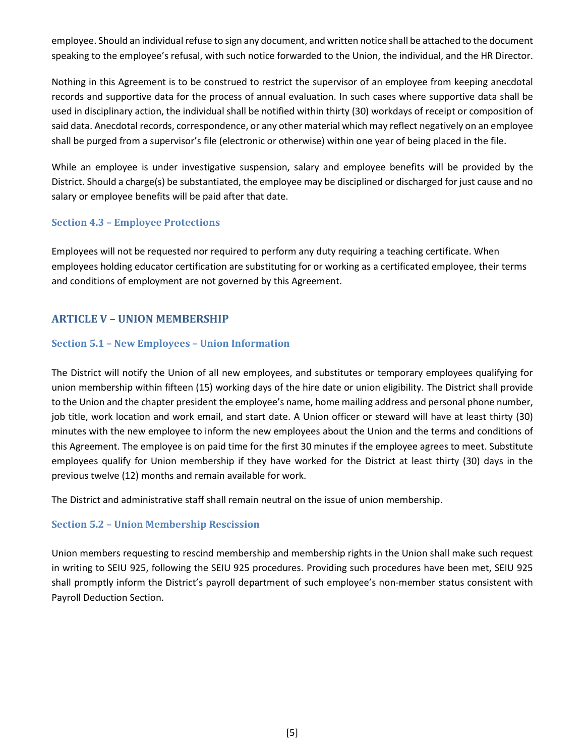employee. Should an individual refuse to sign any document, and written notice shall be attached to the document speaking to the employee's refusal, with such notice forwarded to the Union, the individual, and the HR Director.

Nothing in this Agreement is to be construed to restrict the supervisor of an employee from keeping anecdotal records and supportive data for the process of annual evaluation. In such cases where supportive data shall be used in disciplinary action, the individual shall be notified within thirty (30) workdays of receipt or composition of said data. Anecdotal records, correspondence, or any other material which may reflect negatively on an employee shall be purged from a supervisor's file (electronic or otherwise) within one year of being placed in the file.

While an employee is under investigative suspension, salary and employee benefits will be provided by the District. Should a charge(s) be substantiated, the employee may be disciplined or discharged for just cause and no salary or employee benefits will be paid after that date.

### Section 4.3 – Employee Protections

Employees will not be requested nor required to perform any duty requiring a teaching certificate. When employees holding educator certification are substituting for or working as a certificated employee, their terms and conditions of employment are not governed by this Agreement.

## ARTICLE V – UNION MEMBERSHIP

### Section 5.1 – New Employees – Union Information

The District will notify the Union of all new employees, and substitutes or temporary employees qualifying for union membership within fifteen (15) working days of the hire date or union eligibility. The District shall provide to the Union and the chapter president the employee's name, home mailing address and personal phone number, job title, work location and work email, and start date. A Union officer or steward will have at least thirty (30) minutes with the new employee to inform the new employees about the Union and the terms and conditions of this Agreement. The employee is on paid time for the first 30 minutes if the employee agrees to meet. Substitute employees qualify for Union membership if they have worked for the District at least thirty (30) days in the previous twelve (12) months and remain available for work.

The District and administrative staff shall remain neutral on the issue of union membership.

### Section 5.2 – Union Membership Rescission

Union members requesting to rescind membership and membership rights in the Union shall make such request in writing to SEIU 925, following the SEIU 925 procedures. Providing such procedures have been met, SEIU 925 shall promptly inform the District's payroll department of such employee's non-member status consistent with Payroll Deduction Section.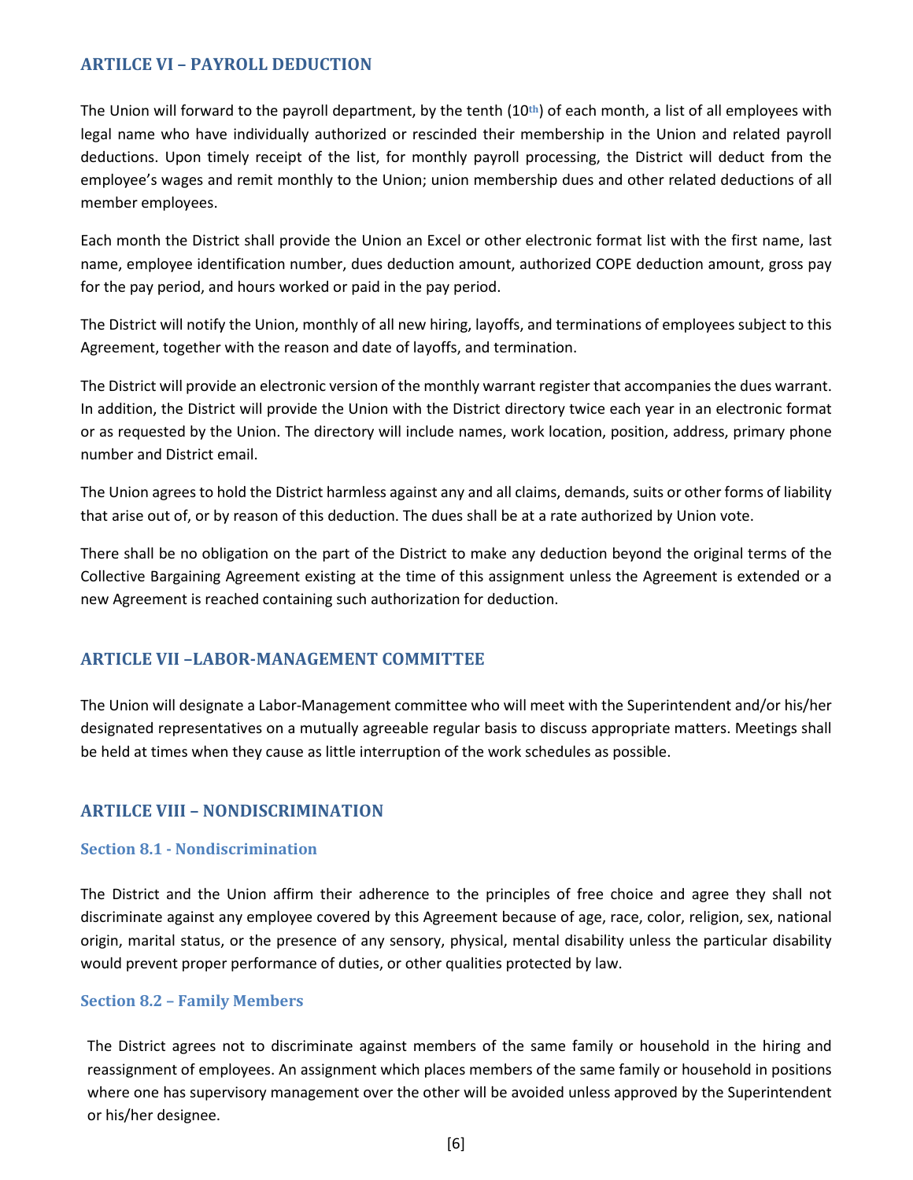## ARTILCE VI – PAYROLL DEDUCTION

The Union will forward to the payroll department, by the tenth (10th) of each month, a list of all employees with legal name who have individually authorized or rescinded their membership in the Union and related payroll deductions. Upon timely receipt of the list, for monthly payroll processing, the District will deduct from the employee's wages and remit monthly to the Union; union membership dues and other related deductions of all member employees.

Each month the District shall provide the Union an Excel or other electronic format list with the first name, last name, employee identification number, dues deduction amount, authorized COPE deduction amount, gross pay for the pay period, and hours worked or paid in the pay period.

The District will notify the Union, monthly of all new hiring, layoffs, and terminations of employees subject to this Agreement, together with the reason and date of layoffs, and termination.

The District will provide an electronic version of the monthly warrant register that accompanies the dues warrant. In addition, the District will provide the Union with the District directory twice each year in an electronic format or as requested by the Union. The directory will include names, work location, position, address, primary phone number and District email.

The Union agrees to hold the District harmless against any and all claims, demands, suits or other forms of liability that arise out of, or by reason of this deduction. The dues shall be at a rate authorized by Union vote.

There shall be no obligation on the part of the District to make any deduction beyond the original terms of the Collective Bargaining Agreement existing at the time of this assignment unless the Agreement is extended or a new Agreement is reached containing such authorization for deduction.

## ARTICLE VII –LABOR-MANAGEMENT COMMITTEE

The Union will designate a Labor-Management committee who will meet with the Superintendent and/or his/her designated representatives on a mutually agreeable regular basis to discuss appropriate matters. Meetings shall be held at times when they cause as little interruption of the work schedules as possible.

## ARTILCE VIII – NONDISCRIMINATION

### Section 8.1 - Nondiscrimination

The District and the Union affirm their adherence to the principles of free choice and agree they shall not discriminate against any employee covered by this Agreement because of age, race, color, religion, sex, national origin, marital status, or the presence of any sensory, physical, mental disability unless the particular disability would prevent proper performance of duties, or other qualities protected by law.

### Section 8.2 – Family Members

The District agrees not to discriminate against members of the same family or household in the hiring and reassignment of employees. An assignment which places members of the same family or household in positions where one has supervisory management over the other will be avoided unless approved by the Superintendent or his/her designee.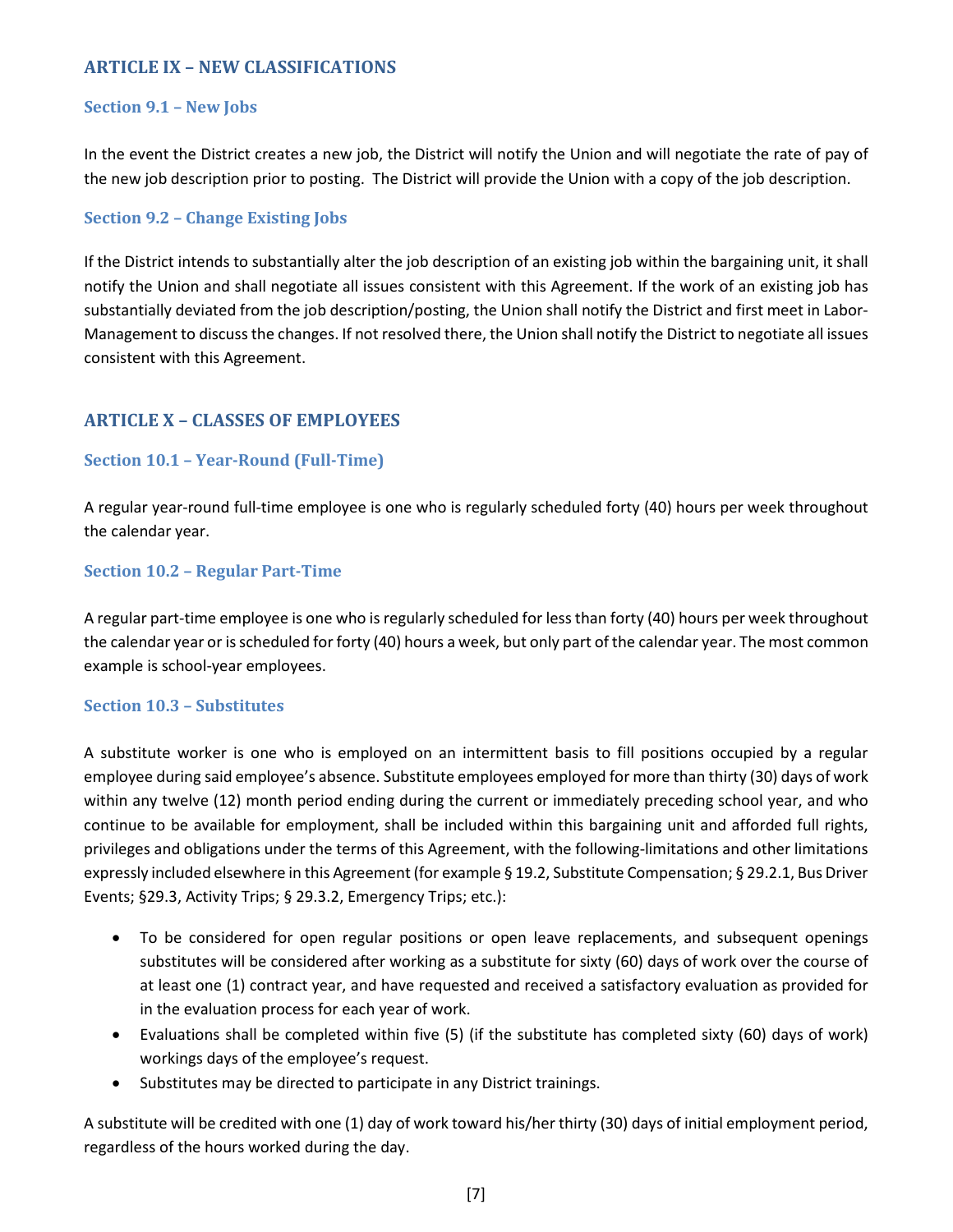## ARTICLE IX – NEW CLASSIFICATIONS

### Section 9.1 – New Jobs

In the event the District creates a new job, the District will notify the Union and will negotiate the rate of pay of the new job description prior to posting. The District will provide the Union with a copy of the job description.

### Section 9.2 – Change Existing Jobs

If the District intends to substantially alter the job description of an existing job within the bargaining unit, it shall notify the Union and shall negotiate all issues consistent with this Agreement. If the work of an existing job has substantially deviated from the job description/posting, the Union shall notify the District and first meet in Labor-Management to discuss the changes. If not resolved there, the Union shall notify the District to negotiate all issues consistent with this Agreement.

## ARTICLE X – CLASSES OF EMPLOYEES

### Section 10.1 – Year-Round (Full-Time)

A regular year-round full-time employee is one who is regularly scheduled forty (40) hours per week throughout the calendar year.

### Section 10.2 – Regular Part-Time

A regular part-time employee is one who is regularly scheduled for less than forty (40) hours per week throughout the calendar year or is scheduled for forty (40) hours a week, but only part of the calendar year. The most common example is school-year employees.

### Section 10.3 – Substitutes

A substitute worker is one who is employed on an intermittent basis to fill positions occupied by a regular employee during said employee's absence. Substitute employees employed for more than thirty (30) days of work within any twelve (12) month period ending during the current or immediately preceding school year, and who continue to be available for employment, shall be included within this bargaining unit and afforded full rights, privileges and obligations under the terms of this Agreement, with the following-limitations and other limitations expressly included elsewhere in this Agreement (for example § 19.2, Substitute Compensation; § 29.2.1, Bus Driver Events; §29.3, Activity Trips; § 29.3.2, Emergency Trips; etc.):

- To be considered for open regular positions or open leave replacements, and subsequent openings substitutes will be considered after working as a substitute for sixty (60) days of work over the course of at least one (1) contract year, and have requested and received a satisfactory evaluation as provided for in the evaluation process for each year of work.
- Evaluations shall be completed within five (5) (if the substitute has completed sixty (60) days of work) workings days of the employee's request.
- Substitutes may be directed to participate in any District trainings.

A substitute will be credited with one (1) day of work toward his/her thirty (30) days of initial employment period, regardless of the hours worked during the day.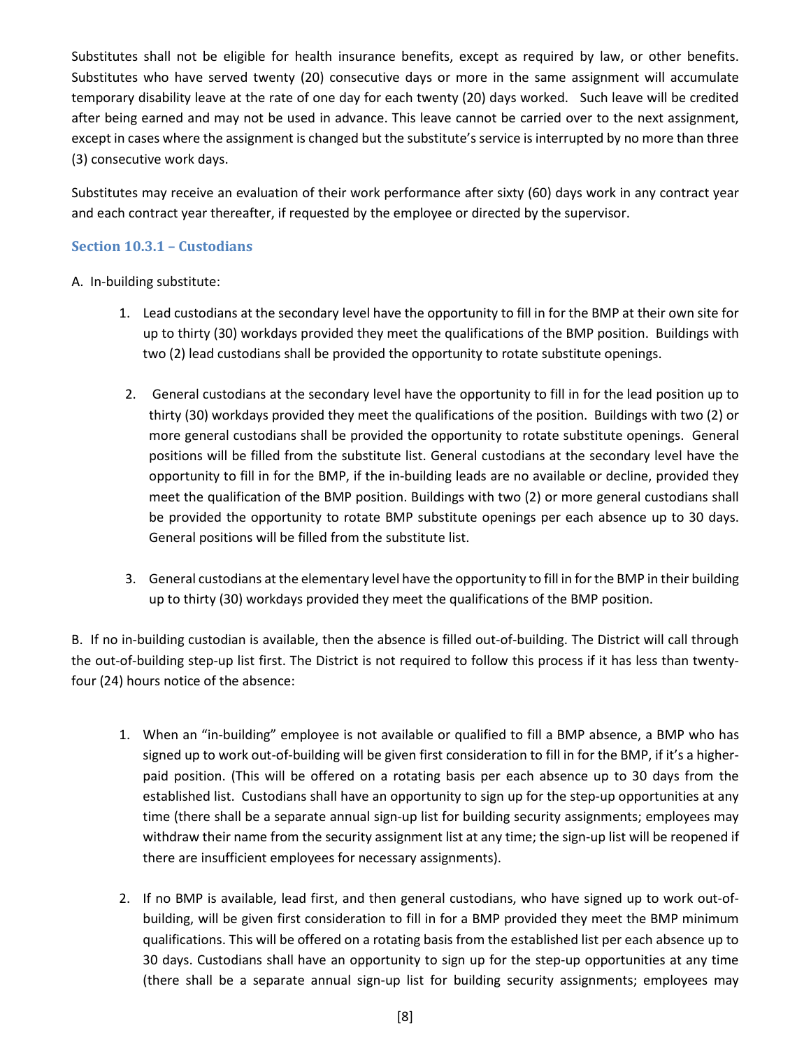Substitutes shall not be eligible for health insurance benefits, except as required by law, or other benefits. Substitutes who have served twenty (20) consecutive days or more in the same assignment will accumulate temporary disability leave at the rate of one day for each twenty (20) days worked. Such leave will be credited after being earned and may not be used in advance. This leave cannot be carried over to the next assignment, except in cases where the assignment is changed but the substitute's service is interrupted by no more than three (3) consecutive work days.

Substitutes may receive an evaluation of their work performance after sixty (60) days work in any contract year and each contract year thereafter, if requested by the employee or directed by the supervisor.

### Section 10.3.1 – Custodians

A. In-building substitute:

1. Lead custodians at the secondary level have the opportunity to fill in for the BMP at their own site for up to thirty (30) workdays provided they meet the qualifications of the BMP position. Buildings with two (2) lead custodians shall be provided the opportunity to rotate substitute openings.

2. General custodians at the secondary level have the opportunity to fill in for the lead position up to thirty (30) workdays provided they meet the qualifications of the position. Buildings with two (2) or more general custodians shall be provided the opportunity to rotate substitute openings. General positions will be filled from the substitute list. General custodians at the secondary level have the opportunity to fill in for the BMP, if the in-building leads are no available or decline, provided they meet the qualification of the BMP position. Buildings with two (2) or more general custodians shall be provided the opportunity to rotate BMP substitute openings per each absence up to 30 days. General positions will be filled from the substitute list.

3. General custodians at the elementary level have the opportunity to fill in for the BMP in their building up to thirty (30) workdays provided they meet the qualifications of the BMP position.

B. If no in-building custodian is available, then the absence is filled out-of-building. The District will call through the out-of-building step-up list first. The District is not required to follow this process if it has less than twenty-four (24) hours notice of the absence:

1. When an "in-building" employee is not available or qualified to fill a BMP absence, a BMP who has signed up to work out-of-building will be given first consideration to fill in for the BMP, if it's a higher-paid position. (This will be offered on a rotating basis per each absence up to 30 days from the established list. Custodians shall have an opportunity to sign up for the step-up opportunities at any time (there shall be a separate annual sign-up list for building security assignments; employees may withdraw their name from the security assignment list at any time; the sign-up list will be reopened if there are insufficient employees for necessary assignments).

2. If no BMP is available, lead first, and then general custodians, who have signed up to work out-of-building, will be given first consideration to fill in for a BMP provided they meet the BMP minimum qualifications. This will be offered on a rotating basis from the established list per each absence up to 30 days. Custodians shall have an opportunity to sign up for the step-up opportunities at any time (there shall be a separate annual sign-up list for building security assignments; employees may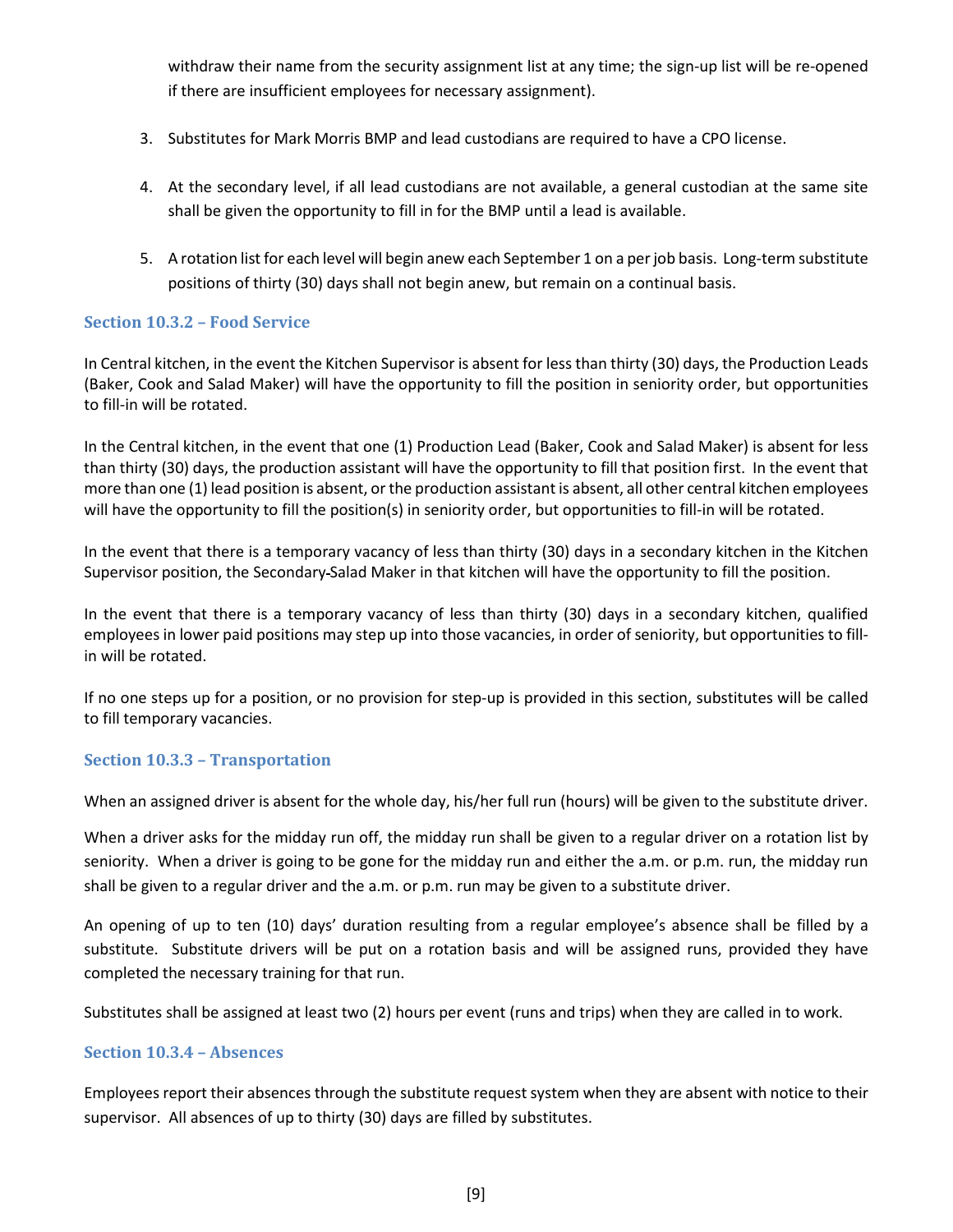withdraw their name from the security assignment list at any time; the sign-up list will be re-opened if there are insufficient employees for necessary assignment).

3. Substitutes for Mark Morris BMP and lead custodians are required to have a CPO license.

4. At the secondary level, if all lead custodians are not available, a general custodian at the same site shall be given the opportunity to fill in for the BMP until a lead is available.

5. A rotation list for each level will begin anew each September 1 on a per job basis. Long-term substitute positions of thirty (30) days shall not begin anew, but remain on a continual basis.

### Section 10.3.2 – Food Service

In Central kitchen, in the event the Kitchen Supervisor is absent for less than thirty (30) days, the Production Leads (Baker, Cook and Salad Maker) will have the opportunity to fill the position in seniority order, but opportunities to fill-in will be rotated.

In the Central kitchen, in the event that one (1) Production Lead (Baker, Cook and Salad Maker) is absent for less than thirty (30) days, the production assistant will have the opportunity to fill that position first. In the event that more than one (1) lead position is absent, or the production assistant is absent, all other central kitchen employees will have the opportunity to fill the position(s) in seniority order, but opportunities to fill-in will be rotated.

In the event that there is a temporary vacancy of less than thirty (30) days in a secondary kitchen in the Kitchen Supervisor position, the Secondary-Salad Maker in that kitchen will have the opportunity to fill the position.

In the event that there is a temporary vacancy of less than thirty (30) days in a secondary kitchen, qualified employees in lower paid positions may step up into those vacancies, in order of seniority, but opportunities to fill-in will be rotated.

If no one steps up for a position, or no provision for step-up is provided in this section, substitutes will be called to fill temporary vacancies.

### Section 10.3.3 – Transportation

When an assigned driver is absent for the whole day, his/her full run (hours) will be given to the substitute driver.

When a driver asks for the midday run off, the midday run shall be given to a regular driver on a rotation list by seniority. When a driver is going to be gone for the midday run and either the a.m. or p.m. run, the midday run shall be given to a regular driver and the a.m. or p.m. run may be given to a substitute driver.

An opening of up to ten (10) days' duration resulting from a regular employee's absence shall be filled by a substitute. Substitute drivers will be put on a rotation basis and will be assigned runs, provided they have completed the necessary training for that run.

Substitutes shall be assigned at least two (2) hours per event (runs and trips) when they are called in to work.

### Section 10.3.4 – Absences

Employees report their absences through the substitute request system when they are absent with notice to their supervisor. All absences of up to thirty (30) days are filled by substitutes.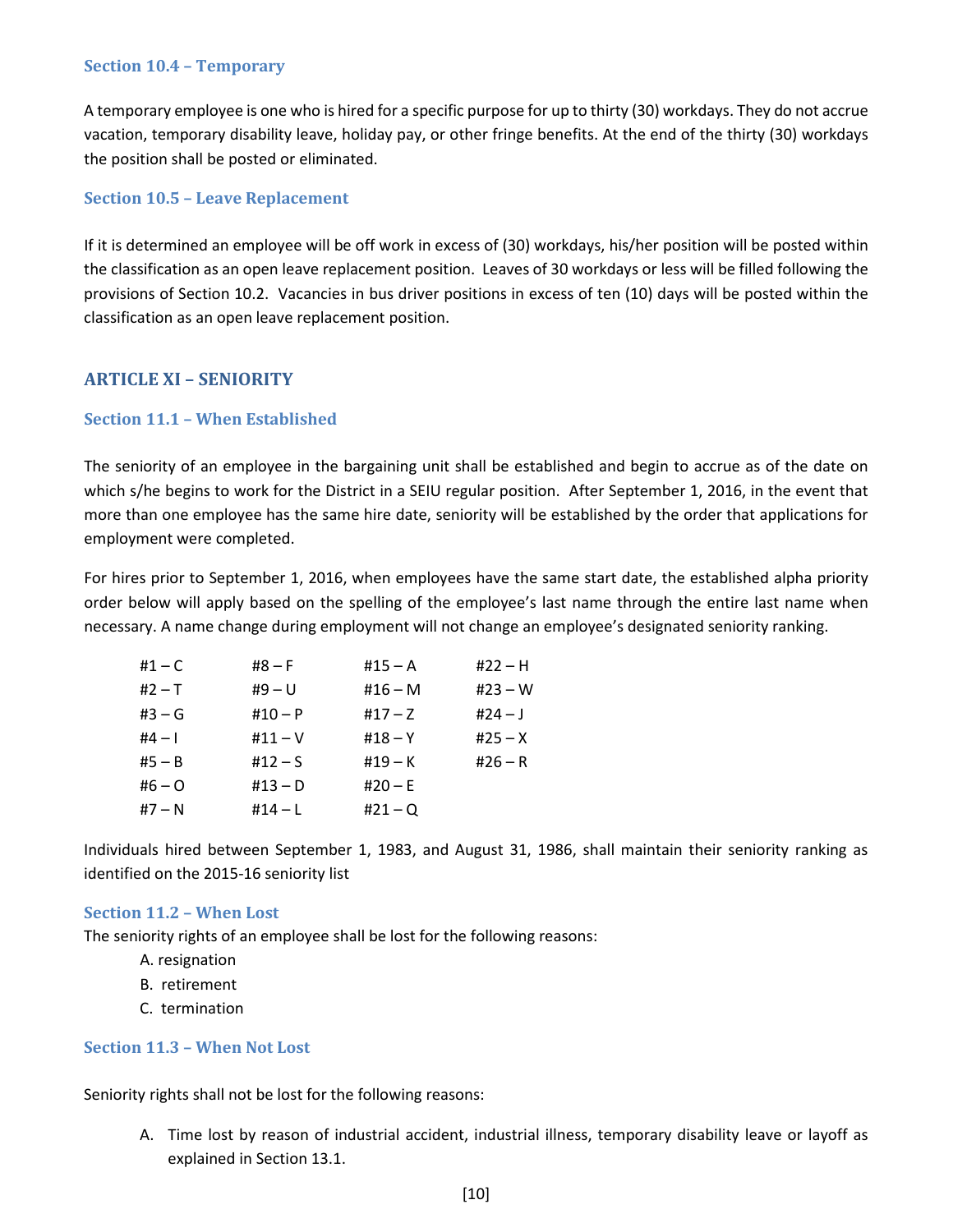### Section 10.4 – Temporary

A temporary employee is one who is hired for a specific purpose for up to thirty (30) workdays. They do not accrue vacation, temporary disability leave, holiday pay, or other fringe benefits. At the end of the thirty (30) workdays the position shall be posted or eliminated.

### Section 10.5 – Leave Replacement

If it is determined an employee will be off work in excess of (30) workdays, his/her position will be posted within the classification as an open leave replacement position. Leaves of 30 workdays or less will be filled following the provisions of Section 10.2. Vacancies in bus driver positions in excess of ten (10) days will be posted within the classification as an open leave replacement position.

## ARTICLE XI – SENIORITY

### Section 11.1 – When Established

The seniority of an employee in the bargaining unit shall be established and begin to accrue as of the date on which s/he begins to work for the District in a SEIU regular position. After September 1, 2016, in the event that more than one employee has the same hire date, seniority will be established by the order that applications for employment were completed.

For hires prior to September 1, 2016, when employees have the same start date, the established alpha priority order below will apply based on the spelling of the employee's last name through the entire last name when necessary. A name change during employment will not change an employee's designated seniority ranking.

| | | | |
|---|---|---|---|
| #1 – C | #8 – F | #15 – A | #22 – H |
| #2 – T | #9 – U | #16 – M | #23 – W |
| #3 – G | #10 – P | #17 – Z | #24 – J |
| #4 – I | #11 – V | #18 – Y | #25 – X |
| #5 – B | #12 – S | #19 – K | #26 – R |
| #6 – O | #13 – D | #20 – E | |
| #7 – N | #14 – L | #21 – Q | |

Individuals hired between September 1, 1983, and August 31, 1986, shall maintain their seniority ranking as identified on the 2015-16 seniority list

### Section 11.2 – When Lost

The seniority rights of an employee shall be lost for the following reasons:

A. resignation
B. retirement
C. termination

### Section 11.3 – When Not Lost

Seniority rights shall not be lost for the following reasons:

A. Time lost by reason of industrial accident, industrial illness, temporary disability leave or layoff as explained in Section 13.1.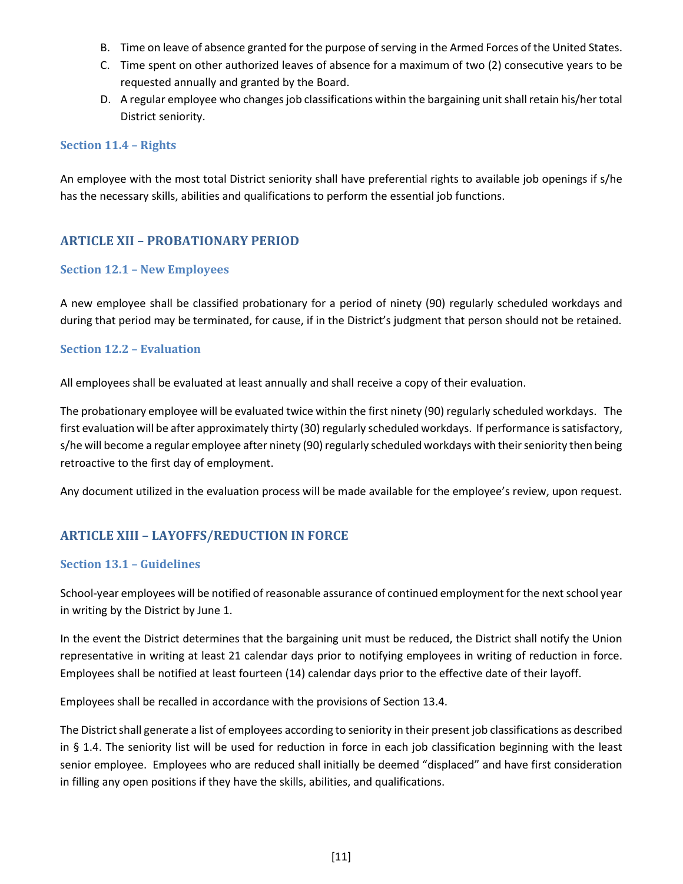B. Time on leave of absence granted for the purpose of serving in the Armed Forces of the United States.
C. Time spent on other authorized leaves of absence for a maximum of two (2) consecutive years to be requested annually and granted by the Board.
D. A regular employee who changes job classifications within the bargaining unit shall retain his/her total District seniority.

### Section 11.4 – Rights

An employee with the most total District seniority shall have preferential rights to available job openings if s/he has the necessary skills, abilities and qualifications to perform the essential job functions.

## ARTICLE XII – PROBATIONARY PERIOD

### Section 12.1 – New Employees

A new employee shall be classified probationary for a period of ninety (90) regularly scheduled workdays and during that period may be terminated, for cause, if in the District's judgment that person should not be retained.

### Section 12.2 – Evaluation

All employees shall be evaluated at least annually and shall receive a copy of their evaluation.

The probationary employee will be evaluated twice within the first ninety (90) regularly scheduled workdays. The first evaluation will be after approximately thirty (30) regularly scheduled workdays. If performance is satisfactory, s/he will become a regular employee after ninety (90) regularly scheduled workdays with their seniority then being retroactive to the first day of employment.

Any document utilized in the evaluation process will be made available for the employee's review, upon request.

## ARTICLE XIII – LAYOFFS/REDUCTION IN FORCE

### Section 13.1 – Guidelines

School-year employees will be notified of reasonable assurance of continued employment for the next school year in writing by the District by June 1.

In the event the District determines that the bargaining unit must be reduced, the District shall notify the Union representative in writing at least 21 calendar days prior to notifying employees in writing of reduction in force. Employees shall be notified at least fourteen (14) calendar days prior to the effective date of their layoff.

Employees shall be recalled in accordance with the provisions of Section 13.4.

The District shall generate a list of employees according to seniority in their present job classifications as described in § 1.4. The seniority list will be used for reduction in force in each job classification beginning with the least senior employee. Employees who are reduced shall initially be deemed "displaced" and have first consideration in filling any open positions if they have the skills, abilities, and qualifications.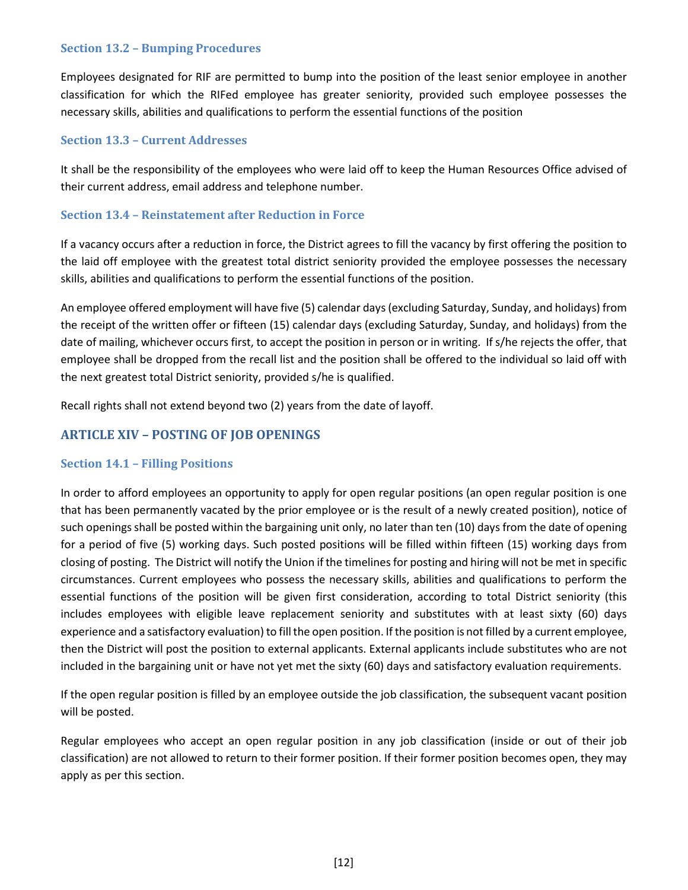### Section 13.2 – Bumping Procedures

Employees designated for RIF are permitted to bump into the position of the least senior employee in another classification for which the RIFed employee has greater seniority, provided such employee possesses the necessary skills, abilities and qualifications to perform the essential functions of the position

### Section 13.3 – Current Addresses

It shall be the responsibility of the employees who were laid off to keep the Human Resources Office advised of their current address, email address and telephone number.

### Section 13.4 – Reinstatement after Reduction in Force

If a vacancy occurs after a reduction in force, the District agrees to fill the vacancy by first offering the position to the laid off employee with the greatest total district seniority provided the employee possesses the necessary skills, abilities and qualifications to perform the essential functions of the position.

An employee offered employment will have five (5) calendar days (excluding Saturday, Sunday, and holidays) from the receipt of the written offer or fifteen (15) calendar days (excluding Saturday, Sunday, and holidays) from the date of mailing, whichever occurs first, to accept the position in person or in writing. If s/he rejects the offer, that employee shall be dropped from the recall list and the position shall be offered to the individual so laid off with the next greatest total District seniority, provided s/he is qualified.

Recall rights shall not extend beyond two (2) years from the date of layoff.

## ARTICLE XIV – POSTING OF JOB OPENINGS

### Section 14.1 – Filling Positions

In order to afford employees an opportunity to apply for open regular positions (an open regular position is one that has been permanently vacated by the prior employee or is the result of a newly created position), notice of such openings shall be posted within the bargaining unit only, no later than ten (10) days from the date of opening for a period of five (5) working days. Such posted positions will be filled within fifteen (15) working days from closing of posting. The District will notify the Union if the timelines for posting and hiring will not be met in specific circumstances. Current employees who possess the necessary skills, abilities and qualifications to perform the essential functions of the position will be given first consideration, according to total District seniority (this includes employees with eligible leave replacement seniority and substitutes with at least sixty (60) days experience and a satisfactory evaluation) to fill the open position. If the position is not filled by a current employee, then the District will post the position to external applicants. External applicants include substitutes who are not included in the bargaining unit or have not yet met the sixty (60) days and satisfactory evaluation requirements.

If the open regular position is filled by an employee outside the job classification, the subsequent vacant position will be posted.

Regular employees who accept an open regular position in any job classification (inside or out of their job classification) are not allowed to return to their former position. If their former position becomes open, they may apply as per this section.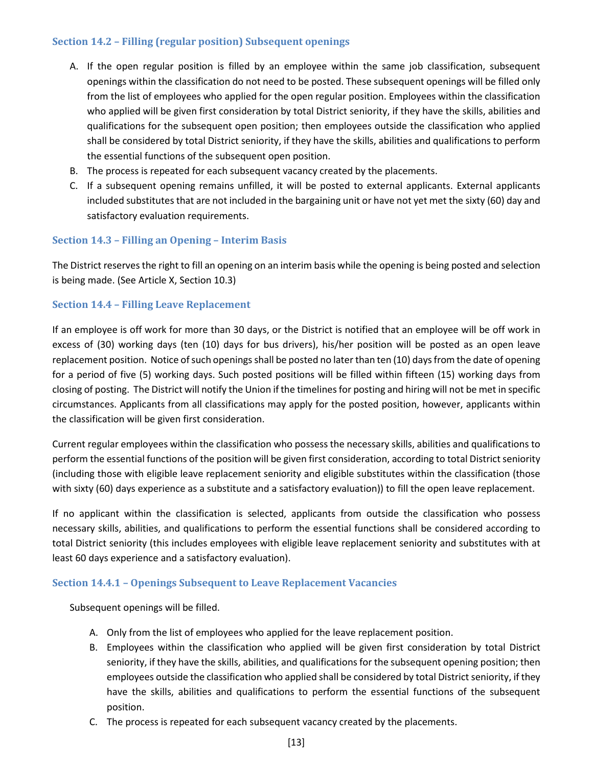### Section 14.2 – Filling (regular position) Subsequent openings

A. If the open regular position is filled by an employee within the same job classification, subsequent openings within the classification do not need to be posted. These subsequent openings will be filled only from the list of employees who applied for the open regular position. Employees within the classification who applied will be given first consideration by total District seniority, if they have the skills, abilities and qualifications for the subsequent open position; then employees outside the classification who applied shall be considered by total District seniority, if they have the skills, abilities and qualifications to perform the essential functions of the subsequent open position.
B. The process is repeated for each subsequent vacancy created by the placements.
C. If a subsequent opening remains unfilled, it will be posted to external applicants. External applicants included substitutes that are not included in the bargaining unit or have not yet met the sixty (60) day and satisfactory evaluation requirements.

### Section 14.3 – Filling an Opening – Interim Basis

The District reserves the right to fill an opening on an interim basis while the opening is being posted and selection is being made. (See Article X, Section 10.3)

### Section 14.4 – Filling Leave Replacement

If an employee is off work for more than 30 days, or the District is notified that an employee will be off work in excess of (30) working days (ten (10) days for bus drivers), his/her position will be posted as an open leave replacement position. Notice of such openings shall be posted no later than ten (10) days from the date of opening for a period of five (5) working days. Such posted positions will be filled within fifteen (15) working days from closing of posting. The District will notify the Union if the timelines for posting and hiring will not be met in specific circumstances. Applicants from all classifications may apply for the posted position, however, applicants within the classification will be given first consideration.

Current regular employees within the classification who possess the necessary skills, abilities and qualifications to perform the essential functions of the position will be given first consideration, according to total District seniority (including those with eligible leave replacement seniority and eligible substitutes within the classification (those with sixty (60) days experience as a substitute and a satisfactory evaluation)) to fill the open leave replacement.

If no applicant within the classification is selected, applicants from outside the classification who possess necessary skills, abilities, and qualifications to perform the essential functions shall be considered according to total District seniority (this includes employees with eligible leave replacement seniority and substitutes with at least 60 days experience and a satisfactory evaluation).

### Section 14.4.1 – Openings Subsequent to Leave Replacement Vacancies

Subsequent openings will be filled.

A. Only from the list of employees who applied for the leave replacement position.
B. Employees within the classification who applied will be given first consideration by total District seniority, if they have the skills, abilities, and qualifications for the subsequent opening position; then employees outside the classification who applied shall be considered by total District seniority, if they have the skills, abilities and qualifications to perform the essential functions of the subsequent position.
C. The process is repeated for each subsequent vacancy created by the placements.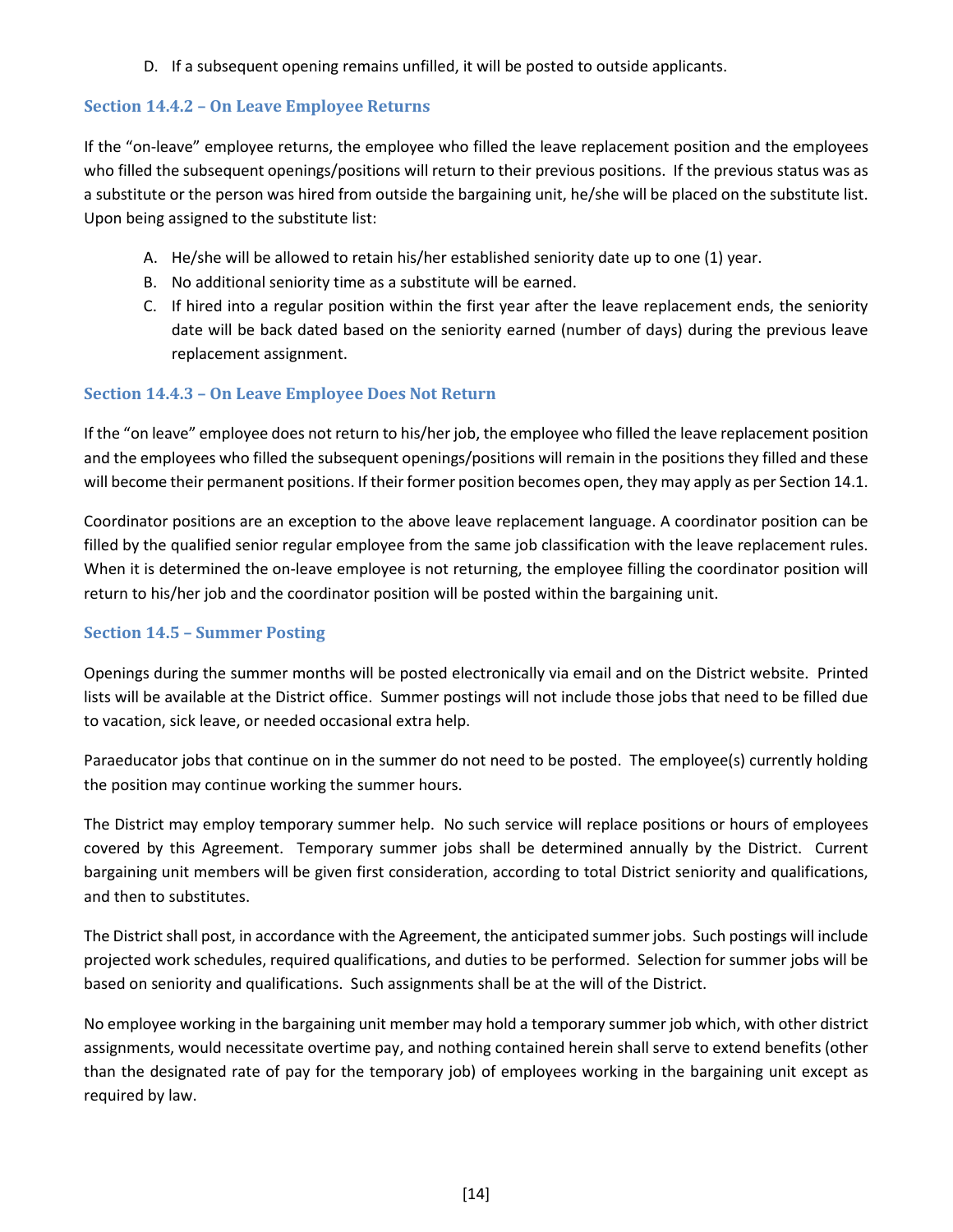D. If a subsequent opening remains unfilled, it will be posted to outside applicants.

### Section 14.4.2 – On Leave Employee Returns

If the "on-leave" employee returns, the employee who filled the leave replacement position and the employees who filled the subsequent openings/positions will return to their previous positions. If the previous status was as a substitute or the person was hired from outside the bargaining unit, he/she will be placed on the substitute list. Upon being assigned to the substitute list:

A. He/she will be allowed to retain his/her established seniority date up to one (1) year.
B. No additional seniority time as a substitute will be earned.
C. If hired into a regular position within the first year after the leave replacement ends, the seniority date will be back dated based on the seniority earned (number of days) during the previous leave replacement assignment.

### Section 14.4.3 – On Leave Employee Does Not Return

If the "on leave" employee does not return to his/her job, the employee who filled the leave replacement position and the employees who filled the subsequent openings/positions will remain in the positions they filled and these will become their permanent positions. If their former position becomes open, they may apply as per Section 14.1.

Coordinator positions are an exception to the above leave replacement language. A coordinator position can be filled by the qualified senior regular employee from the same job classification with the leave replacement rules. When it is determined the on-leave employee is not returning, the employee filling the coordinator position will return to his/her job and the coordinator position will be posted within the bargaining unit.

### Section 14.5 – Summer Posting

Openings during the summer months will be posted electronically via email and on the District website. Printed lists will be available at the District office. Summer postings will not include those jobs that need to be filled due to vacation, sick leave, or needed occasional extra help.

Paraeducator jobs that continue on in the summer do not need to be posted. The employee(s) currently holding the position may continue working the summer hours.

The District may employ temporary summer help. No such service will replace positions or hours of employees covered by this Agreement. Temporary summer jobs shall be determined annually by the District. Current bargaining unit members will be given first consideration, according to total District seniority and qualifications, and then to substitutes.

The District shall post, in accordance with the Agreement, the anticipated summer jobs. Such postings will include projected work schedules, required qualifications, and duties to be performed. Selection for summer jobs will be based on seniority and qualifications. Such assignments shall be at the will of the District.

No employee working in the bargaining unit member may hold a temporary summer job which, with other district assignments, would necessitate overtime pay, and nothing contained herein shall serve to extend benefits (other than the designated rate of pay for the temporary job) of employees working in the bargaining unit except as required by law.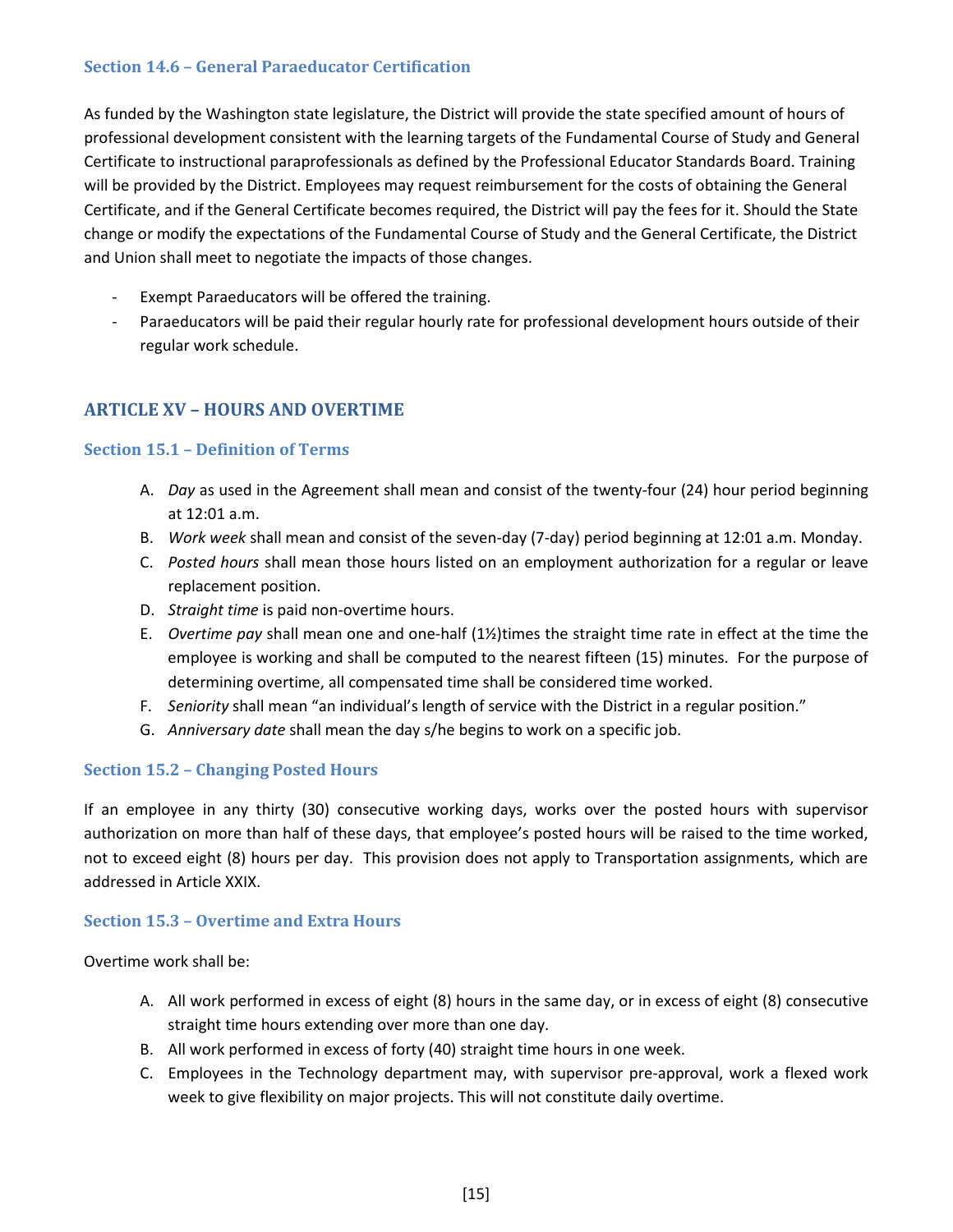### Section 14.6 – General Paraeducator Certification

As funded by the Washington state legislature, the District will provide the state specified amount of hours of professional development consistent with the learning targets of the Fundamental Course of Study and General Certificate to instructional paraprofessionals as defined by the Professional Educator Standards Board. Training will be provided by the District. Employees may request reimbursement for the costs of obtaining the General Certificate, and if the General Certificate becomes required, the District will pay the fees for it. Should the State change or modify the expectations of the Fundamental Course of Study and the General Certificate, the District and Union shall meet to negotiate the impacts of those changes.

- Exempt Paraeducators will be offered the training.
- Paraeducators will be paid their regular hourly rate for professional development hours outside of their regular work schedule.

## ARTICLE XV – HOURS AND OVERTIME

### Section 15.1 – Definition of Terms

A. *Day* as used in the Agreement shall mean and consist of the twenty-four (24) hour period beginning at 12:01 a.m.
B. *Work week* shall mean and consist of the seven-day (7-day) period beginning at 12:01 a.m. Monday.
C. *Posted hours* shall mean those hours listed on an employment authorization for a regular or leave replacement position.
D. *Straight time* is paid non-overtime hours.
E. *Overtime pay* shall mean one and one-half (1½)times the straight time rate in effect at the time the employee is working and shall be computed to the nearest fifteen (15) minutes. For the purpose of determining overtime, all compensated time shall be considered time worked.
F. *Seniority* shall mean "an individual's length of service with the District in a regular position."
G. *Anniversary date* shall mean the day s/he begins to work on a specific job.

### Section 15.2 – Changing Posted Hours

If an employee in any thirty (30) consecutive working days, works over the posted hours with supervisor authorization on more than half of these days, that employee's posted hours will be raised to the time worked, not to exceed eight (8) hours per day. This provision does not apply to Transportation assignments, which are addressed in Article XXIX.

### Section 15.3 – Overtime and Extra Hours

Overtime work shall be:

A. All work performed in excess of eight (8) hours in the same day, or in excess of eight (8) consecutive straight time hours extending over more than one day.
B. All work performed in excess of forty (40) straight time hours in one week.
C. Employees in the Technology department may, with supervisor pre-approval, work a flexed work week to give flexibility on major projects. This will not constitute daily overtime.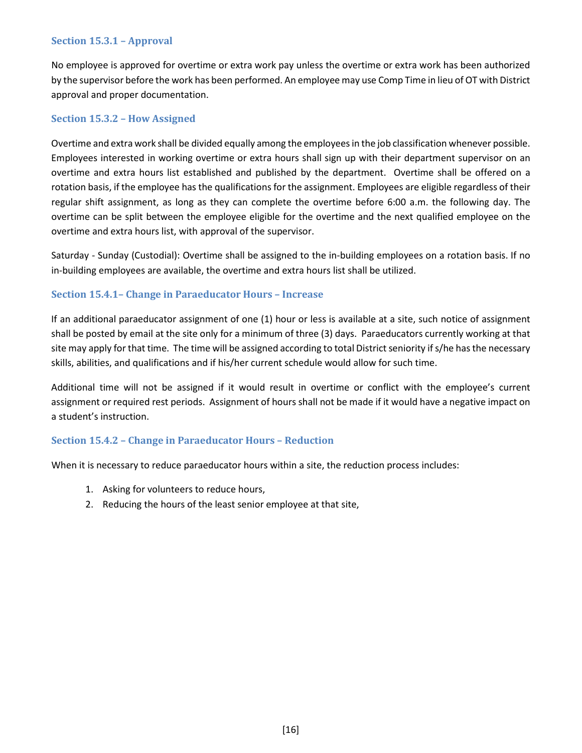### Section 15.3.1 – Approval

No employee is approved for overtime or extra work pay unless the overtime or extra work has been authorized by the supervisor before the work has been performed. An employee may use Comp Time in lieu of OT with District approval and proper documentation.

### Section 15.3.2 – How Assigned

Overtime and extra work shall be divided equally among the employees in the job classification whenever possible. Employees interested in working overtime or extra hours shall sign up with their department supervisor on an overtime and extra hours list established and published by the department. Overtime shall be offered on a rotation basis, if the employee has the qualifications for the assignment. Employees are eligible regardless of their regular shift assignment, as long as they can complete the overtime before 6:00 a.m. the following day. The overtime can be split between the employee eligible for the overtime and the next qualified employee on the overtime and extra hours list, with approval of the supervisor.

Saturday - Sunday (Custodial): Overtime shall be assigned to the in-building employees on a rotation basis. If no in-building employees are available, the overtime and extra hours list shall be utilized.

### Section 15.4.1– Change in Paraeducator Hours – Increase

If an additional paraeducator assignment of one (1) hour or less is available at a site, such notice of assignment shall be posted by email at the site only for a minimum of three (3) days. Paraeducators currently working at that site may apply for that time. The time will be assigned according to total District seniority if s/he has the necessary skills, abilities, and qualifications and if his/her current schedule would allow for such time.

Additional time will not be assigned if it would result in overtime or conflict with the employee's current assignment or required rest periods. Assignment of hours shall not be made if it would have a negative impact on a student's instruction.

### Section 15.4.2 – Change in Paraeducator Hours – Reduction

When it is necessary to reduce paraeducator hours within a site, the reduction process includes:

1. Asking for volunteers to reduce hours,
2. Reducing the hours of the least senior employee at that site,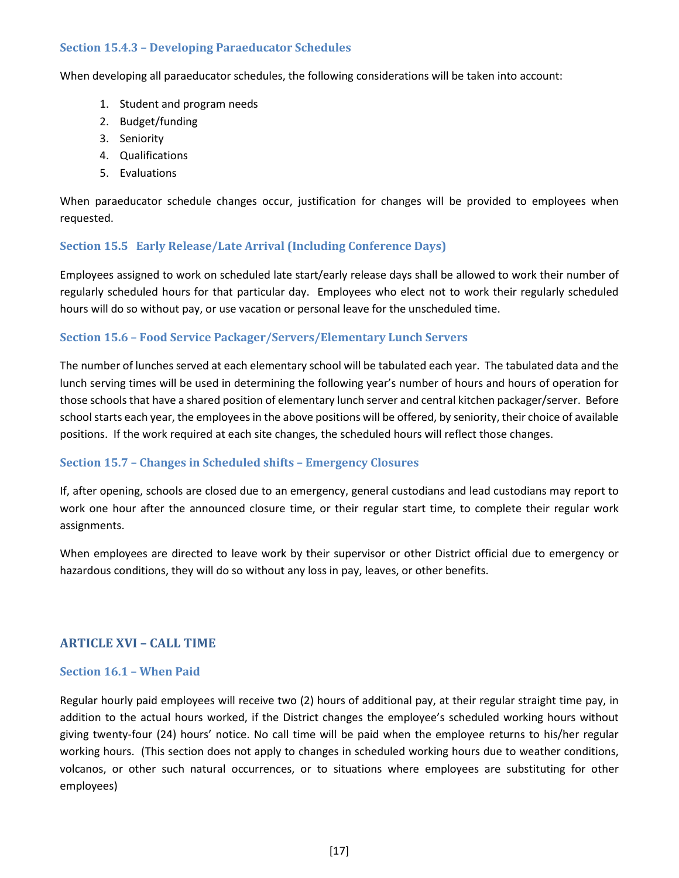### Section 15.4.3 – Developing Paraeducator Schedules

When developing all paraeducator schedules, the following considerations will be taken into account:

1. Student and program needs
2. Budget/funding
3. Seniority
4. Qualifications
5. Evaluations

When paraeducator schedule changes occur, justification for changes will be provided to employees when requested.

### Section 15.5 Early Release/Late Arrival (Including Conference Days)

Employees assigned to work on scheduled late start/early release days shall be allowed to work their number of regularly scheduled hours for that particular day. Employees who elect not to work their regularly scheduled hours will do so without pay, or use vacation or personal leave for the unscheduled time.

### Section 15.6 – Food Service Packager/Servers/Elementary Lunch Servers

The number of lunches served at each elementary school will be tabulated each year. The tabulated data and the lunch serving times will be used in determining the following year's number of hours and hours of operation for those schools that have a shared position of elementary lunch server and central kitchen packager/server. Before school starts each year, the employees in the above positions will be offered, by seniority, their choice of available positions. If the work required at each site changes, the scheduled hours will reflect those changes.

### Section 15.7 – Changes in Scheduled shifts – Emergency Closures

If, after opening, schools are closed due to an emergency, general custodians and lead custodians may report to work one hour after the announced closure time, or their regular start time, to complete their regular work assignments.

When employees are directed to leave work by their supervisor or other District official due to emergency or hazardous conditions, they will do so without any loss in pay, leaves, or other benefits.

## ARTICLE XVI – CALL TIME

### Section 16.1 – When Paid

Regular hourly paid employees will receive two (2) hours of additional pay, at their regular straight time pay, in addition to the actual hours worked, if the District changes the employee's scheduled working hours without giving twenty-four (24) hours' notice. No call time will be paid when the employee returns to his/her regular working hours. (This section does not apply to changes in scheduled working hours due to weather conditions, volcanos, or other such natural occurrences, or to situations where employees are substituting for other employees)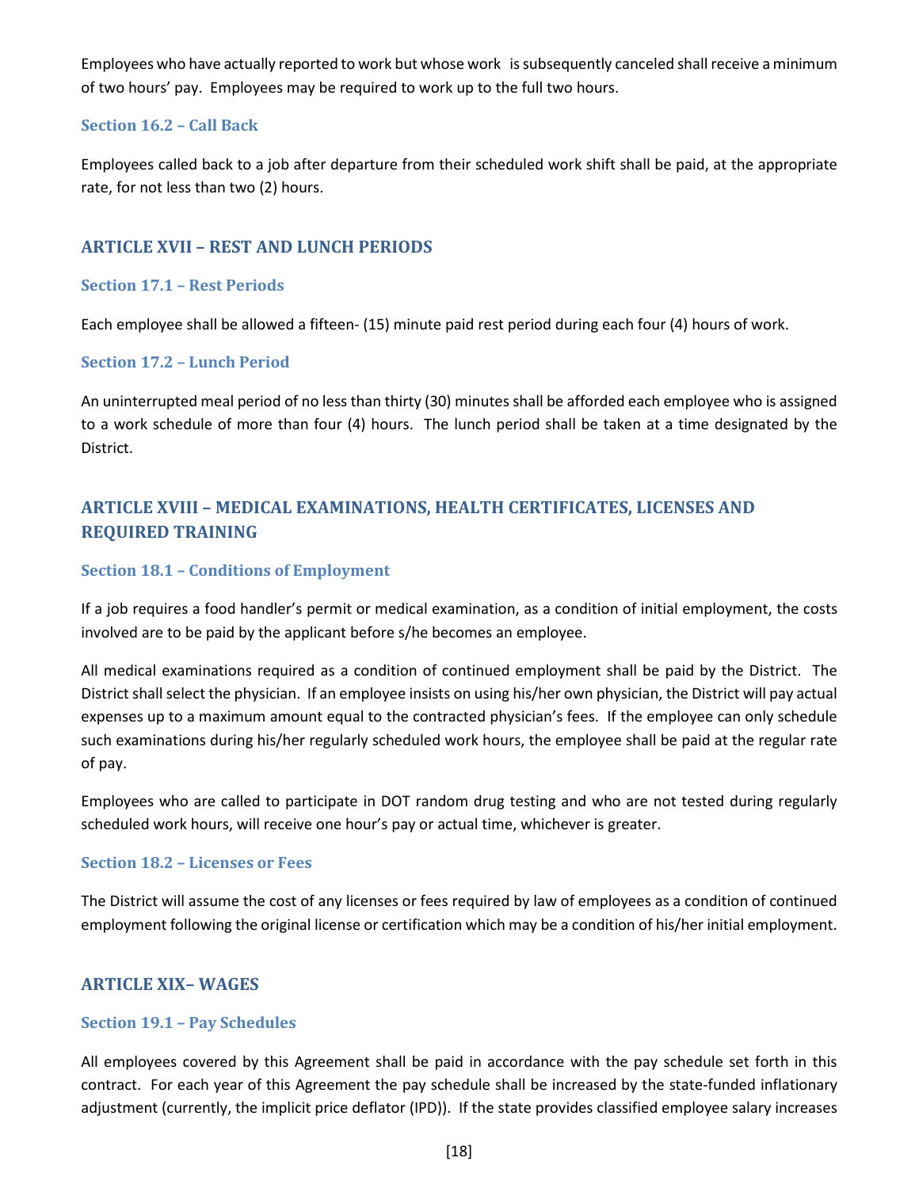Employees who have actually reported to work but whose work is subsequently canceled shall receive a minimum of two hours' pay. Employees may be required to work up to the full two hours.

### Section 16.2 – Call Back

Employees called back to a job after departure from their scheduled work shift shall be paid, at the appropriate rate, for not less than two (2) hours.

## ARTICLE XVII – REST AND LUNCH PERIODS

### Section 17.1 – Rest Periods

Each employee shall be allowed a fifteen- (15) minute paid rest period during each four (4) hours of work.

### Section 17.2 – Lunch Period

An uninterrupted meal period of no less than thirty (30) minutes shall be afforded each employee who is assigned to a work schedule of more than four (4) hours. The lunch period shall be taken at a time designated by the District.

## ARTICLE XVIII – MEDICAL EXAMINATIONS, HEALTH CERTIFICATES, LICENSES AND REQUIRED TRAINING

### Section 18.1 – Conditions of Employment

If a job requires a food handler's permit or medical examination, as a condition of initial employment, the costs involved are to be paid by the applicant before s/he becomes an employee.

All medical examinations required as a condition of continued employment shall be paid by the District. The District shall select the physician. If an employee insists on using his/her own physician, the District will pay actual expenses up to a maximum amount equal to the contracted physician's fees. If the employee can only schedule such examinations during his/her regularly scheduled work hours, the employee shall be paid at the regular rate of pay.

Employees who are called to participate in DOT random drug testing and who are not tested during regularly scheduled work hours, will receive one hour's pay or actual time, whichever is greater.

### Section 18.2 – Licenses or Fees

The District will assume the cost of any licenses or fees required by law of employees as a condition of continued employment following the original license or certification which may be a condition of his/her initial employment.

## ARTICLE XIX– WAGES

### Section 19.1 – Pay Schedules

All employees covered by this Agreement shall be paid in accordance with the pay schedule set forth in this contract. For each year of this Agreement the pay schedule shall be increased by the state-funded inflationary adjustment (currently, the implicit price deflator (IPD)). If the state provides classified employee salary increases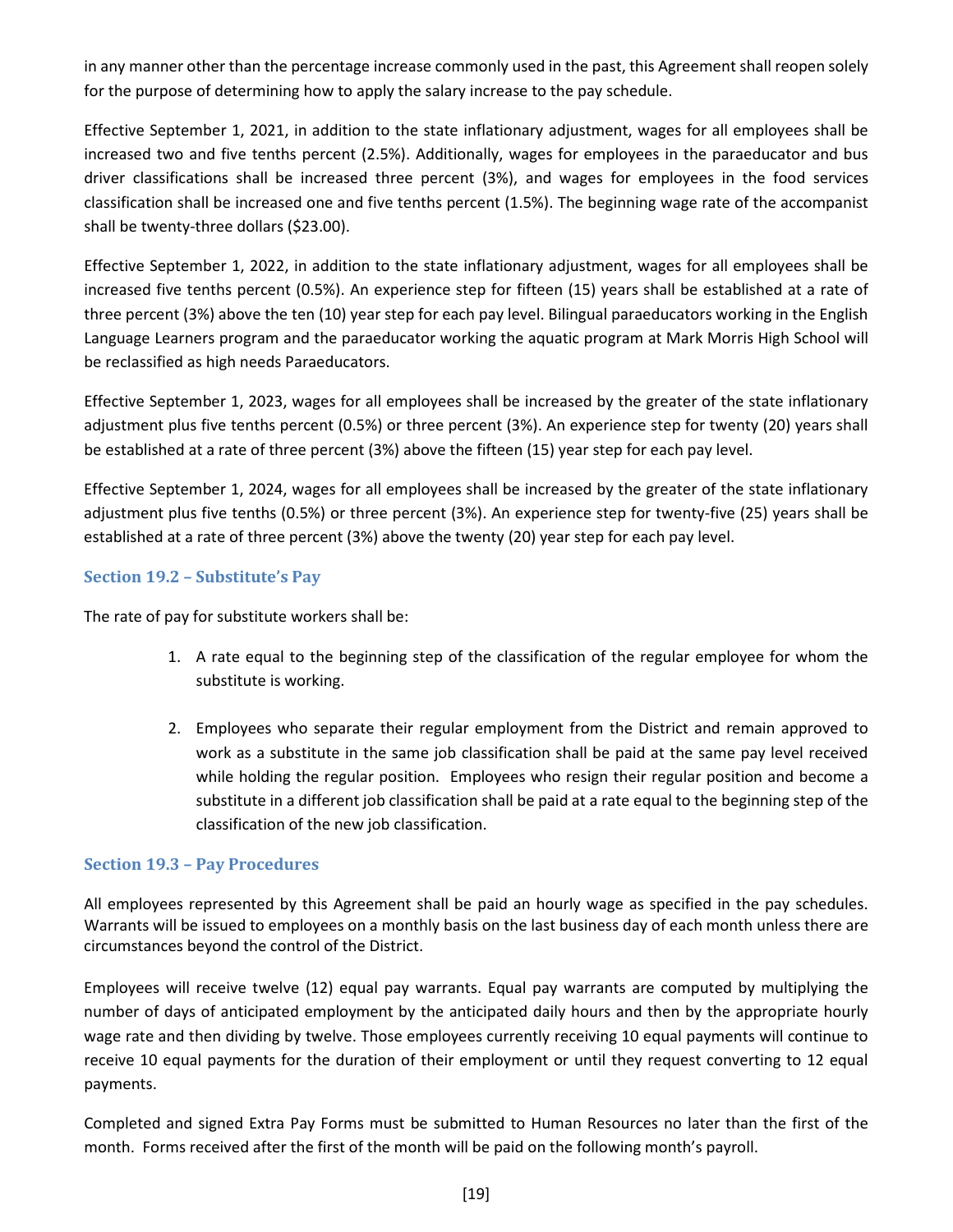in any manner other than the percentage increase commonly used in the past, this Agreement shall reopen solely for the purpose of determining how to apply the salary increase to the pay schedule.

Effective September 1, 2021, in addition to the state inflationary adjustment, wages for all employees shall be increased two and five tenths percent (2.5%). Additionally, wages for employees in the paraeducator and bus driver classifications shall be increased three percent (3%), and wages for employees in the food services classification shall be increased one and five tenths percent (1.5%). The beginning wage rate of the accompanist shall be twenty-three dollars ($23.00).

Effective September 1, 2022, in addition to the state inflationary adjustment, wages for all employees shall be increased five tenths percent (0.5%). An experience step for fifteen (15) years shall be established at a rate of three percent (3%) above the ten (10) year step for each pay level. Bilingual paraeducators working in the English Language Learners program and the paraeducator working the aquatic program at Mark Morris High School will be reclassified as high needs Paraeducators.

Effective September 1, 2023, wages for all employees shall be increased by the greater of the state inflationary adjustment plus five tenths percent (0.5%) or three percent (3%). An experience step for twenty (20) years shall be established at a rate of three percent (3%) above the fifteen (15) year step for each pay level.

Effective September 1, 2024, wages for all employees shall be increased by the greater of the state inflationary adjustment plus five tenths (0.5%) or three percent (3%). An experience step for twenty-five (25) years shall be established at a rate of three percent (3%) above the twenty (20) year step for each pay level.

### Section 19.2 – Substitute's Pay

The rate of pay for substitute workers shall be:

1. A rate equal to the beginning step of the classification of the regular employee for whom the substitute is working.

2. Employees who separate their regular employment from the District and remain approved to work as a substitute in the same job classification shall be paid at the same pay level received while holding the regular position. Employees who resign their regular position and become a substitute in a different job classification shall be paid at a rate equal to the beginning step of the classification of the new job classification.

### Section 19.3 – Pay Procedures

All employees represented by this Agreement shall be paid an hourly wage as specified in the pay schedules. Warrants will be issued to employees on a monthly basis on the last business day of each month unless there are circumstances beyond the control of the District.

Employees will receive twelve (12) equal pay warrants. Equal pay warrants are computed by multiplying the number of days of anticipated employment by the anticipated daily hours and then by the appropriate hourly wage rate and then dividing by twelve. Those employees currently receiving 10 equal payments will continue to receive 10 equal payments for the duration of their employment or until they request converting to 12 equal payments.

Completed and signed Extra Pay Forms must be submitted to Human Resources no later than the first of the month. Forms received after the first of the month will be paid on the following month's payroll.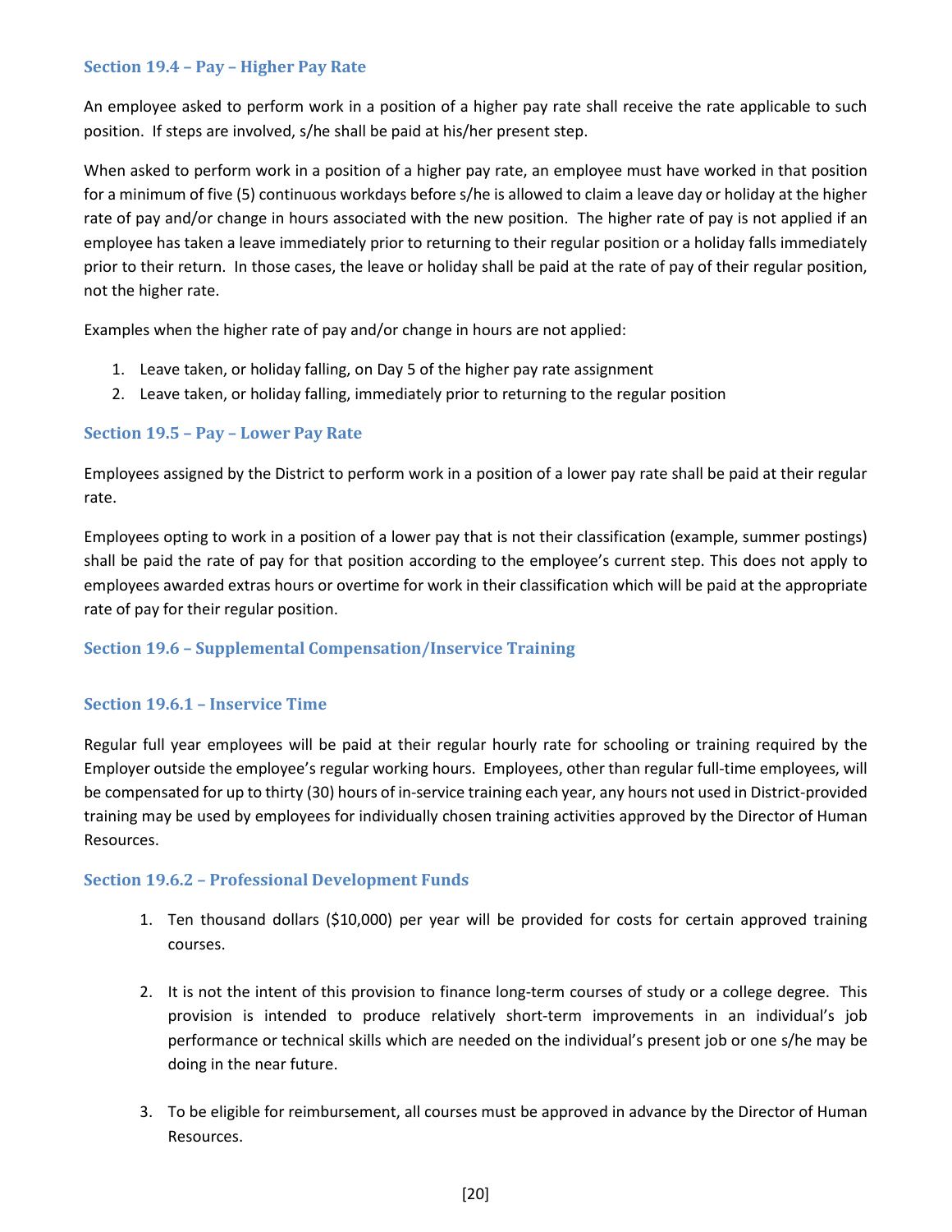### Section 19.4 – Pay – Higher Pay Rate

An employee asked to perform work in a position of a higher pay rate shall receive the rate applicable to such position. If steps are involved, s/he shall be paid at his/her present step.

When asked to perform work in a position of a higher pay rate, an employee must have worked in that position for a minimum of five (5) continuous workdays before s/he is allowed to claim a leave day or holiday at the higher rate of pay and/or change in hours associated with the new position. The higher rate of pay is not applied if an employee has taken a leave immediately prior to returning to their regular position or a holiday falls immediately prior to their return. In those cases, the leave or holiday shall be paid at the rate of pay of their regular position, not the higher rate.

Examples when the higher rate of pay and/or change in hours are not applied:

1. Leave taken, or holiday falling, on Day 5 of the higher pay rate assignment
2. Leave taken, or holiday falling, immediately prior to returning to the regular position

### Section 19.5 – Pay – Lower Pay Rate

Employees assigned by the District to perform work in a position of a lower pay rate shall be paid at their regular rate.

Employees opting to work in a position of a lower pay that is not their classification (example, summer postings) shall be paid the rate of pay for that position according to the employee's current step. This does not apply to employees awarded extras hours or overtime for work in their classification which will be paid at the appropriate rate of pay for their regular position.

### Section 19.6 – Supplemental Compensation/Inservice Training

#### Section 19.6.1 – Inservice Time

Regular full year employees will be paid at their regular hourly rate for schooling or training required by the Employer outside the employee's regular working hours. Employees, other than regular full-time employees, will be compensated for up to thirty (30) hours of in-service training each year, any hours not used in District-provided training may be used by employees for individually chosen training activities approved by the Director of Human Resources.

#### Section 19.6.2 – Professional Development Funds

1. Ten thousand dollars ($10,000) per year will be provided for costs for certain approved training courses.

2. It is not the intent of this provision to finance long-term courses of study or a college degree. This provision is intended to produce relatively short-term improvements in an individual's job performance or technical skills which are needed on the individual's present job or one s/he may be doing in the near future.

3. To be eligible for reimbursement, all courses must be approved in advance by the Director of Human Resources.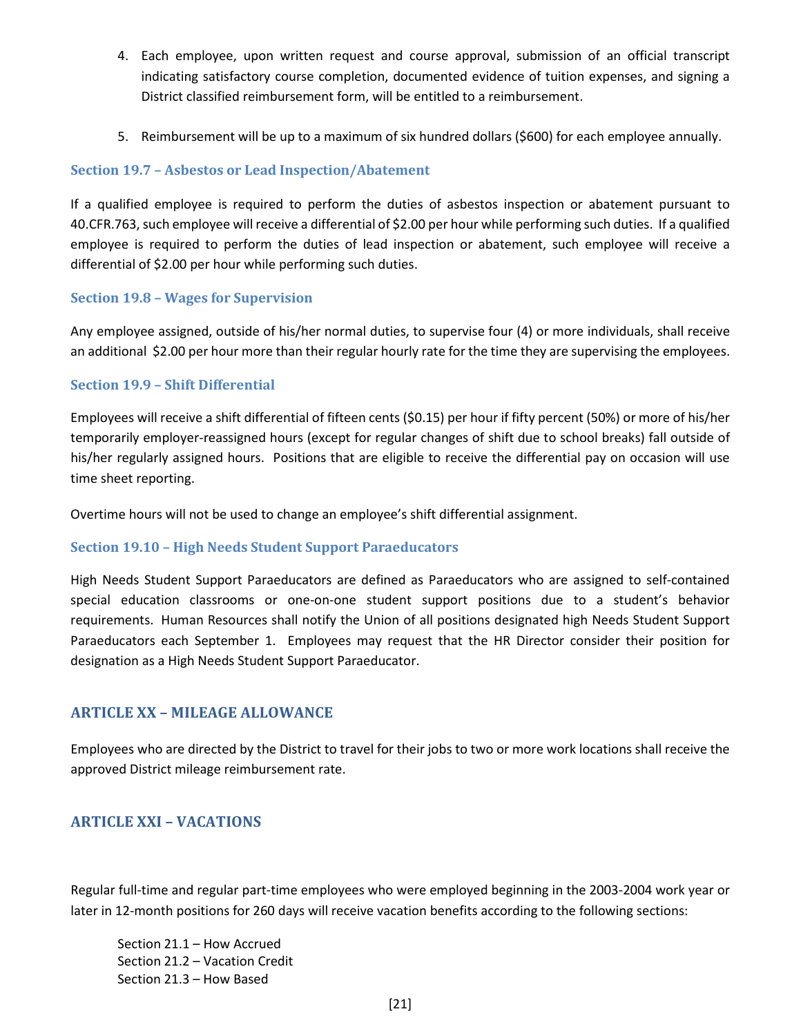4. Each employee, upon written request and course approval, submission of an official transcript indicating satisfactory course completion, documented evidence of tuition expenses, and signing a District classified reimbursement form, will be entitled to a reimbursement.

5. Reimbursement will be up to a maximum of six hundred dollars ($600) for each employee annually.

### Section 19.7 – Asbestos or Lead Inspection/Abatement

If a qualified employee is required to perform the duties of asbestos inspection or abatement pursuant to 40.CFR.763, such employee will receive a differential of $2.00 per hour while performing such duties. If a qualified employee is required to perform the duties of lead inspection or abatement, such employee will receive a differential of $2.00 per hour while performing such duties.

### Section 19.8 – Wages for Supervision

Any employee assigned, outside of his/her normal duties, to supervise four (4) or more individuals, shall receive an additional $2.00 per hour more than their regular hourly rate for the time they are supervising the employees.

### Section 19.9 – Shift Differential

Employees will receive a shift differential of fifteen cents ($0.15) per hour if fifty percent (50%) or more of his/her temporarily employer-reassigned hours (except for regular changes of shift due to school breaks) fall outside of his/her regularly assigned hours. Positions that are eligible to receive the differential pay on occasion will use time sheet reporting.

Overtime hours will not be used to change an employee's shift differential assignment.

### Section 19.10 – High Needs Student Support Paraeducators

High Needs Student Support Paraeducators are defined as Paraeducators who are assigned to self-contained special education classrooms or one-on-one student support positions due to a student's behavior requirements. Human Resources shall notify the Union of all positions designated high Needs Student Support Paraeducators each September 1. Employees may request that the HR Director consider their position for designation as a High Needs Student Support Paraeducator.

## ARTICLE XX – MILEAGE ALLOWANCE

Employees who are directed by the District to travel for their jobs to two or more work locations shall receive the approved District mileage reimbursement rate.

## ARTICLE XXI – VACATIONS

Regular full-time and regular part-time employees who were employed beginning in the 2003-2004 work year or later in 12-month positions for 260 days will receive vacation benefits according to the following sections:

Section 21.1 – How Accrued
Section 21.2 – Vacation Credit
Section 21.3 – How Based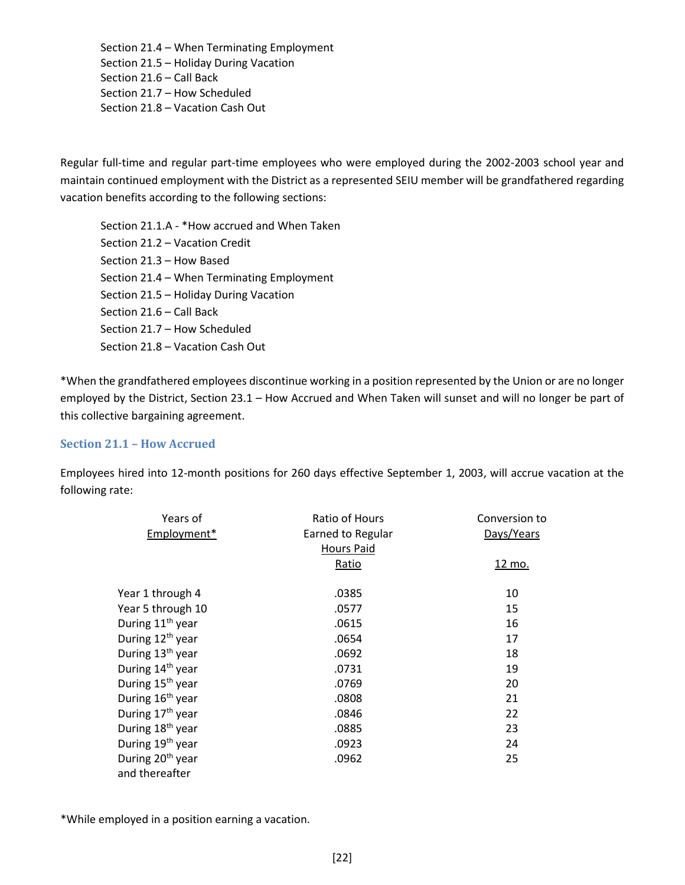Section 21.4 – When Terminating Employment
Section 21.5 – Holiday During Vacation
Section 21.6 – Call Back
Section 21.7 – How Scheduled
Section 21.8 – Vacation Cash Out

Regular full-time and regular part-time employees who were employed during the 2002-2003 school year and maintain continued employment with the District as a represented SEIU member will be grandfathered regarding vacation benefits according to the following sections:

Section 21.1.A - *How accrued and When Taken
Section 21.2 – Vacation Credit
Section 21.3 – How Based
Section 21.4 – When Terminating Employment
Section 21.5 – Holiday During Vacation
Section 21.6 – Call Back
Section 21.7 – How Scheduled
Section 21.8 – Vacation Cash Out

*When the grandfathered employees discontinue working in a position represented by the Union or are no longer employed by the District, Section 23.1 – How Accrued and When Taken will sunset and will no longer be part of this collective bargaining agreement.

### Section 21.1 – How Accrued

Employees hired into 12-month positions for 260 days effective September 1, 2003, will accrue vacation at the following rate:

| Years of Employment* | Ratio of Hours Earned to Regular Hours Paid Ratio | Conversion to Days/Years 12 mo. |
|---|---|---|
| Year 1 through 4 | .0385 | 10 |
| Year 5 through 10 | .0577 | 15 |
| During 11th year | .0615 | 16 |
| During 12th year | .0654 | 17 |
| During 13th year | .0692 | 18 |
| During 14th year | .0731 | 19 |
| During 15th year | .0769 | 20 |
| During 16th year | .0808 | 21 |
| During 17th year | .0846 | 22 |
| During 18th year | .0885 | 23 |
| During 19th year | .0923 | 24 |
| During 20th year and thereafter | .0962 | 25 |

*While employed in a position earning a vacation.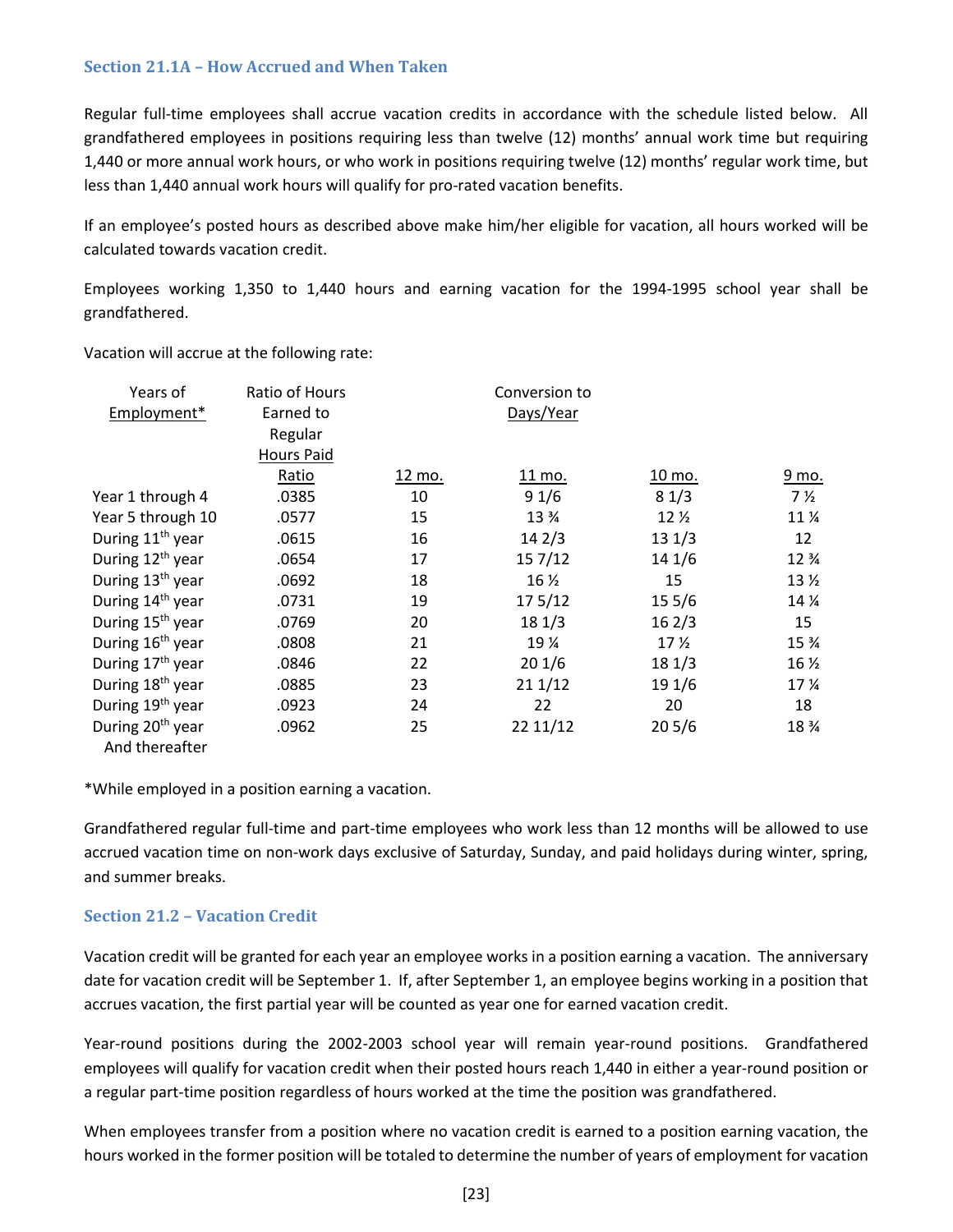### Section 21.1A – How Accrued and When Taken

Regular full-time employees shall accrue vacation credits in accordance with the schedule listed below. All grandfathered employees in positions requiring less than twelve (12) months' annual work time but requiring 1,440 or more annual work hours, or who work in positions requiring twelve (12) months' regular work time, but less than 1,440 annual work hours will qualify for pro-rated vacation benefits.

If an employee's posted hours as described above make him/her eligible for vacation, all hours worked will be calculated towards vacation credit.

Employees working 1,350 to 1,440 hours and earning vacation for the 1994-1995 school year shall be grandfathered.

Vacation will accrue at the following rate:

| Years of Employment* | Ratio of Hours Earned to Regular Hours Paid | Conversion to Days/Year | | | |
|---|---|---|---|---|---|
| | Ratio | 12 mo. | 11 mo. | 10 mo. | 9 mo. |
| Year 1 through 4 | .0385 | 10 | 9 1/6 | 8 1/3 | 7 ½ |
| Year 5 through 10 | .0577 | 15 | 13 ¾ | 12 ½ | 11 ¼ |
| During 11th year | .0615 | 16 | 14 2/3 | 13 1/3 | 12 |
| During 12th year | .0654 | 17 | 15 7/12 | 14 1/6 | 12 ¾ |
| During 13th year | .0692 | 18 | 16 ½ | 15 | 13 ½ |
| During 14th year | .0731 | 19 | 17 5/12 | 15 5/6 | 14 ¼ |
| During 15th year | .0769 | 20 | 18 1/3 | 16 2/3 | 15 |
| During 16th year | .0808 | 21 | 19 ¼ | 17 ½ | 15 ¾ |
| During 17th year | .0846 | 22 | 20 1/6 | 18 1/3 | 16 ½ |
| During 18th year | .0885 | 23 | 21 1/12 | 19 1/6 | 17 ¼ |
| During 19th year | .0923 | 24 | 22 | 20 | 18 |
| During 20th year And thereafter | .0962 | 25 | 22 11/12 | 20 5/6 | 18 ¾ |

*While employed in a position earning a vacation.

Grandfathered regular full-time and part-time employees who work less than 12 months will be allowed to use accrued vacation time on non-work days exclusive of Saturday, Sunday, and paid holidays during winter, spring, and summer breaks.

### Section 21.2 – Vacation Credit

Vacation credit will be granted for each year an employee works in a position earning a vacation. The anniversary date for vacation credit will be September 1. If, after September 1, an employee begins working in a position that accrues vacation, the first partial year will be counted as year one for earned vacation credit.

Year-round positions during the 2002-2003 school year will remain year-round positions. Grandfathered employees will qualify for vacation credit when their posted hours reach 1,440 in either a year-round position or a regular part-time position regardless of hours worked at the time the position was grandfathered.

When employees transfer from a position where no vacation credit is earned to a position earning vacation, the hours worked in the former position will be totaled to determine the number of years of employment for vacation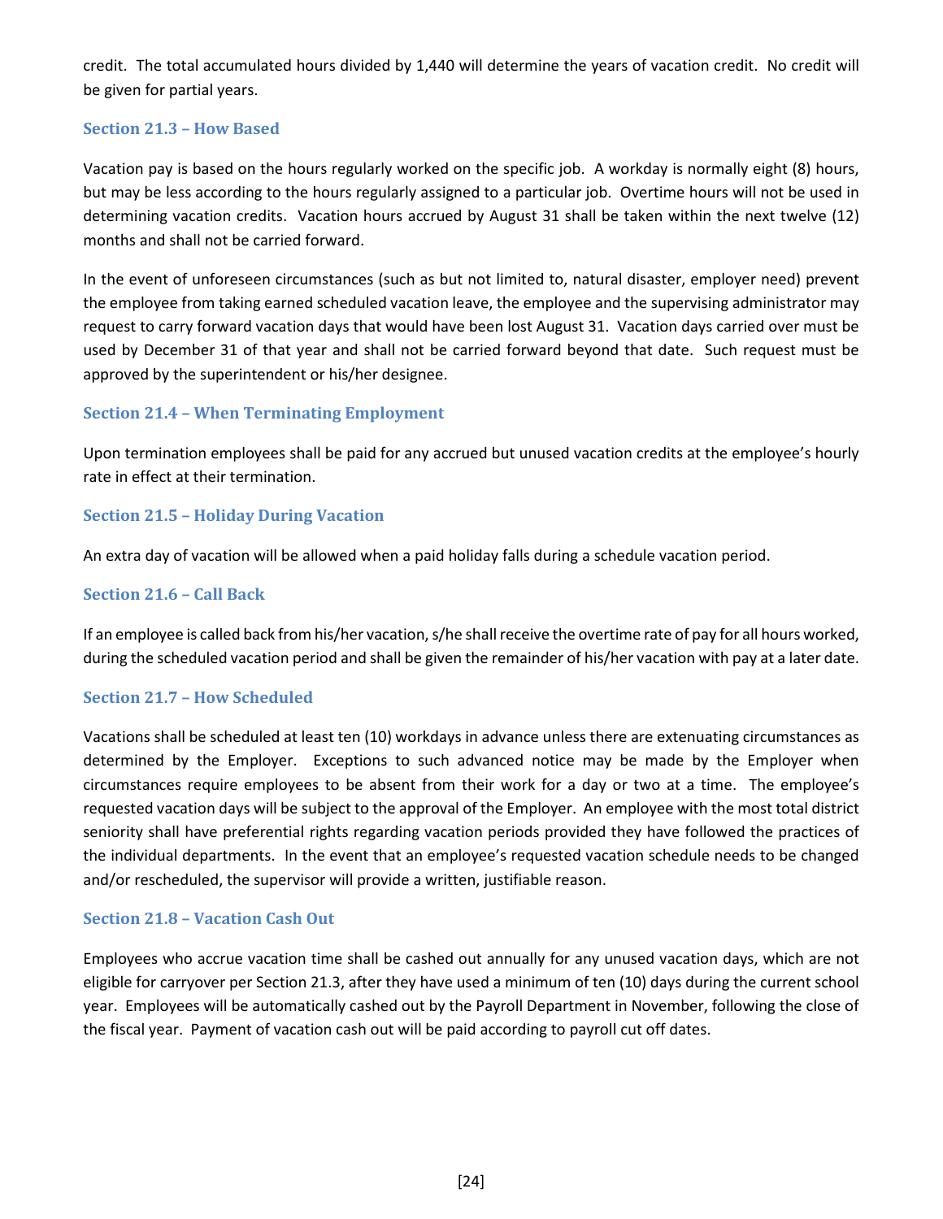credit. The total accumulated hours divided by 1,440 will determine the years of vacation credit. No credit will be given for partial years.

### Section 21.3 – How Based

Vacation pay is based on the hours regularly worked on the specific job. A workday is normally eight (8) hours, but may be less according to the hours regularly assigned to a particular job. Overtime hours will not be used in determining vacation credits. Vacation hours accrued by August 31 shall be taken within the next twelve (12) months and shall not be carried forward.

In the event of unforeseen circumstances (such as but not limited to, natural disaster, employer need) prevent the employee from taking earned scheduled vacation leave, the employee and the supervising administrator may request to carry forward vacation days that would have been lost August 31. Vacation days carried over must be used by December 31 of that year and shall not be carried forward beyond that date. Such request must be approved by the superintendent or his/her designee.

### Section 21.4 – When Terminating Employment

Upon termination employees shall be paid for any accrued but unused vacation credits at the employee's hourly rate in effect at their termination.

### Section 21.5 – Holiday During Vacation

An extra day of vacation will be allowed when a paid holiday falls during a schedule vacation period.

### Section 21.6 – Call Back

If an employee is called back from his/her vacation, s/he shall receive the overtime rate of pay for all hours worked, during the scheduled vacation period and shall be given the remainder of his/her vacation with pay at a later date.

### Section 21.7 – How Scheduled

Vacations shall be scheduled at least ten (10) workdays in advance unless there are extenuating circumstances as determined by the Employer. Exceptions to such advanced notice may be made by the Employer when circumstances require employees to be absent from their work for a day or two at a time. The employee's requested vacation days will be subject to the approval of the Employer. An employee with the most total district seniority shall have preferential rights regarding vacation periods provided they have followed the practices of the individual departments. In the event that an employee's requested vacation schedule needs to be changed and/or rescheduled, the supervisor will provide a written, justifiable reason.

### Section 21.8 – Vacation Cash Out

Employees who accrue vacation time shall be cashed out annually for any unused vacation days, which are not eligible for carryover per Section 21.3, after they have used a minimum of ten (10) days during the current school year. Employees will be automatically cashed out by the Payroll Department in November, following the close of the fiscal year. Payment of vacation cash out will be paid according to payroll cut off dates.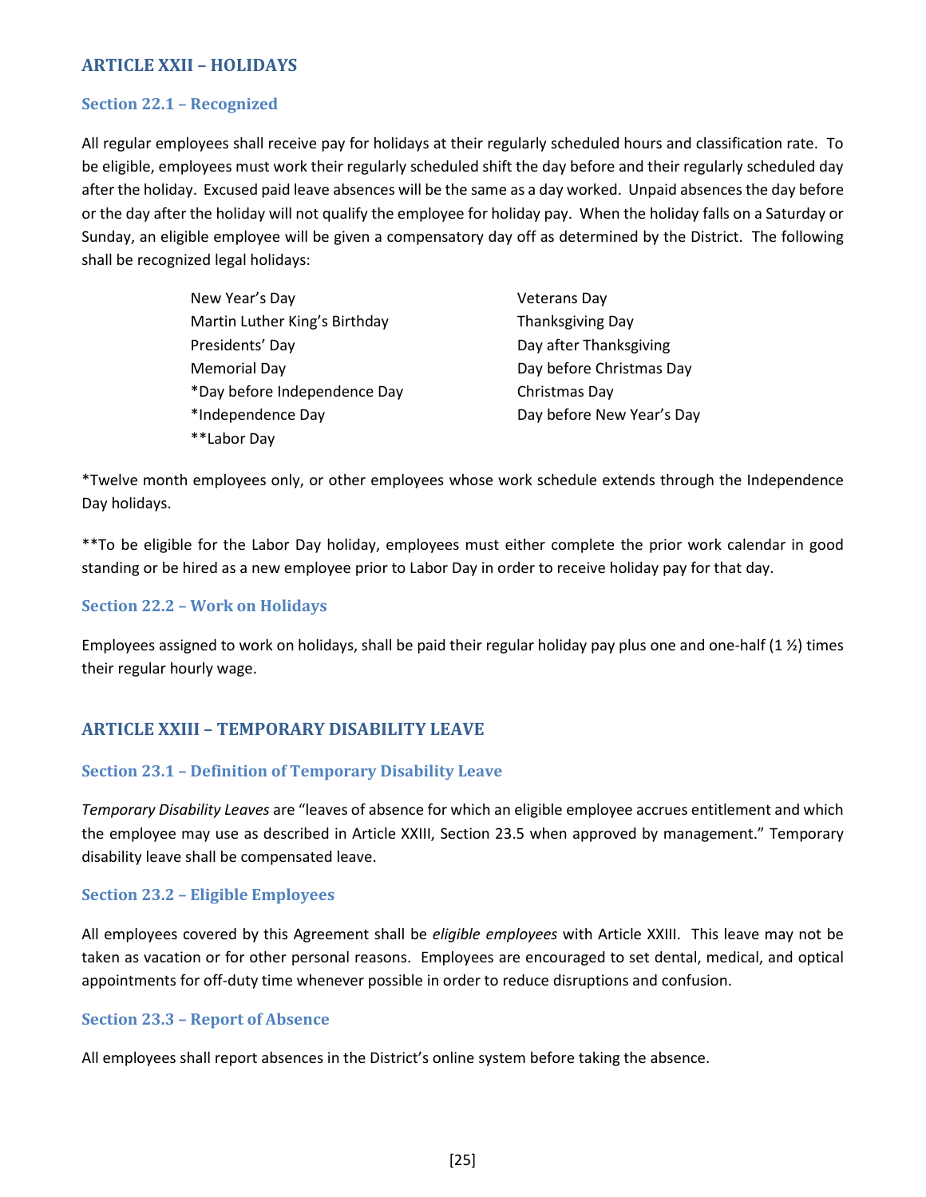## ARTICLE XXII – HOLIDAYS

### Section 22.1 – Recognized

All regular employees shall receive pay for holidays at their regularly scheduled hours and classification rate. To be eligible, employees must work their regularly scheduled shift the day before and their regularly scheduled day after the holiday. Excused paid leave absences will be the same as a day worked. Unpaid absences the day before or the day after the holiday will not qualify the employee for holiday pay. When the holiday falls on a Saturday or Sunday, an eligible employee will be given a compensatory day off as determined by the District. The following shall be recognized legal holidays:

- New Year's Day
- Martin Luther King's Birthday
- Presidents' Day
- Memorial Day
- *Day before Independence Day
- *Independence Day
- **Labor Day
- Veterans Day
- Thanksgiving Day
- Day after Thanksgiving
- Day before Christmas Day
- Christmas Day
- Day before New Year's Day

*Twelve month employees only, or other employees whose work schedule extends through the Independence Day holidays.

**To be eligible for the Labor Day holiday, employees must either complete the prior work calendar in good standing or be hired as a new employee prior to Labor Day in order to receive holiday pay for that day.

### Section 22.2 – Work on Holidays

Employees assigned to work on holidays, shall be paid their regular holiday pay plus one and one-half (1 ½) times their regular hourly wage.

## ARTICLE XXIII – TEMPORARY DISABILITY LEAVE

### Section 23.1 – Definition of Temporary Disability Leave

*Temporary Disability Leaves* are "leaves of absence for which an eligible employee accrues entitlement and which the employee may use as described in Article XXIII, Section 23.5 when approved by management." Temporary disability leave shall be compensated leave.

### Section 23.2 – Eligible Employees

All employees covered by this Agreement shall be *eligible employees* with Article XXIII. This leave may not be taken as vacation or for other personal reasons. Employees are encouraged to set dental, medical, and optical appointments for off-duty time whenever possible in order to reduce disruptions and confusion.

### Section 23.3 – Report of Absence

All employees shall report absences in the District's online system before taking the absence.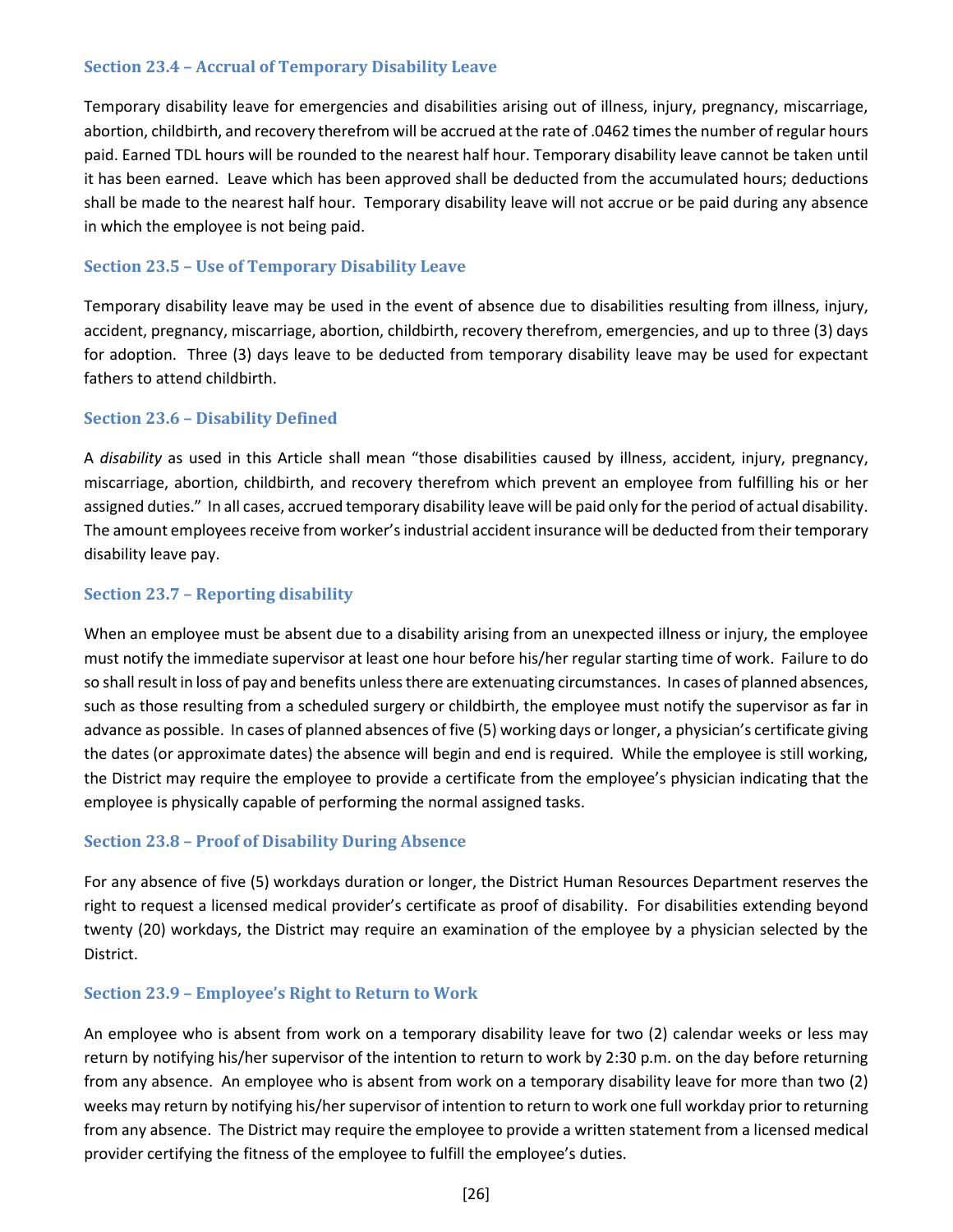### Section 23.4 – Accrual of Temporary Disability Leave

Temporary disability leave for emergencies and disabilities arising out of illness, injury, pregnancy, miscarriage, abortion, childbirth, and recovery therefrom will be accrued at the rate of .0462 times the number of regular hours paid. Earned TDL hours will be rounded to the nearest half hour. Temporary disability leave cannot be taken until it has been earned. Leave which has been approved shall be deducted from the accumulated hours; deductions shall be made to the nearest half hour. Temporary disability leave will not accrue or be paid during any absence in which the employee is not being paid.

### Section 23.5 – Use of Temporary Disability Leave

Temporary disability leave may be used in the event of absence due to disabilities resulting from illness, injury, accident, pregnancy, miscarriage, abortion, childbirth, recovery therefrom, emergencies, and up to three (3) days for adoption. Three (3) days leave to be deducted from temporary disability leave may be used for expectant fathers to attend childbirth.

### Section 23.6 – Disability Defined

A *disability* as used in this Article shall mean "those disabilities caused by illness, accident, injury, pregnancy, miscarriage, abortion, childbirth, and recovery therefrom which prevent an employee from fulfilling his or her assigned duties." In all cases, accrued temporary disability leave will be paid only for the period of actual disability. The amount employees receive from worker's industrial accident insurance will be deducted from their temporary disability leave pay.

### Section 23.7 – Reporting disability

When an employee must be absent due to a disability arising from an unexpected illness or injury, the employee must notify the immediate supervisor at least one hour before his/her regular starting time of work. Failure to do so shall result in loss of pay and benefits unless there are extenuating circumstances. In cases of planned absences, such as those resulting from a scheduled surgery or childbirth, the employee must notify the supervisor as far in advance as possible. In cases of planned absences of five (5) working days or longer, a physician's certificate giving the dates (or approximate dates) the absence will begin and end is required. While the employee is still working, the District may require the employee to provide a certificate from the employee's physician indicating that the employee is physically capable of performing the normal assigned tasks.

### Section 23.8 – Proof of Disability During Absence

For any absence of five (5) workdays duration or longer, the District Human Resources Department reserves the right to request a licensed medical provider's certificate as proof of disability. For disabilities extending beyond twenty (20) workdays, the District may require an examination of the employee by a physician selected by the District.

### Section 23.9 – Employee's Right to Return to Work

An employee who is absent from work on a temporary disability leave for two (2) calendar weeks or less may return by notifying his/her supervisor of the intention to return to work by 2:30 p.m. on the day before returning from any absence. An employee who is absent from work on a temporary disability leave for more than two (2) weeks may return by notifying his/her supervisor of intention to return to work one full workday prior to returning from any absence. The District may require the employee to provide a written statement from a licensed medical provider certifying the fitness of the employee to fulfill the employee's duties.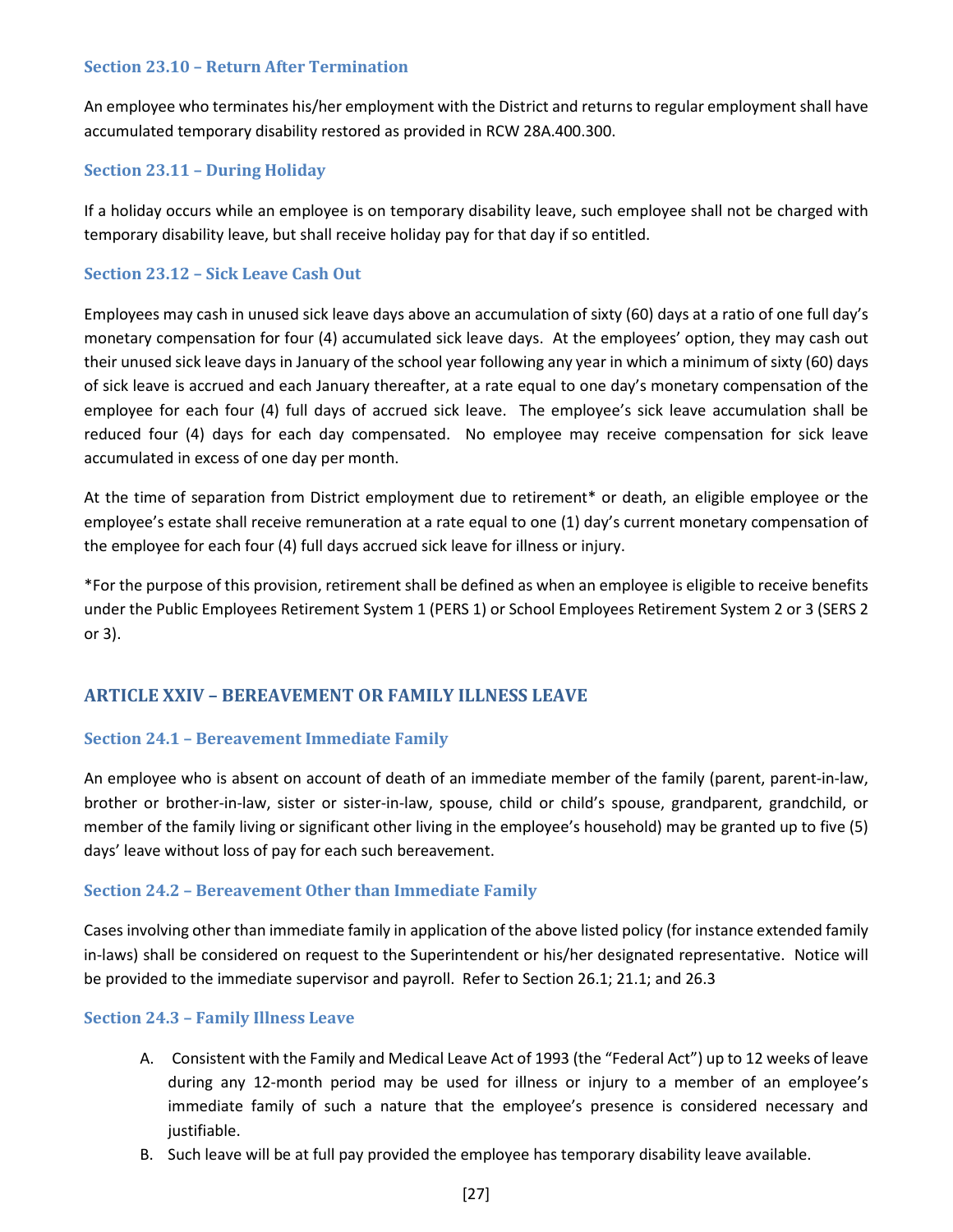### Section 23.10 – Return After Termination

An employee who terminates his/her employment with the District and returns to regular employment shall have accumulated temporary disability restored as provided in RCW 28A.400.300.

### Section 23.11 – During Holiday

If a holiday occurs while an employee is on temporary disability leave, such employee shall not be charged with temporary disability leave, but shall receive holiday pay for that day if so entitled.

### Section 23.12 – Sick Leave Cash Out

Employees may cash in unused sick leave days above an accumulation of sixty (60) days at a ratio of one full day's monetary compensation for four (4) accumulated sick leave days. At the employees' option, they may cash out their unused sick leave days in January of the school year following any year in which a minimum of sixty (60) days of sick leave is accrued and each January thereafter, at a rate equal to one day's monetary compensation of the employee for each four (4) full days of accrued sick leave. The employee's sick leave accumulation shall be reduced four (4) days for each day compensated. No employee may receive compensation for sick leave accumulated in excess of one day per month.

At the time of separation from District employment due to retirement* or death, an eligible employee or the employee's estate shall receive remuneration at a rate equal to one (1) day's current monetary compensation of the employee for each four (4) full days accrued sick leave for illness or injury.

*For the purpose of this provision, retirement shall be defined as when an employee is eligible to receive benefits under the Public Employees Retirement System 1 (PERS 1) or School Employees Retirement System 2 or 3 (SERS 2 or 3).

## ARTICLE XXIV – BEREAVEMENT OR FAMILY ILLNESS LEAVE

### Section 24.1 – Bereavement Immediate Family

An employee who is absent on account of death of an immediate member of the family (parent, parent-in-law, brother or brother-in-law, sister or sister-in-law, spouse, child or child's spouse, grandparent, grandchild, or member of the family living or significant other living in the employee's household) may be granted up to five (5) days' leave without loss of pay for each such bereavement.

### Section 24.2 – Bereavement Other than Immediate Family

Cases involving other than immediate family in application of the above listed policy (for instance extended family in-laws) shall be considered on request to the Superintendent or his/her designated representative. Notice will be provided to the immediate supervisor and payroll. Refer to Section 26.1; 21.1; and 26.3

### Section 24.3 – Family Illness Leave

A. Consistent with the Family and Medical Leave Act of 1993 (the "Federal Act") up to 12 weeks of leave during any 12-month period may be used for illness or injury to a member of an employee's immediate family of such a nature that the employee's presence is considered necessary and justifiable.
B. Such leave will be at full pay provided the employee has temporary disability leave available.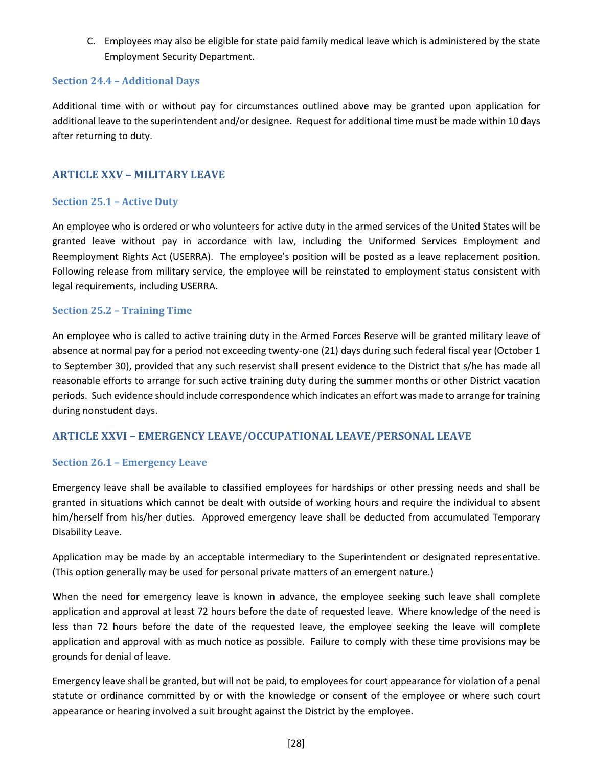C. Employees may also be eligible for state paid family medical leave which is administered by the state Employment Security Department.

### Section 24.4 – Additional Days

Additional time with or without pay for circumstances outlined above may be granted upon application for additional leave to the superintendent and/or designee. Request for additional time must be made within 10 days after returning to duty.

## ARTICLE XXV – MILITARY LEAVE

### Section 25.1 – Active Duty

An employee who is ordered or who volunteers for active duty in the armed services of the United States will be granted leave without pay in accordance with law, including the Uniformed Services Employment and Reemployment Rights Act (USERRA). The employee's position will be posted as a leave replacement position. Following release from military service, the employee will be reinstated to employment status consistent with legal requirements, including USERRA.

### Section 25.2 – Training Time

An employee who is called to active training duty in the Armed Forces Reserve will be granted military leave of absence at normal pay for a period not exceeding twenty-one (21) days during such federal fiscal year (October 1 to September 30), provided that any such reservist shall present evidence to the District that s/he has made all reasonable efforts to arrange for such active training duty during the summer months or other District vacation periods. Such evidence should include correspondence which indicates an effort was made to arrange for training during nonstudent days.

## ARTICLE XXVI – EMERGENCY LEAVE/OCCUPATIONAL LEAVE/PERSONAL LEAVE

### Section 26.1 – Emergency Leave

Emergency leave shall be available to classified employees for hardships or other pressing needs and shall be granted in situations which cannot be dealt with outside of working hours and require the individual to absent him/herself from his/her duties. Approved emergency leave shall be deducted from accumulated Temporary Disability Leave.

Application may be made by an acceptable intermediary to the Superintendent or designated representative. (This option generally may be used for personal private matters of an emergent nature.)

When the need for emergency leave is known in advance, the employee seeking such leave shall complete application and approval at least 72 hours before the date of requested leave. Where knowledge of the need is less than 72 hours before the date of the requested leave, the employee seeking the leave will complete application and approval with as much notice as possible. Failure to comply with these time provisions may be grounds for denial of leave.

Emergency leave shall be granted, but will not be paid, to employees for court appearance for violation of a penal statute or ordinance committed by or with the knowledge or consent of the employee or where such court appearance or hearing involved a suit brought against the District by the employee.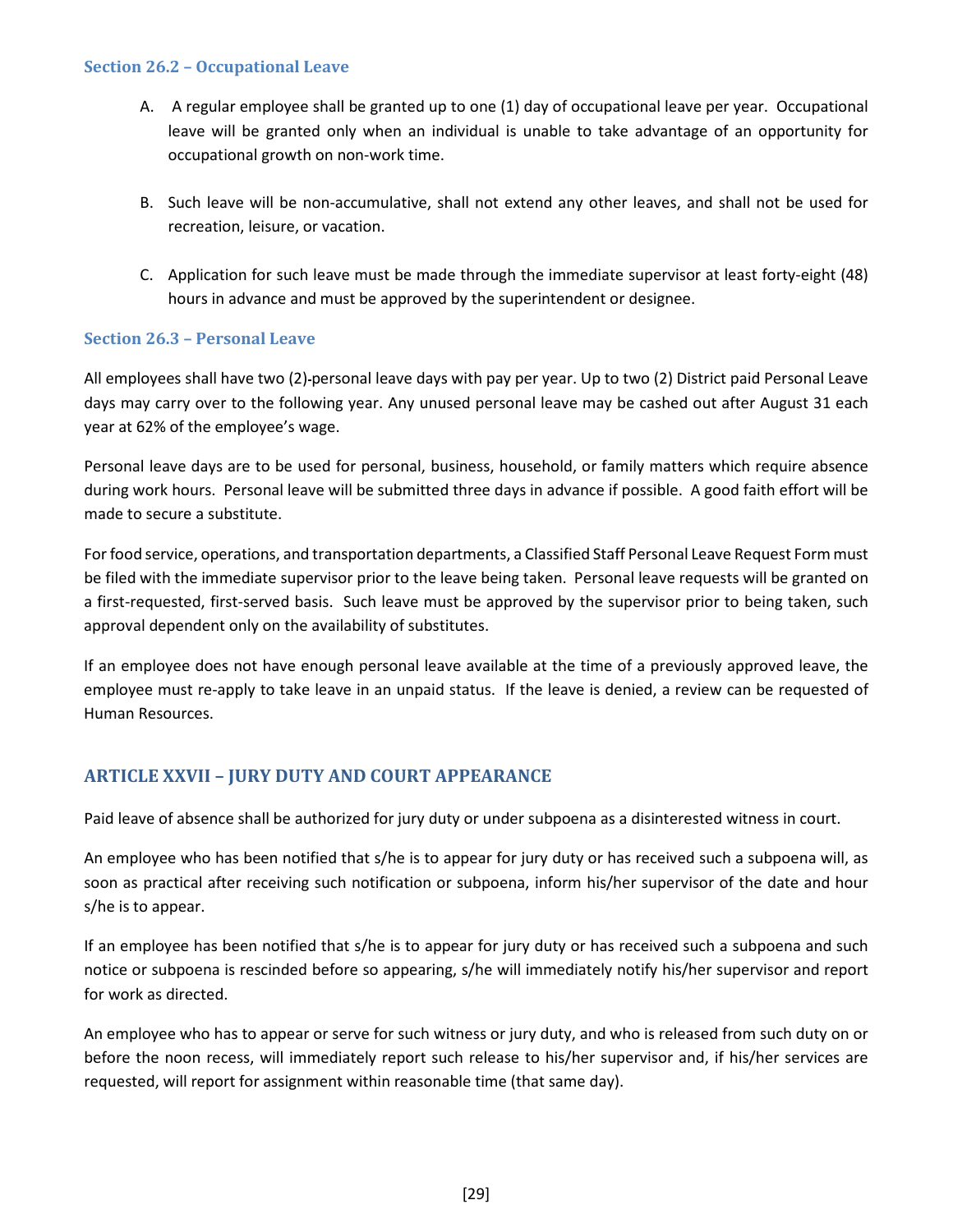### Section 26.2 – Occupational Leave

A. A regular employee shall be granted up to one (1) day of occupational leave per year. Occupational leave will be granted only when an individual is unable to take advantage of an opportunity for occupational growth on non-work time.

B. Such leave will be non-accumulative, shall not extend any other leaves, and shall not be used for recreation, leisure, or vacation.

C. Application for such leave must be made through the immediate supervisor at least forty-eight (48) hours in advance and must be approved by the superintendent or designee.

### Section 26.3 – Personal Leave

All employees shall have two (2)-personal leave days with pay per year. Up to two (2) District paid Personal Leave days may carry over to the following year. Any unused personal leave may be cashed out after August 31 each year at 62% of the employee's wage.

Personal leave days are to be used for personal, business, household, or family matters which require absence during work hours. Personal leave will be submitted three days in advance if possible. A good faith effort will be made to secure a substitute.

For food service, operations, and transportation departments, a Classified Staff Personal Leave Request Form must be filed with the immediate supervisor prior to the leave being taken. Personal leave requests will be granted on a first-requested, first-served basis. Such leave must be approved by the supervisor prior to being taken, such approval dependent only on the availability of substitutes.

If an employee does not have enough personal leave available at the time of a previously approved leave, the employee must re-apply to take leave in an unpaid status. If the leave is denied, a review can be requested of Human Resources.

## ARTICLE XXVII – JURY DUTY AND COURT APPEARANCE

Paid leave of absence shall be authorized for jury duty or under subpoena as a disinterested witness in court.

An employee who has been notified that s/he is to appear for jury duty or has received such a subpoena will, as soon as practical after receiving such notification or subpoena, inform his/her supervisor of the date and hour s/he is to appear.

If an employee has been notified that s/he is to appear for jury duty or has received such a subpoena and such notice or subpoena is rescinded before so appearing, s/he will immediately notify his/her supervisor and report for work as directed.

An employee who has to appear or serve for such witness or jury duty, and who is released from such duty on or before the noon recess, will immediately report such release to his/her supervisor and, if his/her services are requested, will report for assignment within reasonable time (that same day).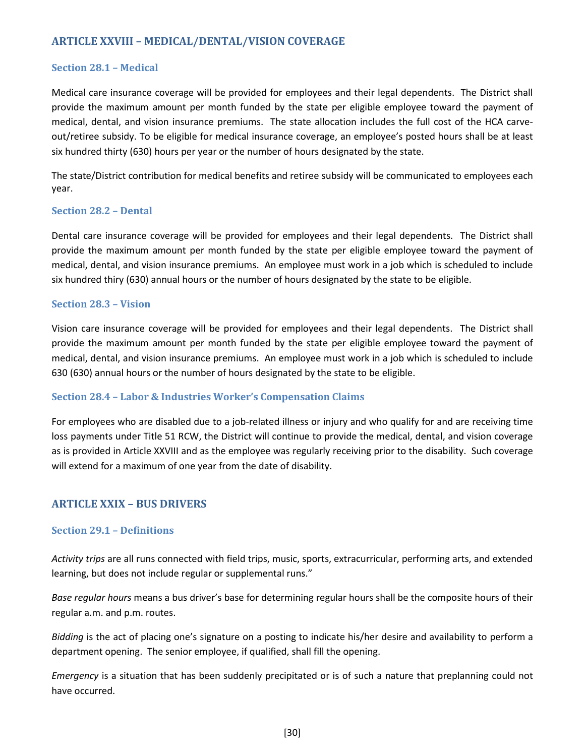## ARTICLE XXVIII – MEDICAL/DENTAL/VISION COVERAGE

### Section 28.1 – Medical

Medical care insurance coverage will be provided for employees and their legal dependents. The District shall provide the maximum amount per month funded by the state per eligible employee toward the payment of medical, dental, and vision insurance premiums. The state allocation includes the full cost of the HCA carve-out/retiree subsidy. To be eligible for medical insurance coverage, an employee's posted hours shall be at least six hundred thirty (630) hours per year or the number of hours designated by the state.

The state/District contribution for medical benefits and retiree subsidy will be communicated to employees each year.

### Section 28.2 – Dental

Dental care insurance coverage will be provided for employees and their legal dependents. The District shall provide the maximum amount per month funded by the state per eligible employee toward the payment of medical, dental, and vision insurance premiums. An employee must work in a job which is scheduled to include six hundred thiry (630) annual hours or the number of hours designated by the state to be eligible.

### Section 28.3 – Vision

Vision care insurance coverage will be provided for employees and their legal dependents. The District shall provide the maximum amount per month funded by the state per eligible employee toward the payment of medical, dental, and vision insurance premiums. An employee must work in a job which is scheduled to include 630 (630) annual hours or the number of hours designated by the state to be eligible.

### Section 28.4 – Labor & Industries Worker's Compensation Claims

For employees who are disabled due to a job-related illness or injury and who qualify for and are receiving time loss payments under Title 51 RCW, the District will continue to provide the medical, dental, and vision coverage as is provided in Article XXVIII and as the employee was regularly receiving prior to the disability. Such coverage will extend for a maximum of one year from the date of disability.

## ARTICLE XXIX – BUS DRIVERS

### Section 29.1 – Definitions

*Activity trips* are all runs connected with field trips, music, sports, extracurricular, performing arts, and extended learning, but does not include regular or supplemental runs."

*Base regular hours* means a bus driver's base for determining regular hours shall be the composite hours of their regular a.m. and p.m. routes.

*Bidding* is the act of placing one's signature on a posting to indicate his/her desire and availability to perform a department opening. The senior employee, if qualified, shall fill the opening.

*Emergency* is a situation that has been suddenly precipitated or is of such a nature that preplanning could not have occurred.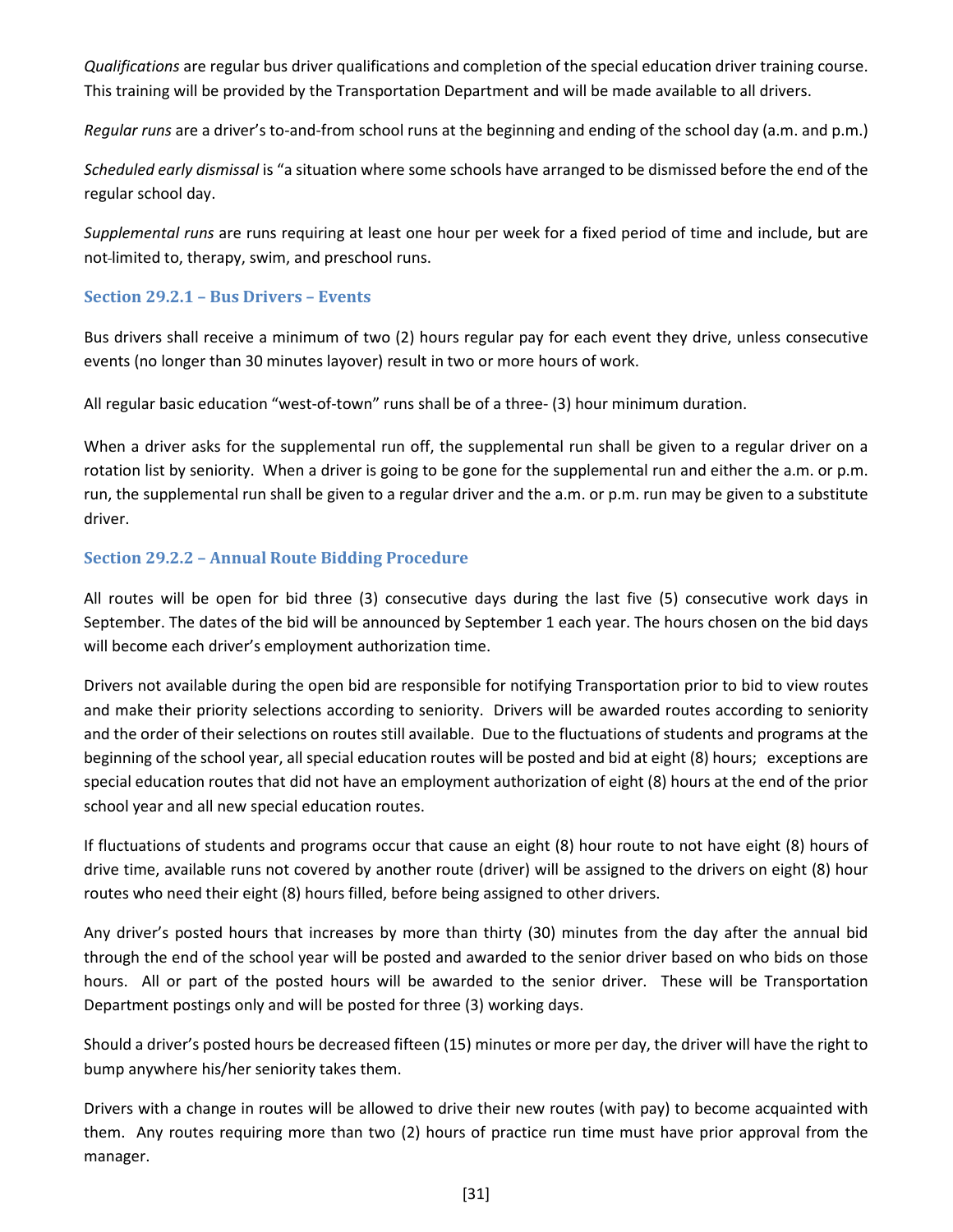*Qualifications* are regular bus driver qualifications and completion of the special education driver training course. This training will be provided by the Transportation Department and will be made available to all drivers.

*Regular runs* are a driver's to-and-from school runs at the beginning and ending of the school day (a.m. and p.m.)

*Scheduled early dismissal* is "a situation where some schools have arranged to be dismissed before the end of the regular school day.

*Supplemental runs* are runs requiring at least one hour per week for a fixed period of time and include, but are not-limited to, therapy, swim, and preschool runs.

### Section 29.2.1 – Bus Drivers – Events

Bus drivers shall receive a minimum of two (2) hours regular pay for each event they drive, unless consecutive events (no longer than 30 minutes layover) result in two or more hours of work.

All regular basic education "west-of-town" runs shall be of a three- (3) hour minimum duration.

When a driver asks for the supplemental run off, the supplemental run shall be given to a regular driver on a rotation list by seniority. When a driver is going to be gone for the supplemental run and either the a.m. or p.m. run, the supplemental run shall be given to a regular driver and the a.m. or p.m. run may be given to a substitute driver.

### Section 29.2.2 – Annual Route Bidding Procedure

All routes will be open for bid three (3) consecutive days during the last five (5) consecutive work days in September. The dates of the bid will be announced by September 1 each year. The hours chosen on the bid days will become each driver's employment authorization time.

Drivers not available during the open bid are responsible for notifying Transportation prior to bid to view routes and make their priority selections according to seniority. Drivers will be awarded routes according to seniority and the order of their selections on routes still available. Due to the fluctuations of students and programs at the beginning of the school year, all special education routes will be posted and bid at eight (8) hours; exceptions are special education routes that did not have an employment authorization of eight (8) hours at the end of the prior school year and all new special education routes.

If fluctuations of students and programs occur that cause an eight (8) hour route to not have eight (8) hours of drive time, available runs not covered by another route (driver) will be assigned to the drivers on eight (8) hour routes who need their eight (8) hours filled, before being assigned to other drivers.

Any driver's posted hours that increases by more than thirty (30) minutes from the day after the annual bid through the end of the school year will be posted and awarded to the senior driver based on who bids on those hours. All or part of the posted hours will be awarded to the senior driver. These will be Transportation Department postings only and will be posted for three (3) working days.

Should a driver's posted hours be decreased fifteen (15) minutes or more per day, the driver will have the right to bump anywhere his/her seniority takes them.

Drivers with a change in routes will be allowed to drive their new routes (with pay) to become acquainted with them. Any routes requiring more than two (2) hours of practice run time must have prior approval from the manager.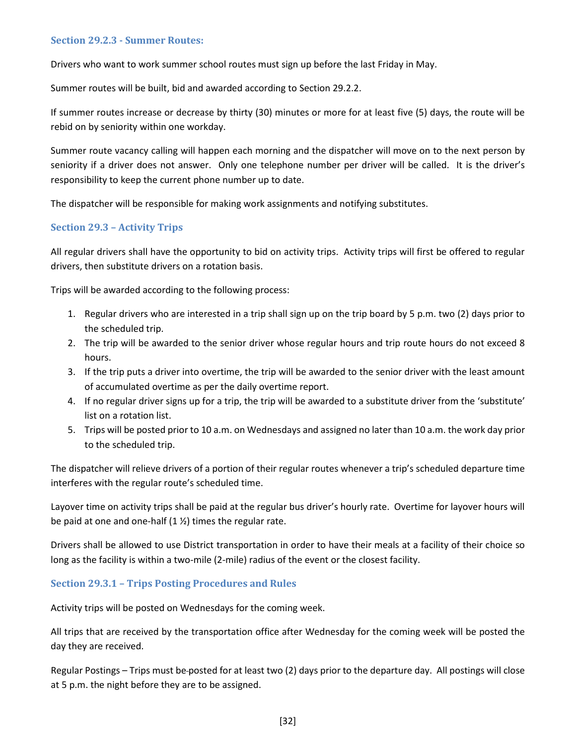### Section 29.2.3 - Summer Routes:

Drivers who want to work summer school routes must sign up before the last Friday in May.

Summer routes will be built, bid and awarded according to Section 29.2.2.

If summer routes increase or decrease by thirty (30) minutes or more for at least five (5) days, the route will be rebid on by seniority within one workday.

Summer route vacancy calling will happen each morning and the dispatcher will move on to the next person by seniority if a driver does not answer. Only one telephone number per driver will be called. It is the driver's responsibility to keep the current phone number up to date.

The dispatcher will be responsible for making work assignments and notifying substitutes.

### Section 29.3 – Activity Trips

All regular drivers shall have the opportunity to bid on activity trips. Activity trips will first be offered to regular drivers, then substitute drivers on a rotation basis.

Trips will be awarded according to the following process:

1. Regular drivers who are interested in a trip shall sign up on the trip board by 5 p.m. two (2) days prior to the scheduled trip.
2. The trip will be awarded to the senior driver whose regular hours and trip route hours do not exceed 8 hours.
3. If the trip puts a driver into overtime, the trip will be awarded to the senior driver with the least amount of accumulated overtime as per the daily overtime report.
4. If no regular driver signs up for a trip, the trip will be awarded to a substitute driver from the 'substitute' list on a rotation list.
5. Trips will be posted prior to 10 a.m. on Wednesdays and assigned no later than 10 a.m. the work day prior to the scheduled trip.

The dispatcher will relieve drivers of a portion of their regular routes whenever a trip's scheduled departure time interferes with the regular route's scheduled time.

Layover time on activity trips shall be paid at the regular bus driver's hourly rate. Overtime for layover hours will be paid at one and one-half (1 ½) times the regular rate.

Drivers shall be allowed to use District transportation in order to have their meals at a facility of their choice so long as the facility is within a two-mile (2-mile) radius of the event or the closest facility.

### Section 29.3.1 – Trips Posting Procedures and Rules

Activity trips will be posted on Wednesdays for the coming week.

All trips that are received by the transportation office after Wednesday for the coming week will be posted the day they are received.

Regular Postings – Trips must be posted for at least two (2) days prior to the departure day. All postings will close at 5 p.m. the night before they are to be assigned.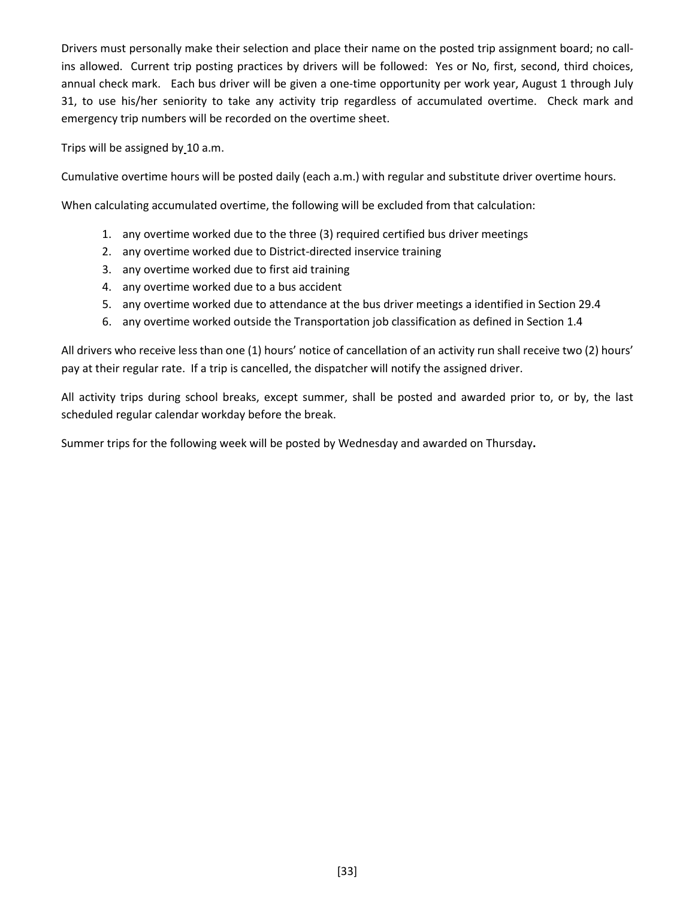Drivers must personally make their selection and place their name on the posted trip assignment board; no call-ins allowed. Current trip posting practices by drivers will be followed: Yes or No, first, second, third choices, annual check mark. Each bus driver will be given a one-time opportunity per work year, August 1 through July 31, to use his/her seniority to take any activity trip regardless of accumulated overtime. Check mark and emergency trip numbers will be recorded on the overtime sheet.

Trips will be assigned by 10 a.m.

Cumulative overtime hours will be posted daily (each a.m.) with regular and substitute driver overtime hours.

When calculating accumulated overtime, the following will be excluded from that calculation:

1. any overtime worked due to the three (3) required certified bus driver meetings
2. any overtime worked due to District-directed inservice training
3. any overtime worked due to first aid training
4. any overtime worked due to a bus accident
5. any overtime worked due to attendance at the bus driver meetings a identified in Section 29.4
6. any overtime worked outside the Transportation job classification as defined in Section 1.4

All drivers who receive less than one (1) hours' notice of cancellation of an activity run shall receive two (2) hours' pay at their regular rate. If a trip is cancelled, the dispatcher will notify the assigned driver.

All activity trips during school breaks, except summer, shall be posted and awarded prior to, or by, the last scheduled regular calendar workday before the break.

Summer trips for the following week will be posted by Wednesday and awarded on Thursday.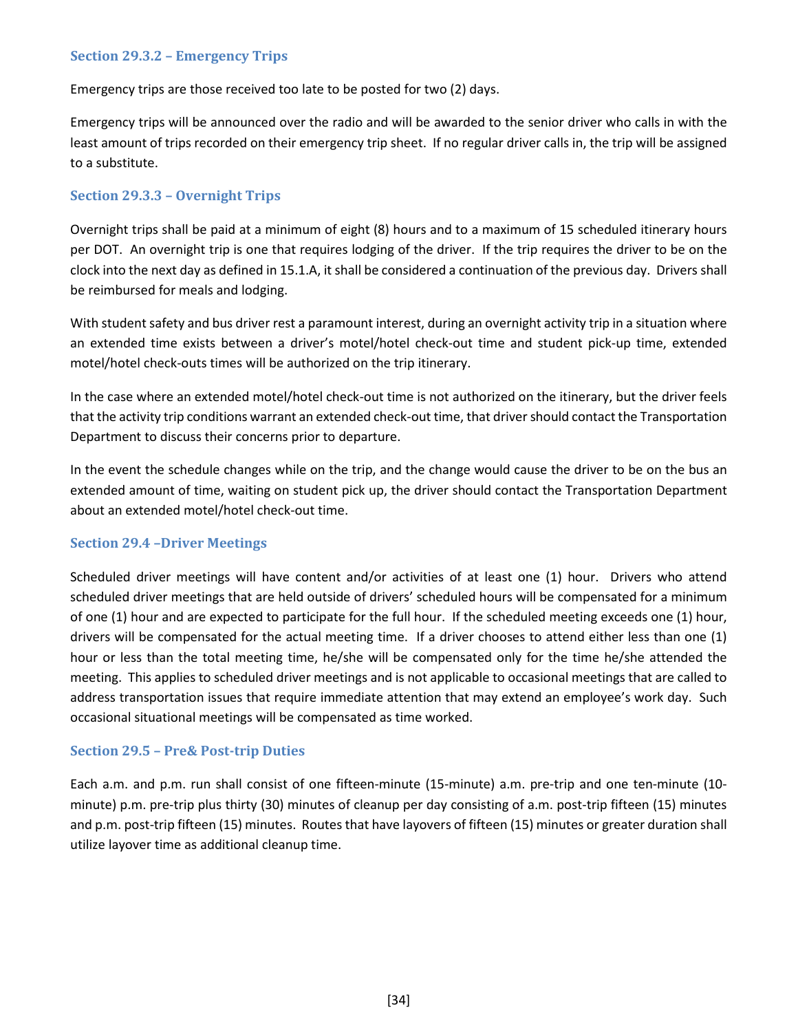### Section 29.3.2 – Emergency Trips

Emergency trips are those received too late to be posted for two (2) days.

Emergency trips will be announced over the radio and will be awarded to the senior driver who calls in with the least amount of trips recorded on their emergency trip sheet. If no regular driver calls in, the trip will be assigned to a substitute.

### Section 29.3.3 – Overnight Trips

Overnight trips shall be paid at a minimum of eight (8) hours and to a maximum of 15 scheduled itinerary hours per DOT. An overnight trip is one that requires lodging of the driver. If the trip requires the driver to be on the clock into the next day as defined in 15.1.A, it shall be considered a continuation of the previous day. Drivers shall be reimbursed for meals and lodging.

With student safety and bus driver rest a paramount interest, during an overnight activity trip in a situation where an extended time exists between a driver's motel/hotel check-out time and student pick-up time, extended motel/hotel check-outs times will be authorized on the trip itinerary.

In the case where an extended motel/hotel check-out time is not authorized on the itinerary, but the driver feels that the activity trip conditions warrant an extended check-out time, that driver should contact the Transportation Department to discuss their concerns prior to departure.

In the event the schedule changes while on the trip, and the change would cause the driver to be on the bus an extended amount of time, waiting on student pick up, the driver should contact the Transportation Department about an extended motel/hotel check-out time.

### Section 29.4 –Driver Meetings

Scheduled driver meetings will have content and/or activities of at least one (1) hour. Drivers who attend scheduled driver meetings that are held outside of drivers' scheduled hours will be compensated for a minimum of one (1) hour and are expected to participate for the full hour. If the scheduled meeting exceeds one (1) hour, drivers will be compensated for the actual meeting time. If a driver chooses to attend either less than one (1) hour or less than the total meeting time, he/she will be compensated only for the time he/she attended the meeting. This applies to scheduled driver meetings and is not applicable to occasional meetings that are called to address transportation issues that require immediate attention that may extend an employee's work day. Such occasional situational meetings will be compensated as time worked.

### Section 29.5 – Pre& Post-trip Duties

Each a.m. and p.m. run shall consist of one fifteen-minute (15-minute) a.m. pre-trip and one ten-minute (10-minute) p.m. pre-trip plus thirty (30) minutes of cleanup per day consisting of a.m. post-trip fifteen (15) minutes and p.m. post-trip fifteen (15) minutes. Routes that have layovers of fifteen (15) minutes or greater duration shall utilize layover time as additional cleanup time.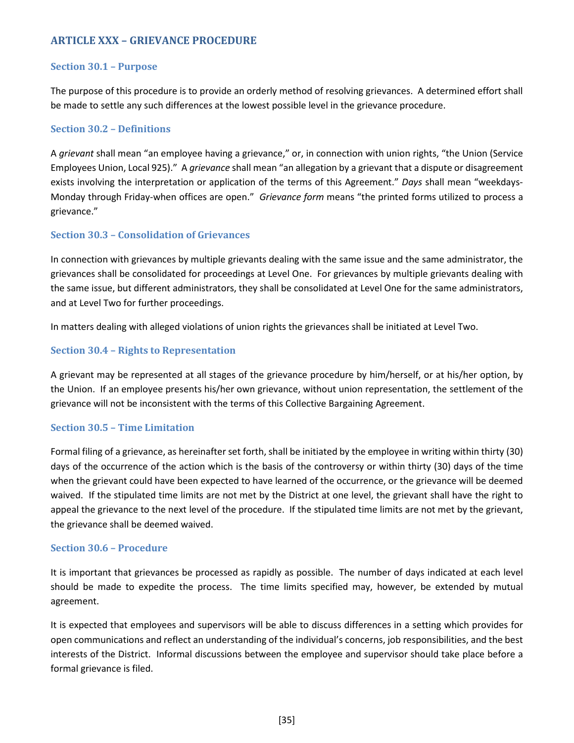## ARTICLE XXX – GRIEVANCE PROCEDURE

### Section 30.1 – Purpose

The purpose of this procedure is to provide an orderly method of resolving grievances. A determined effort shall be made to settle any such differences at the lowest possible level in the grievance procedure.

### Section 30.2 – Definitions

A *grievant* shall mean "an employee having a grievance," or, in connection with union rights, "the Union (Service Employees Union, Local 925)." A *grievance* shall mean "an allegation by a grievant that a dispute or disagreement exists involving the interpretation or application of the terms of this Agreement." *Days* shall mean "weekdays-Monday through Friday-when offices are open." *Grievance form* means "the printed forms utilized to process a grievance."

### Section 30.3 – Consolidation of Grievances

In connection with grievances by multiple grievants dealing with the same issue and the same administrator, the grievances shall be consolidated for proceedings at Level One. For grievances by multiple grievants dealing with the same issue, but different administrators, they shall be consolidated at Level One for the same administrators, and at Level Two for further proceedings.

In matters dealing with alleged violations of union rights the grievances shall be initiated at Level Two.

### Section 30.4 – Rights to Representation

A grievant may be represented at all stages of the grievance procedure by him/herself, or at his/her option, by the Union. If an employee presents his/her own grievance, without union representation, the settlement of the grievance will not be inconsistent with the terms of this Collective Bargaining Agreement.

### Section 30.5 – Time Limitation

Formal filing of a grievance, as hereinafter set forth, shall be initiated by the employee in writing within thirty (30) days of the occurrence of the action which is the basis of the controversy or within thirty (30) days of the time when the grievant could have been expected to have learned of the occurrence, or the grievance will be deemed waived. If the stipulated time limits are not met by the District at one level, the grievant shall have the right to appeal the grievance to the next level of the procedure. If the stipulated time limits are not met by the grievant, the grievance shall be deemed waived.

### Section 30.6 – Procedure

It is important that grievances be processed as rapidly as possible. The number of days indicated at each level should be made to expedite the process. The time limits specified may, however, be extended by mutual agreement.

It is expected that employees and supervisors will be able to discuss differences in a setting which provides for open communications and reflect an understanding of the individual's concerns, job responsibilities, and the best interests of the District. Informal discussions between the employee and supervisor should take place before a formal grievance is filed.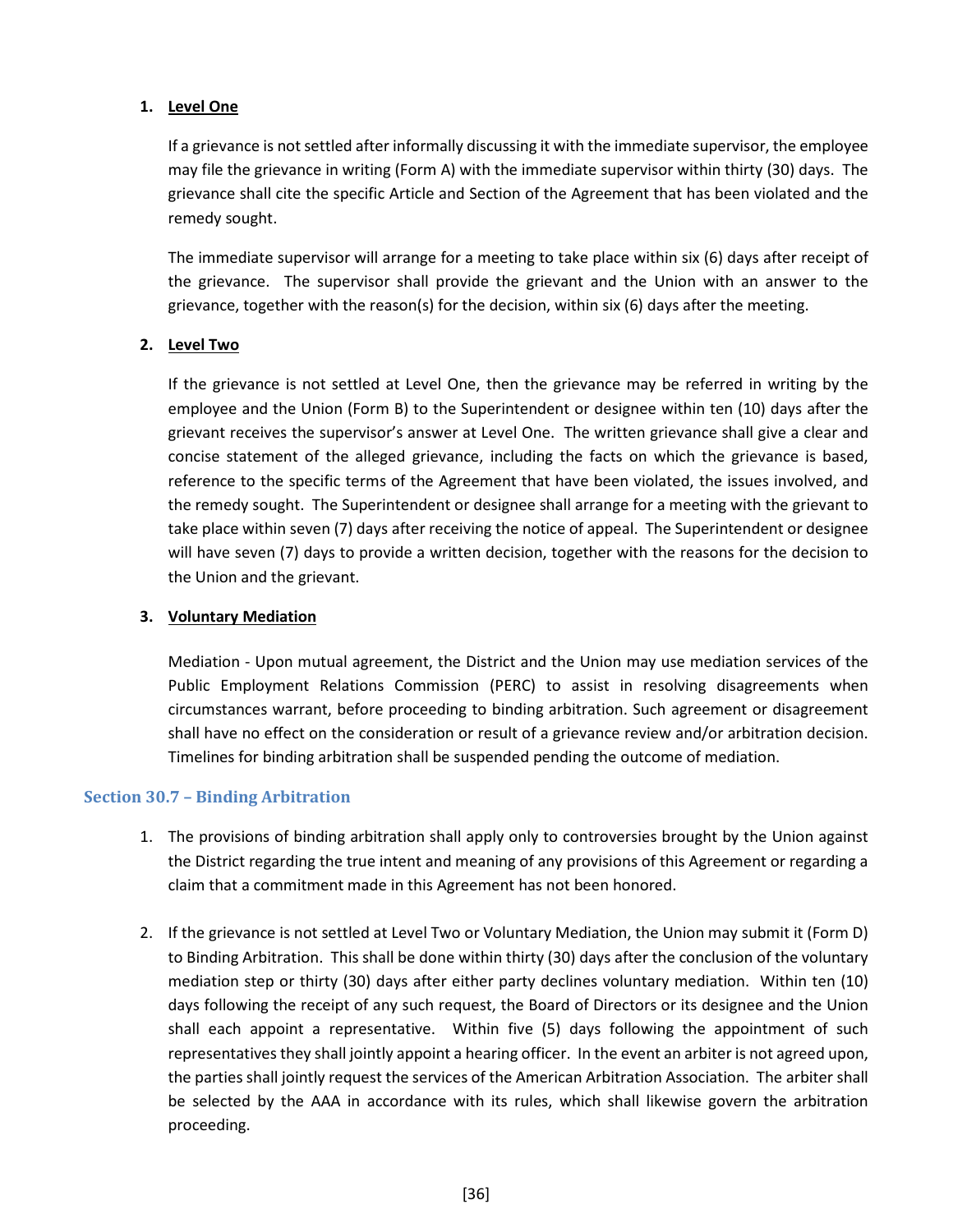1. **Level One**

   If a grievance is not settled after informally discussing it with the immediate supervisor, the employee may file the grievance in writing (Form A) with the immediate supervisor within thirty (30) days. The grievance shall cite the specific Article and Section of the Agreement that has been violated and the remedy sought.

   The immediate supervisor will arrange for a meeting to take place within six (6) days after receipt of the grievance. The supervisor shall provide the grievant and the Union with an answer to the grievance, together with the reason(s) for the decision, within six (6) days after the meeting.

2. **Level Two**

   If the grievance is not settled at Level One, then the grievance may be referred in writing by the employee and the Union (Form B) to the Superintendent or designee within ten (10) days after the grievant receives the supervisor's answer at Level One. The written grievance shall give a clear and concise statement of the alleged grievance, including the facts on which the grievance is based, reference to the specific terms of the Agreement that have been violated, the issues involved, and the remedy sought. The Superintendent or designee shall arrange for a meeting with the grievant to take place within seven (7) days after receiving the notice of appeal. The Superintendent or designee will have seven (7) days to provide a written decision, together with the reasons for the decision to the Union and the grievant.

3. **Voluntary Mediation**

   Mediation - Upon mutual agreement, the District and the Union may use mediation services of the Public Employment Relations Commission (PERC) to assist in resolving disagreements when circumstances warrant, before proceeding to binding arbitration. Such agreement or disagreement shall have no effect on the consideration or result of a grievance review and/or arbitration decision. Timelines for binding arbitration shall be suspended pending the outcome of mediation.

### Section 30.7 – Binding Arbitration

1. The provisions of binding arbitration shall apply only to controversies brought by the Union against the District regarding the true intent and meaning of any provisions of this Agreement or regarding a claim that a commitment made in this Agreement has not been honored.

2. If the grievance is not settled at Level Two or Voluntary Mediation, the Union may submit it (Form D) to Binding Arbitration. This shall be done within thirty (30) days after the conclusion of the voluntary mediation step or thirty (30) days after either party declines voluntary mediation. Within ten (10) days following the receipt of any such request, the Board of Directors or its designee and the Union shall each appoint a representative. Within five (5) days following the appointment of such representatives they shall jointly appoint a hearing officer. In the event an arbiter is not agreed upon, the parties shall jointly request the services of the American Arbitration Association. The arbiter shall be selected by the AAA in accordance with its rules, which shall likewise govern the arbitration proceeding.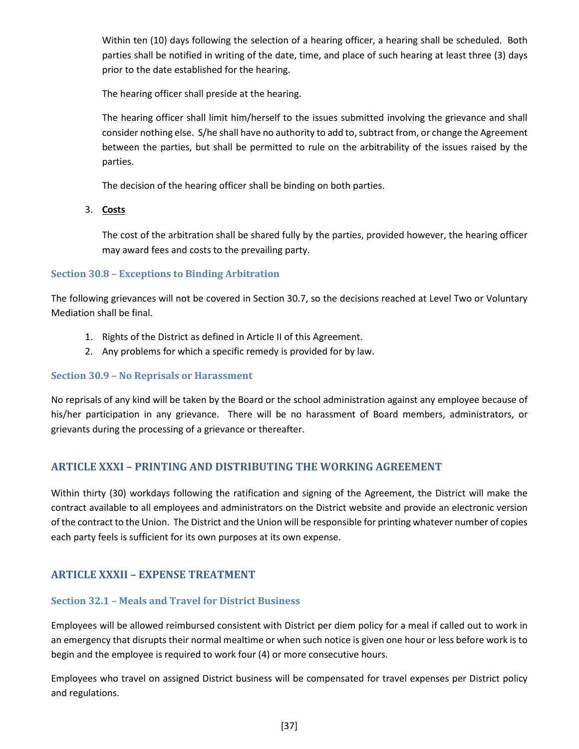Within ten (10) days following the selection of a hearing officer, a hearing shall be scheduled. Both parties shall be notified in writing of the date, time, and place of such hearing at least three (3) days prior to the date established for the hearing.

The hearing officer shall preside at the hearing.

The hearing officer shall limit him/herself to the issues submitted involving the grievance and shall consider nothing else. S/he shall have no authority to add to, subtract from, or change the Agreement between the parties, but shall be permitted to rule on the arbitrability of the issues raised by the parties.

The decision of the hearing officer shall be binding on both parties.

3. **Costs**

   The cost of the arbitration shall be shared fully by the parties, provided however, the hearing officer may award fees and costs to the prevailing party.

### Section 30.8 – Exceptions to Binding Arbitration

The following grievances will not be covered in Section 30.7, so the decisions reached at Level Two or Voluntary Mediation shall be final.

1. Rights of the District as defined in Article II of this Agreement.
2. Any problems for which a specific remedy is provided for by law.

### Section 30.9 – No Reprisals or Harassment

No reprisals of any kind will be taken by the Board or the school administration against any employee because of his/her participation in any grievance. There will be no harassment of Board members, administrators, or grievants during the processing of a grievance or thereafter.

## ARTICLE XXXI – PRINTING AND DISTRIBUTING THE WORKING AGREEMENT

Within thirty (30) workdays following the ratification and signing of the Agreement, the District will make the contract available to all employees and administrators on the District website and provide an electronic version of the contract to the Union. The District and the Union will be responsible for printing whatever number of copies each party feels is sufficient for its own purposes at its own expense.

## ARTICLE XXXII – EXPENSE TREATMENT

### Section 32.1 – Meals and Travel for District Business

Employees will be allowed reimbursed consistent with District per diem policy for a meal if called out to work in an emergency that disrupts their normal mealtime or when such notice is given one hour or less before work is to begin and the employee is required to work four (4) or more consecutive hours.

Employees who travel on assigned District business will be compensated for travel expenses per District policy and regulations.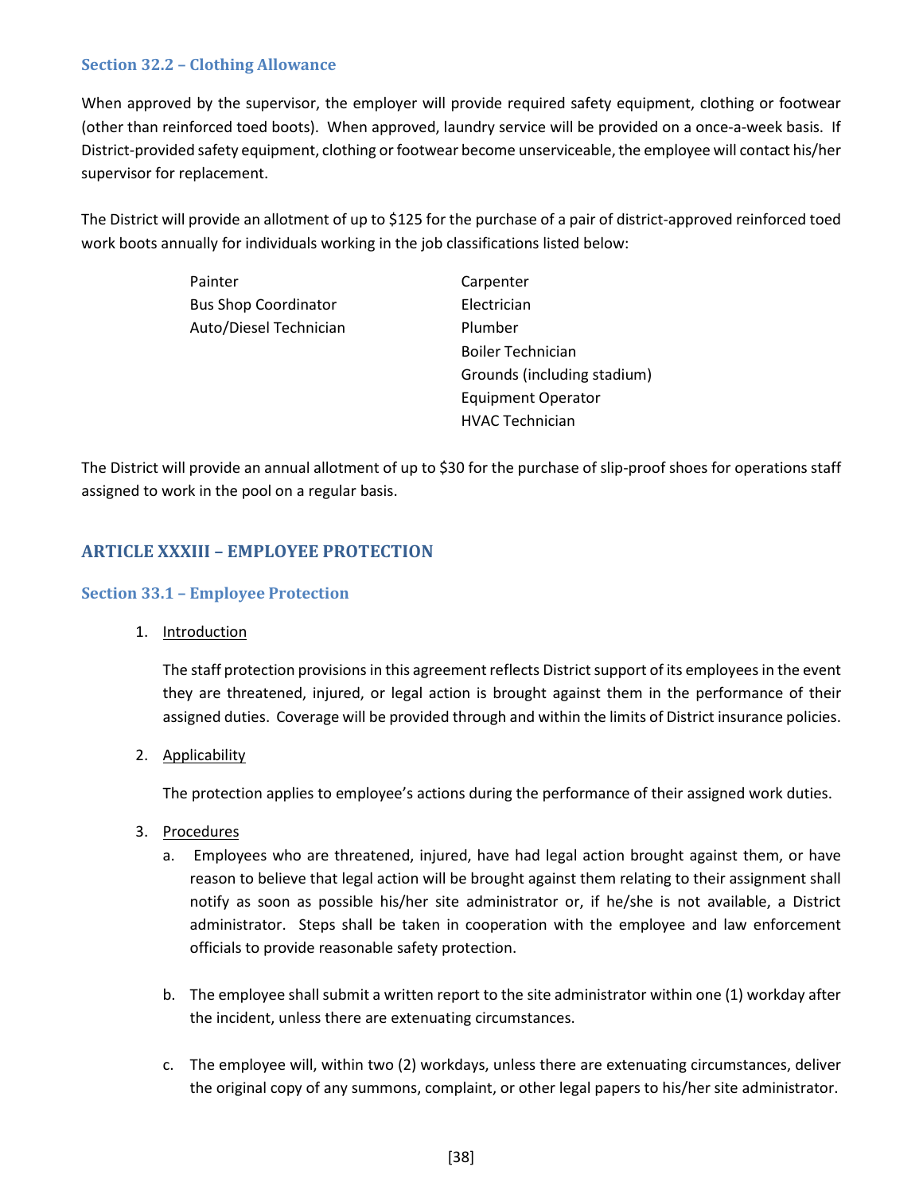### Section 32.2 – Clothing Allowance

When approved by the supervisor, the employer will provide required safety equipment, clothing or footwear (other than reinforced toed boots). When approved, laundry service will be provided on a once-a-week basis. If District-provided safety equipment, clothing or footwear become unserviceable, the employee will contact his/her supervisor for replacement.

The District will provide an allotment of up to $125 for the purchase of a pair of district-approved reinforced toed work boots annually for individuals working in the job classifications listed below:

- Painter
- Bus Shop Coordinator
- Auto/Diesel Technician
- Carpenter
- Electrician
- Plumber
- Boiler Technician
- Grounds (including stadium)
- Equipment Operator
- HVAC Technician

The District will provide an annual allotment of up to $30 for the purchase of slip-proof shoes for operations staff assigned to work in the pool on a regular basis.

## ARTICLE XXXIII – EMPLOYEE PROTECTION

### Section 33.1 – Employee Protection

1. Introduction

   The staff protection provisions in this agreement reflects District support of its employees in the event they are threatened, injured, or legal action is brought against them in the performance of their assigned duties. Coverage will be provided through and within the limits of District insurance policies.

2. Applicability

   The protection applies to employee's actions during the performance of their assigned work duties.

3. Procedures

   a. Employees who are threatened, injured, have had legal action brought against them, or have reason to believe that legal action will be brought against them relating to their assignment shall notify as soon as possible his/her site administrator or, if he/she is not available, a District administrator. Steps shall be taken in cooperation with the employee and law enforcement officials to provide reasonable safety protection.

   b. The employee shall submit a written report to the site administrator within one (1) workday after the incident, unless there are extenuating circumstances.

   c. The employee will, within two (2) workdays, unless there are extenuating circumstances, deliver the original copy of any summons, complaint, or other legal papers to his/her site administrator.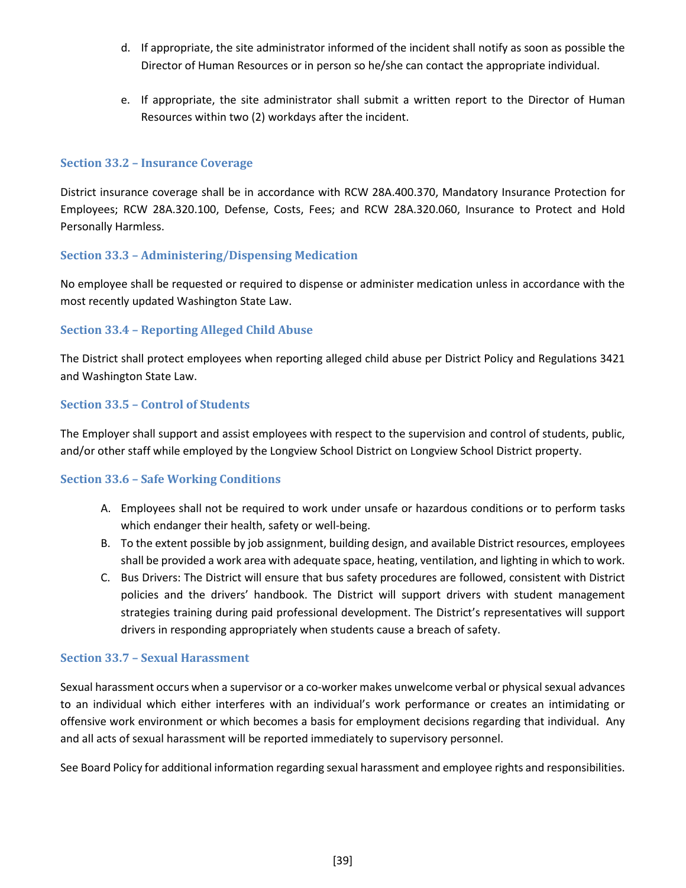d. If appropriate, the site administrator informed of the incident shall notify as soon as possible the Director of Human Resources or in person so he/she can contact the appropriate individual.

e. If appropriate, the site administrator shall submit a written report to the Director of Human Resources within two (2) workdays after the incident.

### Section 33.2 – Insurance Coverage

District insurance coverage shall be in accordance with RCW 28A.400.370, Mandatory Insurance Protection for Employees; RCW 28A.320.100, Defense, Costs, Fees; and RCW 28A.320.060, Insurance to Protect and Hold Personally Harmless.

### Section 33.3 – Administering/Dispensing Medication

No employee shall be requested or required to dispense or administer medication unless in accordance with the most recently updated Washington State Law.

### Section 33.4 – Reporting Alleged Child Abuse

The District shall protect employees when reporting alleged child abuse per District Policy and Regulations 3421 and Washington State Law.

### Section 33.5 – Control of Students

The Employer shall support and assist employees with respect to the supervision and control of students, public, and/or other staff while employed by the Longview School District on Longview School District property.

### Section 33.6 – Safe Working Conditions

A. Employees shall not be required to work under unsafe or hazardous conditions or to perform tasks which endanger their health, safety or well-being.
B. To the extent possible by job assignment, building design, and available District resources, employees shall be provided a work area with adequate space, heating, ventilation, and lighting in which to work.
C. Bus Drivers: The District will ensure that bus safety procedures are followed, consistent with District policies and the drivers' handbook. The District will support drivers with student management strategies training during paid professional development. The District's representatives will support drivers in responding appropriately when students cause a breach of safety.

### Section 33.7 – Sexual Harassment

Sexual harassment occurs when a supervisor or a co-worker makes unwelcome verbal or physical sexual advances to an individual which either interferes with an individual's work performance or creates an intimidating or offensive work environment or which becomes a basis for employment decisions regarding that individual. Any and all acts of sexual harassment will be reported immediately to supervisory personnel.

See Board Policy for additional information regarding sexual harassment and employee rights and responsibilities.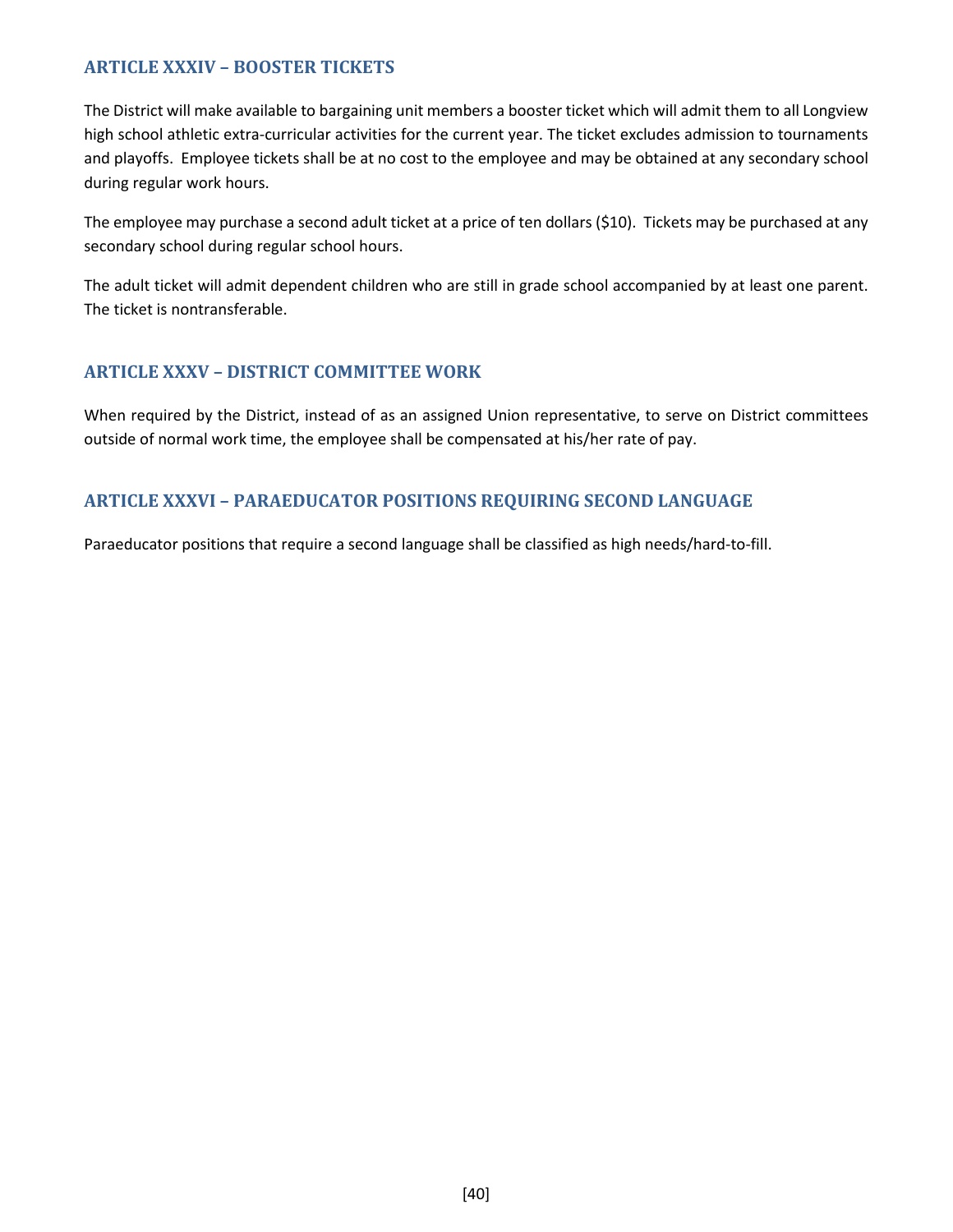## ARTICLE XXXIV – BOOSTER TICKETS

The District will make available to bargaining unit members a booster ticket which will admit them to all Longview high school athletic extra-curricular activities for the current year. The ticket excludes admission to tournaments and playoffs. Employee tickets shall be at no cost to the employee and may be obtained at any secondary school during regular work hours.

The employee may purchase a second adult ticket at a price of ten dollars ($10). Tickets may be purchased at any secondary school during regular school hours.

The adult ticket will admit dependent children who are still in grade school accompanied by at least one parent. The ticket is nontransferable.

## ARTICLE XXXV – DISTRICT COMMITTEE WORK

When required by the District, instead of as an assigned Union representative, to serve on District committees outside of normal work time, the employee shall be compensated at his/her rate of pay.

## ARTICLE XXXVI – PARAEDUCATOR POSITIONS REQUIRING SECOND LANGUAGE

Paraeducator positions that require a second language shall be classified as high needs/hard-to-fill.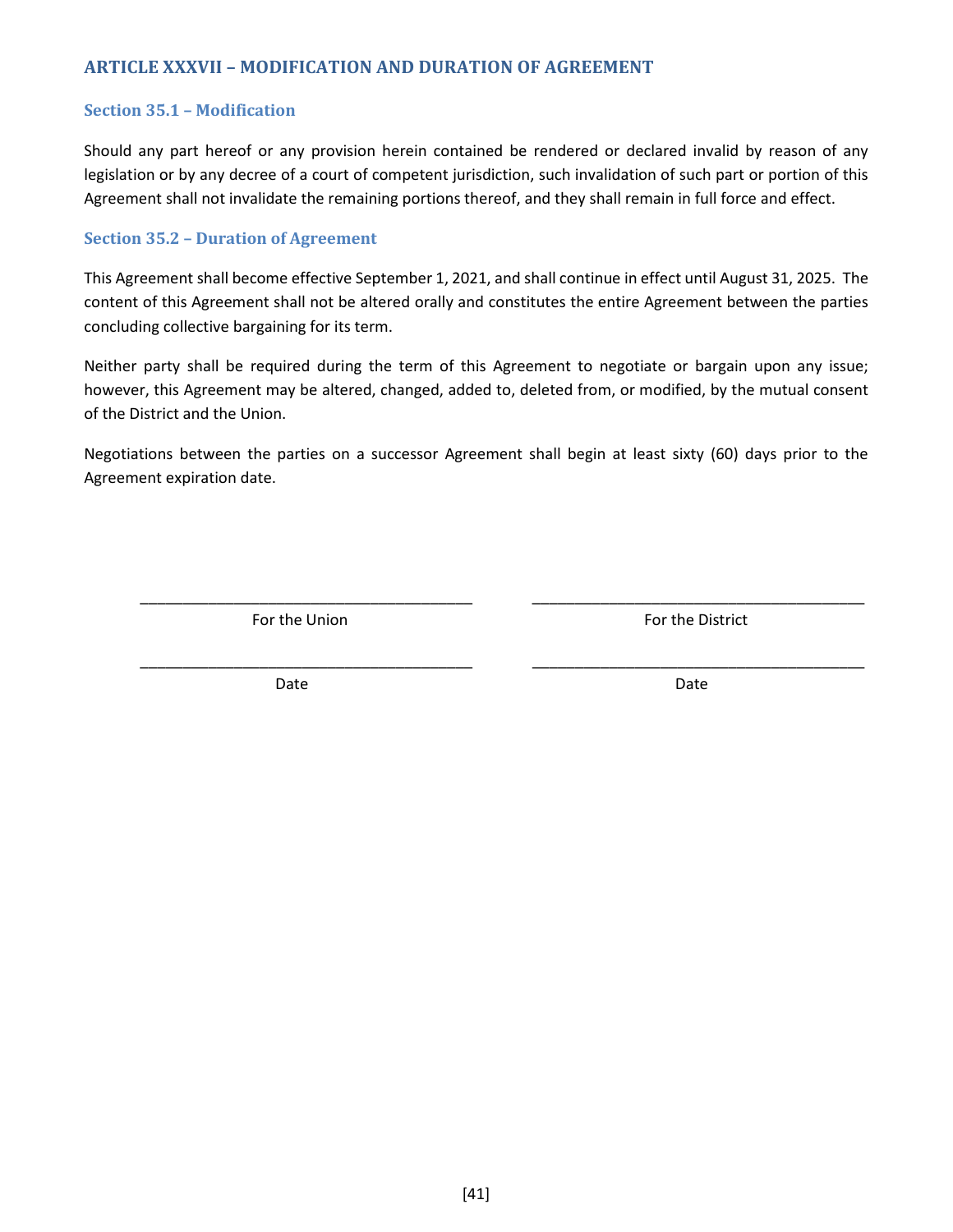## ARTICLE XXXVII – MODIFICATION AND DURATION OF AGREEMENT

### Section 35.1 – Modification

Should any part hereof or any provision herein contained be rendered or declared invalid by reason of any legislation or by any decree of a court of competent jurisdiction, such invalidation of such part or portion of this Agreement shall not invalidate the remaining portions thereof, and they shall remain in full force and effect.

### Section 35.2 – Duration of Agreement

This Agreement shall become effective September 1, 2021, and shall continue in effect until August 31, 2025. The content of this Agreement shall not be altered orally and constitutes the entire Agreement between the parties concluding collective bargaining for its term.

Neither party shall be required during the term of this Agreement to negotiate or bargain upon any issue; however, this Agreement may be altered, changed, added to, deleted from, or modified, by the mutual consent of the District and the Union.

Negotiations between the parties on a successor Agreement shall begin at least sixty (60) days prior to the Agreement expiration date.

| _______________________________ | _______________________________ |
|---|---|
| For the Union | For the District |
| _______________________________ | _______________________________ |
| Date | Date |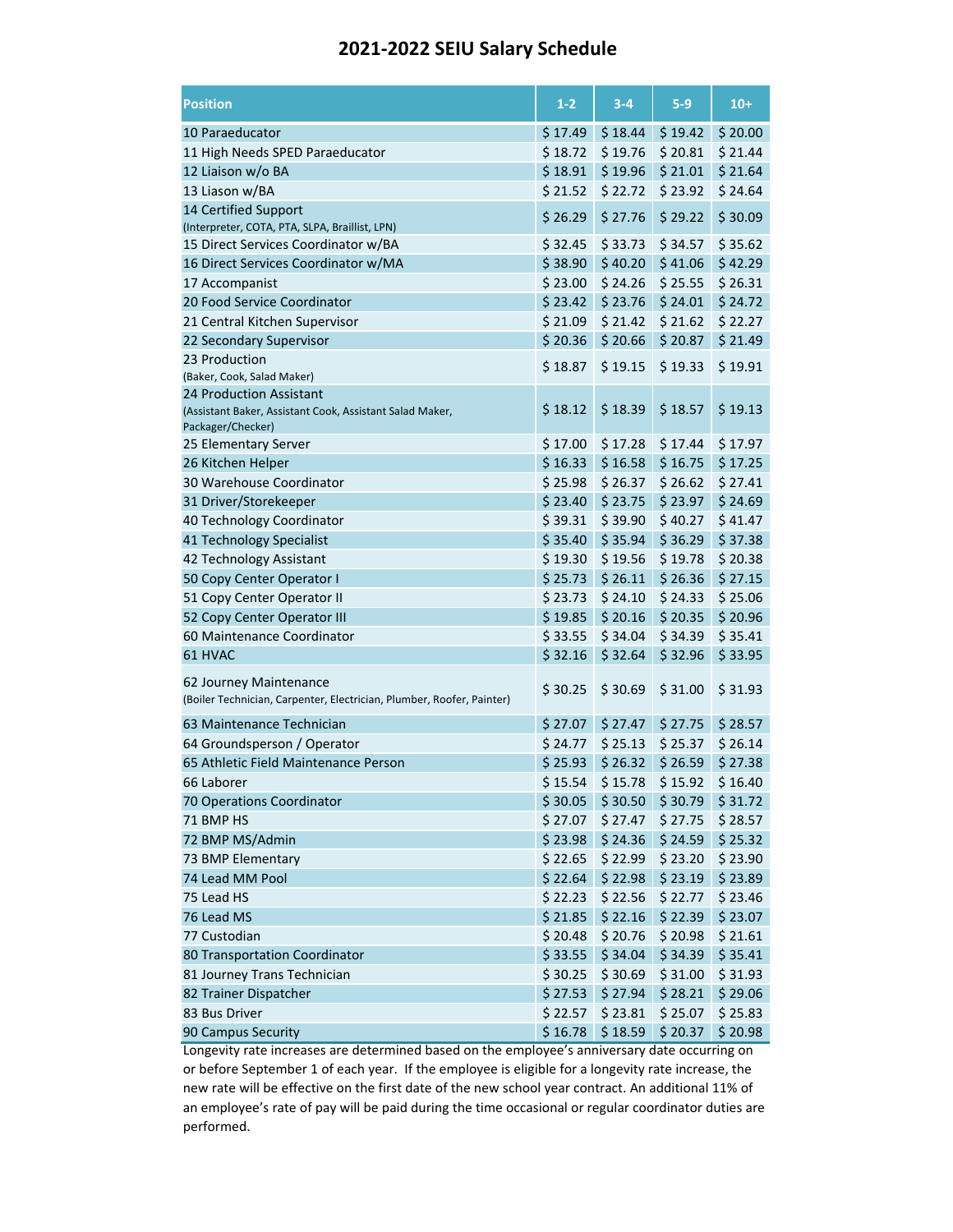# 2021-2022 SEIU Salary Schedule

| Position | 1-2 | 3-4 | 5-9 | 10+ |
|---|---|---|---|---|
| 10 Paraeducator | $ 17.49 | $ 18.44 | $ 19.42 | $ 20.00 |
| 11 High Needs SPED Paraeducator | $ 18.72 | $ 19.76 | $ 20.81 | $ 21.44 |
| 12 Liaison w/o BA | $ 18.91 | $ 19.96 | $ 21.01 | $ 21.64 |
| 13 Liason w/BA | $ 21.52 | $ 22.72 | $ 23.92 | $ 24.64 |
| 14 Certified Support (Interpreter, COTA, PTA, SLPA, Braillist, LPN) | $ 26.29 | $ 27.76 | $ 29.22 | $ 30.09 |
| 15 Direct Services Coordinator w/BA | $ 32.45 | $ 33.73 | $ 34.57 | $ 35.62 |
| 16 Direct Services Coordinator w/MA | $ 38.90 | $ 40.20 | $ 41.06 | $ 42.29 |
| 17 Accompanist | $ 23.00 | $ 24.26 | $ 25.55 | $ 26.31 |
| 20 Food Service Coordinator | $ 23.42 | $ 23.76 | $ 24.01 | $ 24.72 |
| 21 Central Kitchen Supervisor | $ 21.09 | $ 21.42 | $ 21.62 | $ 22.27 |
| 22 Secondary Supervisor | $ 20.36 | $ 20.66 | $ 20.87 | $ 21.49 |
| 23 Production (Baker, Cook, Salad Maker) | $ 18.87 | $ 19.15 | $ 19.33 | $ 19.91 |
| 24 Production Assistant (Assistant Baker, Assistant Cook, Assistant Salad Maker, Packager/Checker) | $ 18.12 | $ 18.39 | $ 18.57 | $ 19.13 |
| 25 Elementary Server | $ 17.00 | $ 17.28 | $ 17.44 | $ 17.97 |
| 26 Kitchen Helper | $ 16.33 | $ 16.58 | $ 16.75 | $ 17.25 |
| 30 Warehouse Coordinator | $ 25.98 | $ 26.37 | $ 26.62 | $ 27.41 |
| 31 Driver/Storekeeper | $ 23.40 | $ 23.75 | $ 23.97 | $ 24.69 |
| 40 Technology Coordinator | $ 39.31 | $ 39.90 | $ 40.27 | $ 41.47 |
| 41 Technology Specialist | $ 35.40 | $ 35.94 | $ 36.29 | $ 37.38 |
| 42 Technology Assistant | $ 19.30 | $ 19.56 | $ 19.78 | $ 20.38 |
| 50 Copy Center Operator I | $ 25.73 | $ 26.11 | $ 26.36 | $ 27.15 |
| 51 Copy Center Operator II | $ 23.73 | $ 24.10 | $ 24.33 | $ 25.06 |
| 52 Copy Center Operator III | $ 19.85 | $ 20.16 | $ 20.35 | $ 20.96 |
| 60 Maintenance Coordinator | $ 33.55 | $ 34.04 | $ 34.39 | $ 35.41 |
| 61 HVAC | $ 32.16 | $ 32.64 | $ 32.96 | $ 33.95 |
| 62 Journey Maintenance (Boiler Technician, Carpenter, Electrician, Plumber, Roofer, Painter) | $ 30.25 | $ 30.69 | $ 31.00 | $ 31.93 |
| 63 Maintenance Technician | $ 27.07 | $ 27.47 | $ 27.75 | $ 28.57 |
| 64 Groundsperson / Operator | $ 24.77 | $ 25.13 | $ 25.37 | $ 26.14 |
| 65 Athletic Field Maintenance Person | $ 25.93 | $ 26.32 | $ 26.59 | $ 27.38 |
| 66 Laborer | $ 15.54 | $ 15.78 | $ 15.92 | $ 16.40 |
| 70 Operations Coordinator | $ 30.05 | $ 30.50 | $ 30.79 | $ 31.72 |
| 71 BMP HS | $ 27.07 | $ 27.47 | $ 27.75 | $ 28.57 |
| 72 BMP MS/Admin | $ 23.98 | $ 24.36 | $ 24.59 | $ 25.32 |
| 73 BMP Elementary | $ 22.65 | $ 22.99 | $ 23.20 | $ 23.90 |
| 74 Lead MM Pool | $ 22.64 | $ 22.98 | $ 23.19 | $ 23.89 |
| 75 Lead HS | $ 22.23 | $ 22.56 | $ 22.77 | $ 23.46 |
| 76 Lead MS | $ 21.85 | $ 22.16 | $ 22.39 | $ 23.07 |
| 77 Custodian | $ 20.48 | $ 20.76 | $ 20.98 | $ 21.61 |
| 80 Transportation Coordinator | $ 33.55 | $ 34.04 | $ 34.39 | $ 35.41 |
| 81 Journey Trans Technician | $ 30.25 | $ 30.69 | $ 31.00 | $ 31.93 |
| 82 Trainer Dispatcher | $ 27.53 | $ 27.94 | $ 28.21 | $ 29.06 |
| 83 Bus Driver | $ 22.57 | $ 23.81 | $ 25.07 | $ 25.83 |
| 90 Campus Security | $ 16.78 | $ 18.59 | $ 20.37 | $ 20.98 |

Longevity rate increases are determined based on the employee's anniversary date occurring on or before September 1 of each year. If the employee is eligible for a longevity rate increase, the new rate will be effective on the first date of the new school year contract. An additional 11% of an employee's rate of pay will be paid during the time occasional or regular coordinator duties are performed.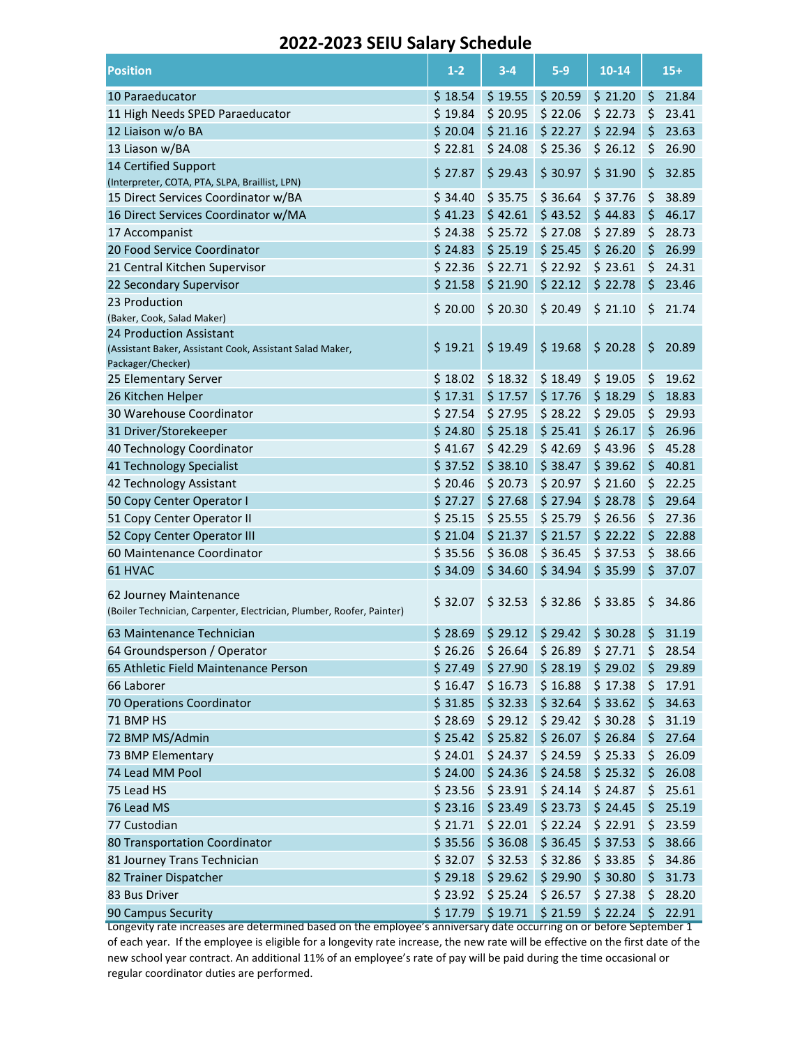# 2022-2023 SEIU Salary Schedule

| Position | 1-2 | 3-4 | 5-9 | 10-14 | 15+ |
|---|---|---|---|---|---|
| 10 Paraeducator | $ 18.54 | $ 19.55 | $ 20.59 | $ 21.20 | $ 21.84 |
| 11 High Needs SPED Paraeducator | $ 19.84 | $ 20.95 | $ 22.06 | $ 22.73 | $ 23.41 |
| 12 Liaison w/o BA | $ 20.04 | $ 21.16 | $ 22.27 | $ 22.94 | $ 23.63 |
| 13 Liason w/BA | $ 22.81 | $ 24.08 | $ 25.36 | $ 26.12 | $ 26.90 |
| 14 Certified Support (Interpreter, COTA, PTA, SLPA, Braillist, LPN) | $ 27.87 | $ 29.43 | $ 30.97 | $ 31.90 | $ 32.85 |
| 15 Direct Services Coordinator w/BA | $ 34.40 | $ 35.75 | $ 36.64 | $ 37.76 | $ 38.89 |
| 16 Direct Services Coordinator w/MA | $ 41.23 | $ 42.61 | $ 43.52 | $ 44.83 | $ 46.17 |
| 17 Accompanist | $ 24.38 | $ 25.72 | $ 27.08 | $ 27.89 | $ 28.73 |
| 20 Food Service Coordinator | $ 24.83 | $ 25.19 | $ 25.45 | $ 26.20 | $ 26.99 |
| 21 Central Kitchen Supervisor | $ 22.36 | $ 22.71 | $ 22.92 | $ 23.61 | $ 24.31 |
| 22 Secondary Supervisor | $ 21.58 | $ 21.90 | $ 22.12 | $ 22.78 | $ 23.46 |
| 23 Production (Baker, Cook, Salad Maker) | $ 20.00 | $ 20.30 | $ 20.49 | $ 21.10 | $ 21.74 |
| 24 Production Assistant (Assistant Baker, Assistant Cook, Assistant Salad Maker, Packager/Checker) | $ 19.21 | $ 19.49 | $ 19.68 | $ 20.28 | $ 20.89 |
| 25 Elementary Server | $ 18.02 | $ 18.32 | $ 18.49 | $ 19.05 | $ 19.62 |
| 26 Kitchen Helper | $ 17.31 | $ 17.57 | $ 17.76 | $ 18.29 | $ 18.83 |
| 30 Warehouse Coordinator | $ 27.54 | $ 27.95 | $ 28.22 | $ 29.05 | $ 29.93 |
| 31 Driver/Storekeeper | $ 24.80 | $ 25.18 | $ 25.41 | $ 26.17 | $ 26.96 |
| 40 Technology Coordinator | $ 41.67 | $ 42.29 | $ 42.69 | $ 43.96 | $ 45.28 |
| 41 Technology Specialist | $ 37.52 | $ 38.10 | $ 38.47 | $ 39.62 | $ 40.81 |
| 42 Technology Assistant | $ 20.46 | $ 20.73 | $ 20.97 | $ 21.60 | $ 22.25 |
| 50 Copy Center Operator I | $ 27.27 | $ 27.68 | $ 27.94 | $ 28.78 | $ 29.64 |
| 51 Copy Center Operator II | $ 25.15 | $ 25.55 | $ 25.79 | $ 26.56 | $ 27.36 |
| 52 Copy Center Operator III | $ 21.04 | $ 21.37 | $ 21.57 | $ 22.22 | $ 22.88 |
| 60 Maintenance Coordinator | $ 35.56 | $ 36.08 | $ 36.45 | $ 37.53 | $ 38.66 |
| 61 HVAC | $ 34.09 | $ 34.60 | $ 34.94 | $ 35.99 | $ 37.07 |
| 62 Journey Maintenance (Boiler Technician, Carpenter, Electrician, Plumber, Roofer, Painter) | $ 32.07 | $ 32.53 | $ 32.86 | $ 33.85 | $ 34.86 |
| 63 Maintenance Technician | $ 28.69 | $ 29.12 | $ 29.42 | $ 30.28 | $ 31.19 |
| 64 Groundsperson / Operator | $ 26.26 | $ 26.64 | $ 26.89 | $ 27.71 | $ 28.54 |
| 65 Athletic Field Maintenance Person | $ 27.49 | $ 27.90 | $ 28.19 | $ 29.02 | $ 29.89 |
| 66 Laborer | $ 16.47 | $ 16.73 | $ 16.88 | $ 17.38 | $ 17.91 |
| 70 Operations Coordinator | $ 31.85 | $ 32.33 | $ 32.64 | $ 33.62 | $ 34.63 |
| 71 BMP HS | $ 28.69 | $ 29.12 | $ 29.42 | $ 30.28 | $ 31.19 |
| 72 BMP MS/Admin | $ 25.42 | $ 25.82 | $ 26.07 | $ 26.84 | $ 27.64 |
| 73 BMP Elementary | $ 24.01 | $ 24.37 | $ 24.59 | $ 25.33 | $ 26.09 |
| 74 Lead MM Pool | $ 24.00 | $ 24.36 | $ 24.58 | $ 25.32 | $ 26.08 |
| 75 Lead HS | $ 23.56 | $ 23.91 | $ 24.14 | $ 24.87 | $ 25.61 |
| 76 Lead MS | $ 23.16 | $ 23.49 | $ 23.73 | $ 24.45 | $ 25.19 |
| 77 Custodian | $ 21.71 | $ 22.01 | $ 22.24 | $ 22.91 | $ 23.59 |
| 80 Transportation Coordinator | $ 35.56 | $ 36.08 | $ 36.45 | $ 37.53 | $ 38.66 |
| 81 Journey Trans Technician | $ 32.07 | $ 32.53 | $ 32.86 | $ 33.85 | $ 34.86 |
| 82 Trainer Dispatcher | $ 29.18 | $ 29.62 | $ 29.90 | $ 30.80 | $ 31.73 |
| 83 Bus Driver | $ 23.92 | $ 25.24 | $ 26.57 | $ 27.38 | $ 28.20 |
| 90 Campus Security | $ 17.79 | $ 19.71 | $ 21.59 | $ 22.24 | $ 22.91 |

Longevity rate increases are determined based on the employee's anniversary date occurring on or before September 1 of each year. If the employee is eligible for a longevity rate increase, the new rate will be effective on the first date of the new school year contract. An additional 11% of an employee's rate of pay will be paid during the time occasional or regular coordinator duties are performed.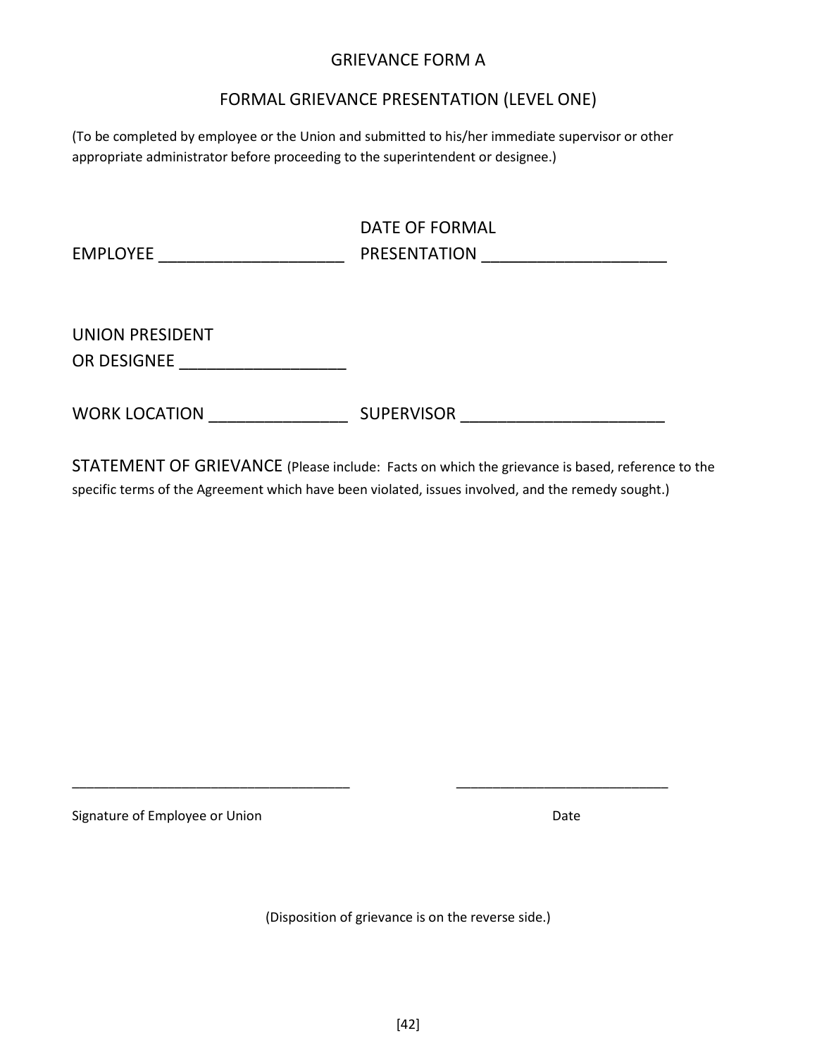# GRIEVANCE FORM A

## FORMAL GRIEVANCE PRESENTATION (LEVEL ONE)

(To be completed by employee or the Union and submitted to his/her immediate supervisor or other appropriate administrator before proceeding to the superintendent or designee.)

EMPLOYEE ____________________ DATE OF FORMAL PRESENTATION ____________________

UNION PRESIDENT OR DESIGNEE __________________

WORK LOCATION _______________ SUPERVISOR ______________________

STATEMENT OF GRIEVANCE (Please include: Facts on which the grievance is based, reference to the specific terms of the Agreement which have been violated, issues involved, and the remedy sought.)

____________________________________ ___________________________

Signature of Employee or Union Date

(Disposition of grievance is on the reverse side.)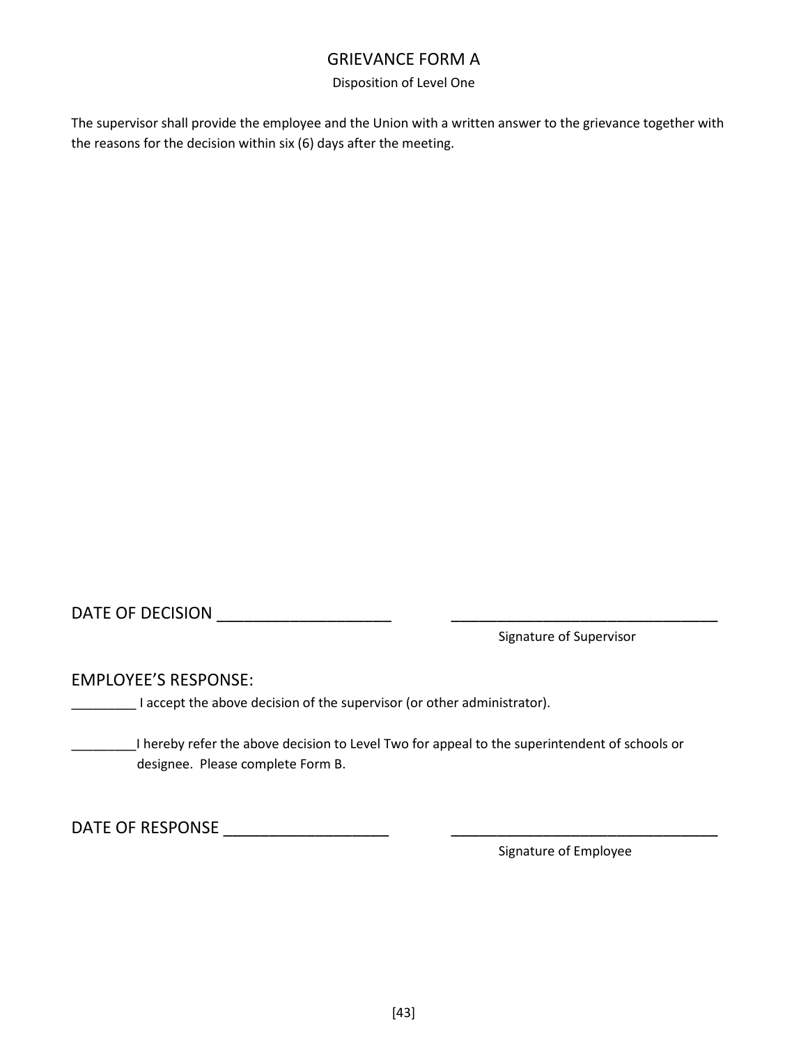# GRIEVANCE FORM A

Disposition of Level One

The supervisor shall provide the employee and the Union with a written answer to the grievance together with the reasons for the decision within six (6) days after the meeting.

DATE OF DECISION ____________________ ________________________________

Signature of Supervisor

EMPLOYEE'S RESPONSE:

_________ I accept the above decision of the supervisor (or other administrator).

_________I hereby refer the above decision to Level Two for appeal to the superintendent of schools or designee. Please complete Form B.

DATE OF RESPONSE ___________________ ________________________________

Signature of Employee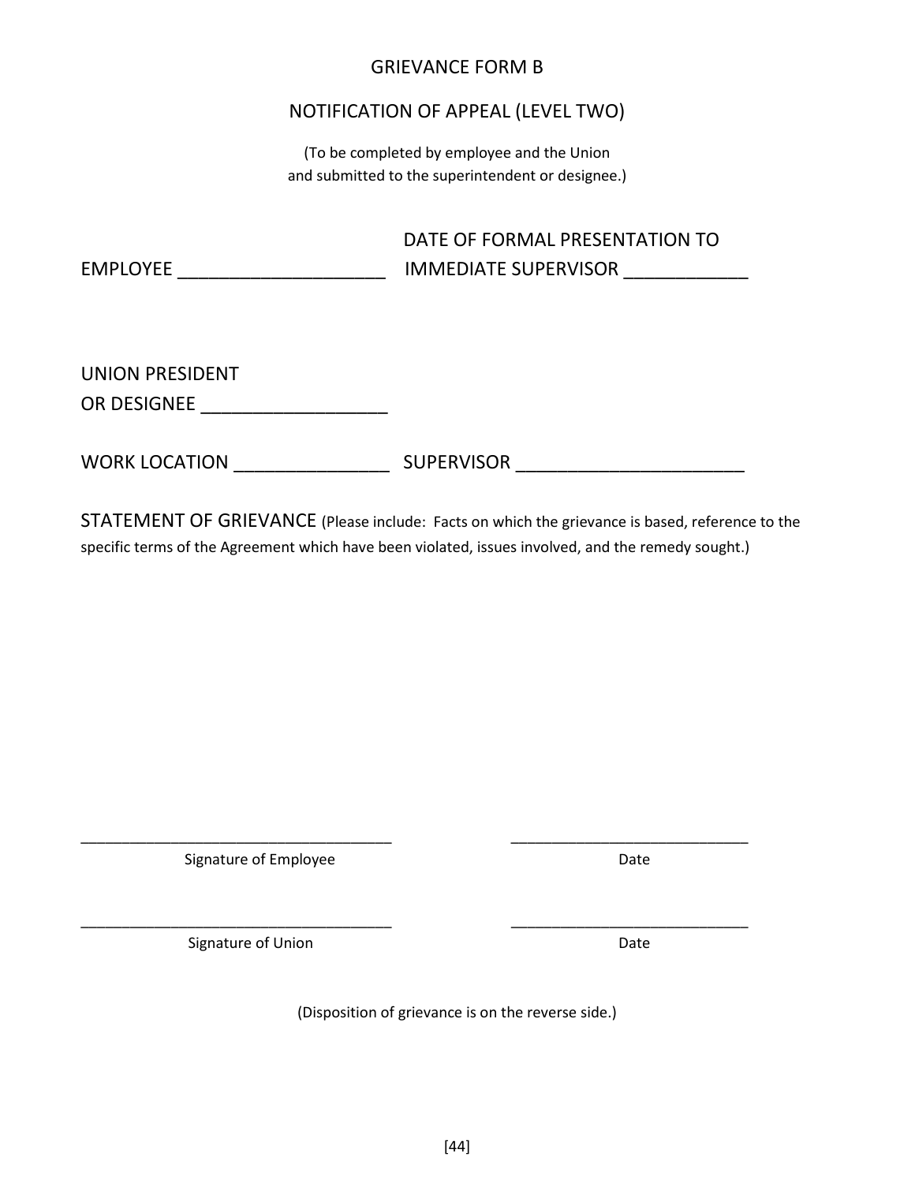# GRIEVANCE FORM B

## NOTIFICATION OF APPEAL (LEVEL TWO)

(To be completed by employee and the Union
and submitted to the superintendent or designee.)

EMPLOYEE ____________________ DATE OF FORMAL PRESENTATION TO IMMEDIATE SUPERVISOR ____________

UNION PRESIDENT
OR DESIGNEE __________________

WORK LOCATION _______________ SUPERVISOR ______________________

STATEMENT OF GRIEVANCE (Please include: Facts on which the grievance is based, reference to the specific terms of the Agreement which have been violated, issues involved, and the remedy sought.)

____________________________________ ____________________________
Signature of Employee Date

____________________________________ ____________________________
Signature of Union Date

(Disposition of grievance is on the reverse side.)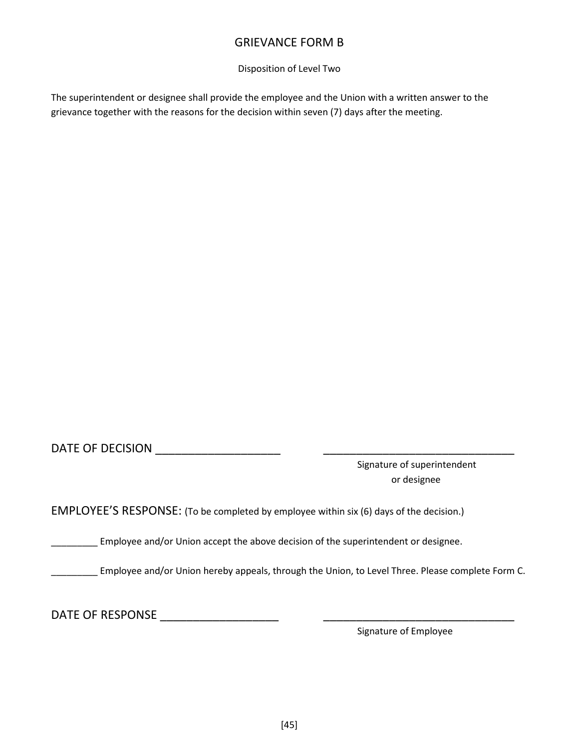# GRIEVANCE FORM B

Disposition of Level Two

The superintendent or designee shall provide the employee and the Union with a written answer to the grievance together with the reasons for the decision within seven (7) days after the meeting.

DATE OF DECISION ____________________ ________________________________

Signature of superintendent or designee

EMPLOYEE'S RESPONSE: (To be completed by employee within six (6) days of the decision.)

_________ Employee and/or Union accept the above decision of the superintendent or designee.

_________ Employee and/or Union hereby appeals, through the Union, to Level Three. Please complete Form C.

DATE OF RESPONSE ___________________ ________________________________

Signature of Employee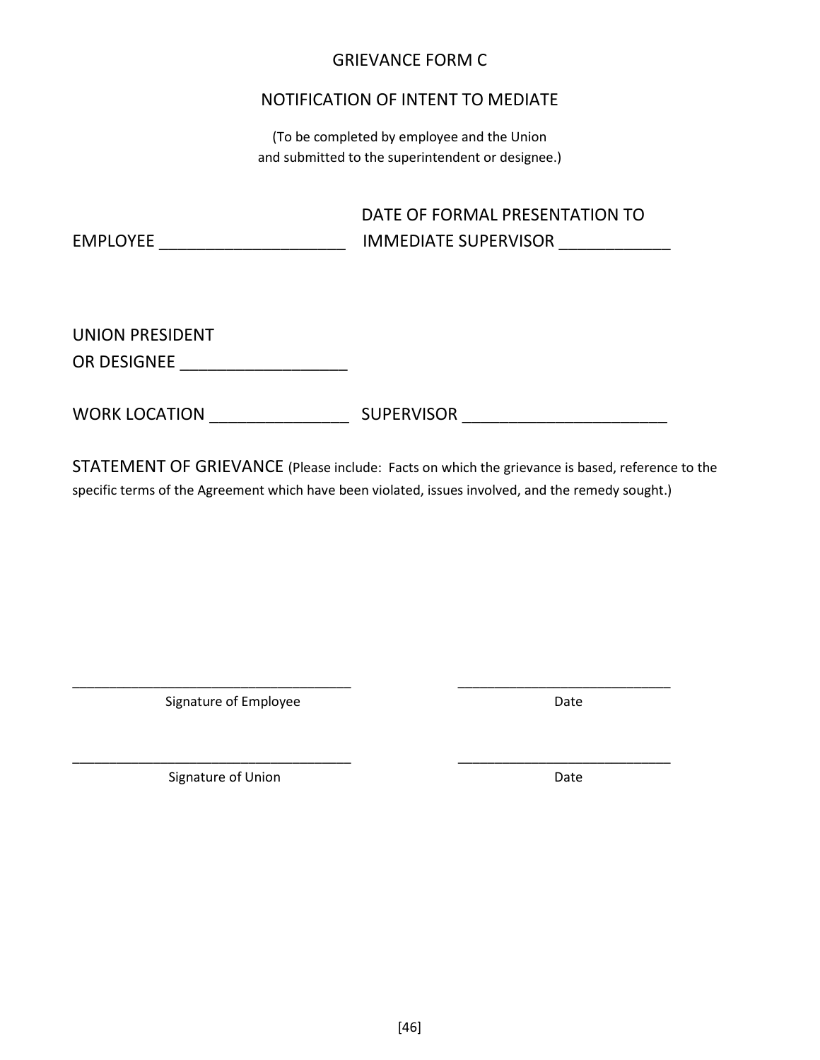# GRIEVANCE FORM C

## NOTIFICATION OF INTENT TO MEDIATE

(To be completed by employee and the Union and submitted to the superintendent or designee.)

EMPLOYEE ____________________ DATE OF FORMAL PRESENTATION TO IMMEDIATE SUPERVISOR ____________

UNION PRESIDENT OR DESIGNEE __________________

WORK LOCATION _______________ SUPERVISOR ______________________

STATEMENT OF GRIEVANCE (Please include: Facts on which the grievance is based, reference to the specific terms of the Agreement which have been violated, issues involved, and the remedy sought.)

____________________________________ ____________________________

Signature of Employee Date

____________________________________ ____________________________

Signature of Union Date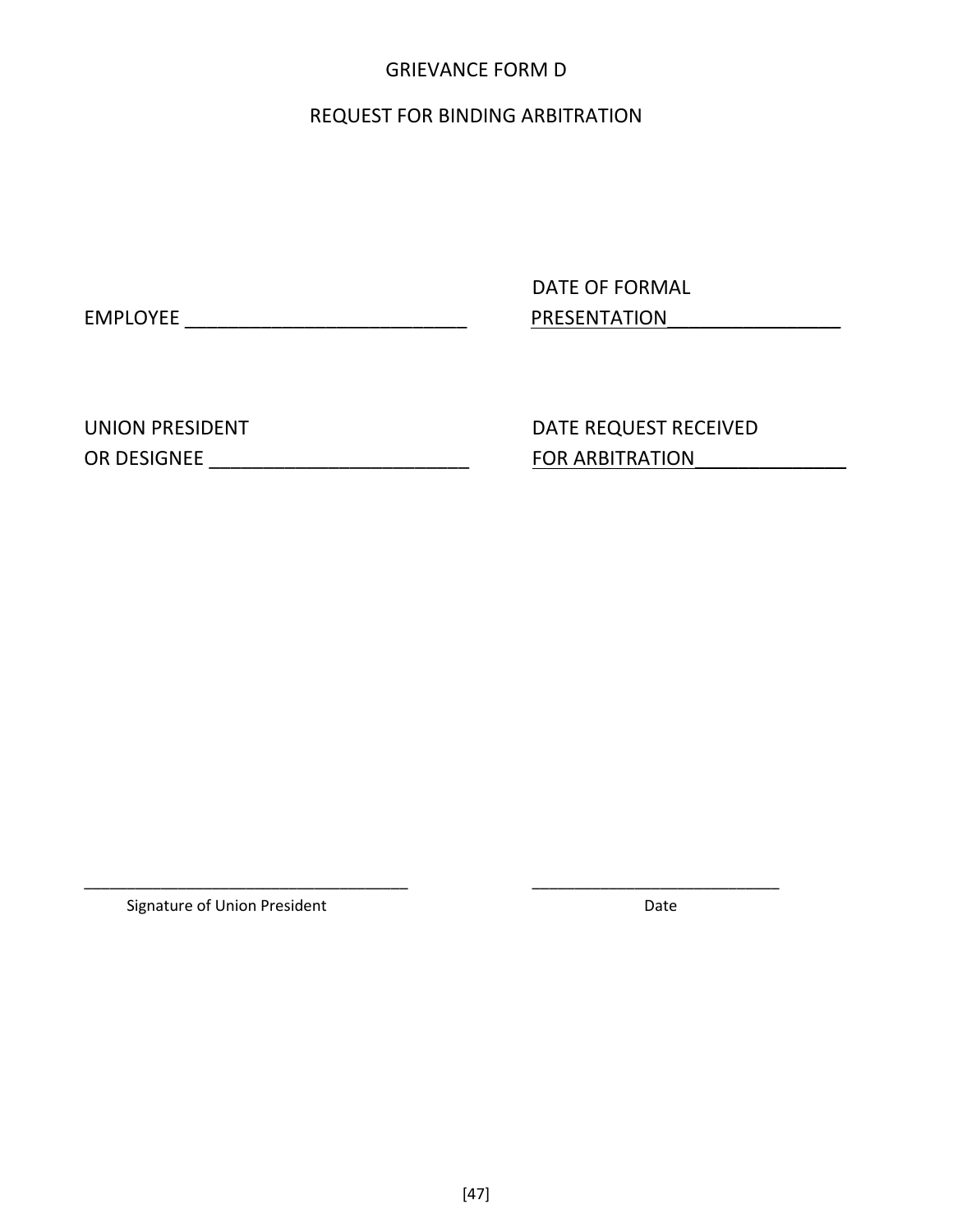GRIEVANCE FORM D

REQUEST FOR BINDING ARBITRATION

EMPLOYEE ___________________________ DATE OF FORMAL PRESENTATION________________

UNION PRESIDENT OR DESIGNEE ________________________ DATE REQUEST RECEIVED FOR ARBITRATION______________

___________________________________
Signature of Union President

___________________________
Date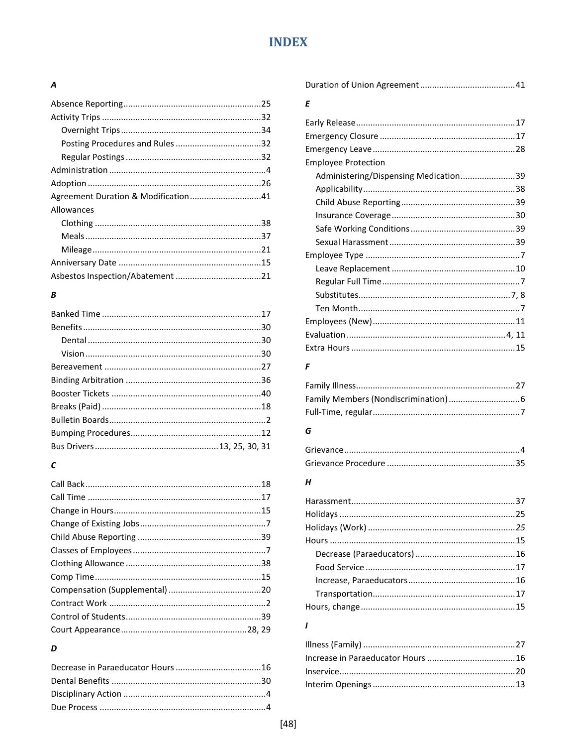# INDEX

### A

Absence Reporting....................25
Activity Trips....................32
- Overnight Trips....................34
- Posting Procedures and Rules....................32
- Regular Postings....................32

Administration....................4
Adoption....................26
Agreement Duration & Modification....................41
Allowances
- Clothing....................38
- Meals....................37
- Mileage....................21

Anniversary Date....................15
Asbestos Inspection/Abatement....................21

### B

Banked Time....................17
Benefits....................30
- Dental....................30
- Vision....................30

Bereavement....................27
Binding Arbitration....................36
Booster Tickets....................40
Breaks (Paid)....................18
Bulletin Boards....................2
Bumping Procedures....................12
Bus Drivers....................13, 25, 30, 31

### C

Call Back....................18
Call Time....................17
Change in Hours....................15
Change of Existing Jobs....................7
Child Abuse Reporting....................39
Classes of Employees....................7
Clothing Allowance....................38
Comp Time....................15
Compensation (Supplemental)....................20
Contract Work....................2
Control of Students....................39
Court Appearance....................28, 29

### D

Decrease in Paraeducator Hours....................16
Dental Benefits....................30
Disciplinary Action....................4
Due Process....................4
Duration of Union Agreement....................41

### E

Early Release....................17
Emergency Closure....................17
Emergency Leave....................28
Employee Protection
- Administering/Dispensing Medication....................39
- Applicability....................38
- Child Abuse Reporting....................39
- Insurance Coverage....................30
- Safe Working Conditions....................39
- Sexual Harassment....................39

Employee Type....................7
- Leave Replacement....................10
- Regular Full Time....................7
- Substitutes....................7, 8
- Ten Month....................7

Employees (New)....................11
Evaluation....................4, 11
Extra Hours....................15

### F

Family Illness....................27
Family Members (Nondiscrimination)....................6
Full-Time, regular....................7

### G

Grievance....................4
Grievance Procedure....................35

### H

Harassment....................37
Holidays....................25
Holidays (Work)....................*25*
Hours....................15
- Decrease (Paraeducators)....................16
- Food Service....................17
- Increase, Paraeducators....................16
- Transportation....................17

Hours, change....................15

### I

Illness (Family)....................27
Increase in Paraeducator Hours....................16
Inservice....................20
Interim Openings....................13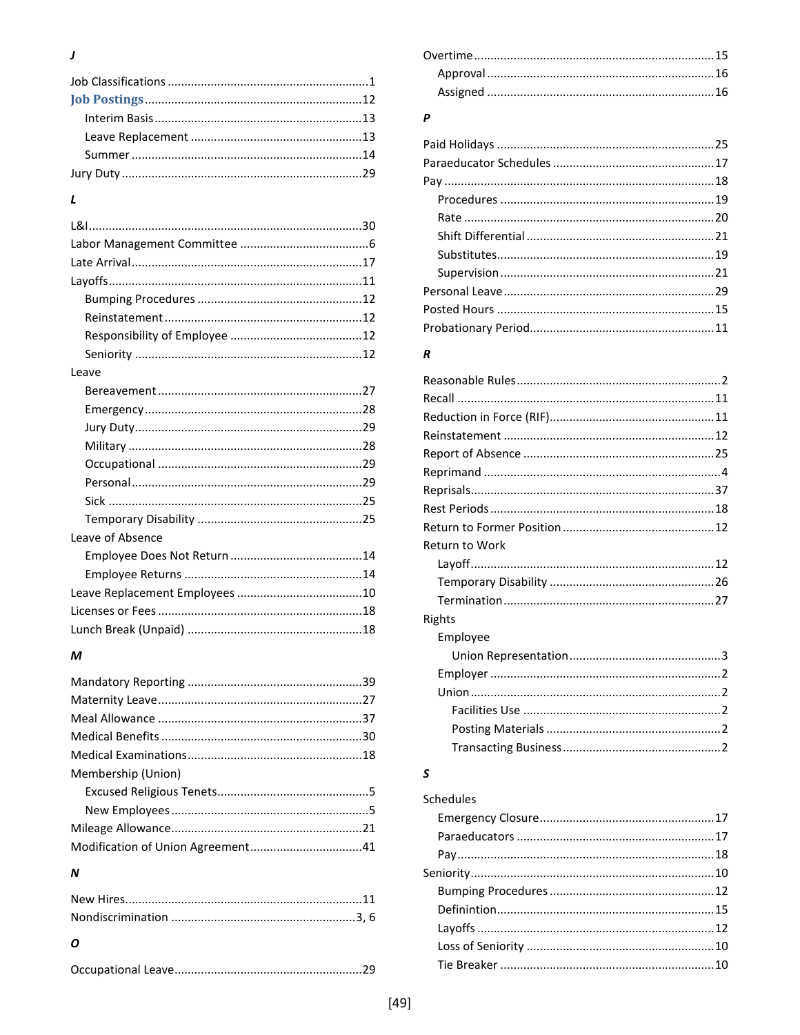***J***

Job Classifications ....... 1
**Job Postings** ....... 12
- Interim Basis ....... 13
- Leave Replacement ....... 13
- Summer ....... 14

Jury Duty ....... 29

***L***

L&I ....... 30
Labor Management Committee ....... 6
Late Arrival ....... 17
Layoffs ....... 11
- Bumping Procedures ....... 12
- Reinstatement ....... 12
- Responsibility of Employee ....... 12
- Seniority ....... 12

Leave
- Bereavement ....... 27
- Emergency ....... 28
- Jury Duty ....... 29
- Military ....... 28
- Occupational ....... 29
- Personal ....... 29
- Sick ....... 25
- Temporary Disability ....... 25

Leave of Absence
- Employee Does Not Return ....... 14
- Employee Returns ....... 14

Leave Replacement Employees ....... 10
Licenses or Fees ....... 18
Lunch Break (Unpaid) ....... 18

***M***

Mandatory Reporting ....... 39
Maternity Leave ....... 27
Meal Allowance ....... 37
Medical Benefits ....... 30
Medical Examinations ....... 18
Membership (Union)
- Excused Religious Tenets ....... 5
- New Employees ....... 5

Mileage Allowance ....... 21
Modification of Union Agreement ....... 41

***N***

New Hires ....... 11
Nondiscrimination ....... 3, 6

***O***

Occupational Leave ....... 29
Overtime ....... 15
- Approval ....... 16
- Assigned ....... 16

***P***

Paid Holidays ....... 25
Paraeducator Schedules ....... 17
Pay ....... 18
- Procedures ....... 19
- Rate ....... 20
- Shift Differential ....... 21
- Substitutes ....... 19
- Supervision ....... 21

Personal Leave ....... 29
Posted Hours ....... 15
Probationary Period ....... 11

***R***

Reasonable Rules ....... 2
Recall ....... 11
Reduction in Force (RIF) ....... 11
Reinstatement ....... 12
Report of Absence ....... 25
Reprimand ....... 4
Reprisals ....... 37
Rest Periods ....... 18
Return to Former Position ....... 12
Return to Work
- Layoff ....... 12
- Temporary Disability ....... 26
- Termination ....... 27

Rights
- Employee
  - Union Representation ....... 3
- Employer ....... 2
- Union ....... 2
  - Facilities Use ....... 2
  - Posting Materials ....... 2
  - Transacting Business ....... 2

***S***

Schedules
- Emergency Closure ....... 17
- Paraeducators ....... 17
- Pay ....... 18

Seniority ....... 10
- Bumping Procedures ....... 12
- Definintion ....... 15
- Layoffs ....... 12
- Loss of Seniority ....... 10
- Tie Breaker ....... 10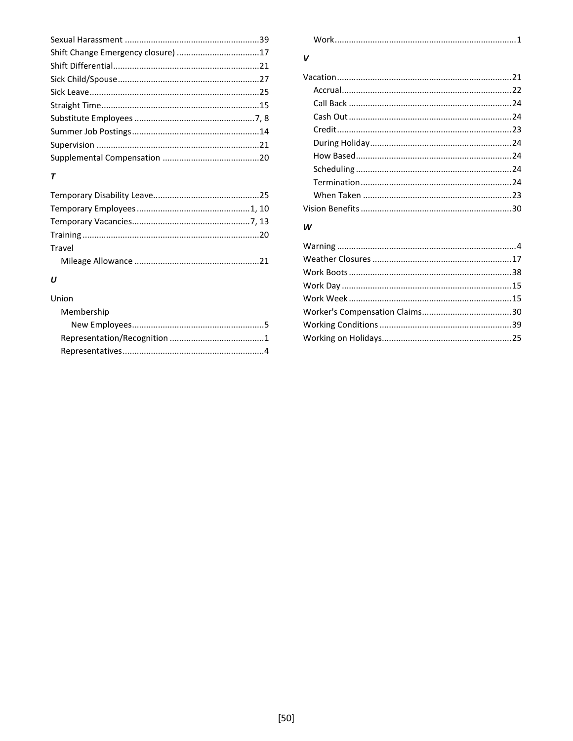Sexual Harassment ........................................................39
Shift Change Emergency closure) ...................................17
Shift Differential.............................................................21
Sick Child/Spouse...........................................................27
Sick Leave.......................................................................25
Straight Time..................................................................15
Substitute Employees ..................................................7, 8
Summer Job Postings.....................................................14
Supervision ....................................................................21
Supplemental Compensation .........................................20

### *T*

Temporary Disability Leave............................................25
Temporary Employees ...............................................1, 10
Temporary Vacancies.................................................7, 13
Training ..........................................................................20
Travel
    Mileage Allowance ....................................................21

### *U*

Union
    Membership
        New Employees.......................................................5
    Representation/Recognition .......................................1
    Representatives..........................................................4
    Work...........................................................................1

### *V*

Vacation .........................................................................21
    Accrual......................................................................22
    Call Back ...................................................................24
    Cash Out ...................................................................24
    Credit.........................................................................23
    During Holiday...........................................................24
    How Based.................................................................24
    Scheduling .................................................................24
    Termination...............................................................24
    When Taken ..............................................................23
Vision Benefits ...............................................................30

### *W*

Warning ...........................................................................4
Weather Closures ..........................................................17
Work Boots ....................................................................38
Work Day .......................................................................15
Work Week ....................................................................15
Worker's Compensation Claims.....................................30
Working Conditions .......................................................39
Working on Holidays......................................................25